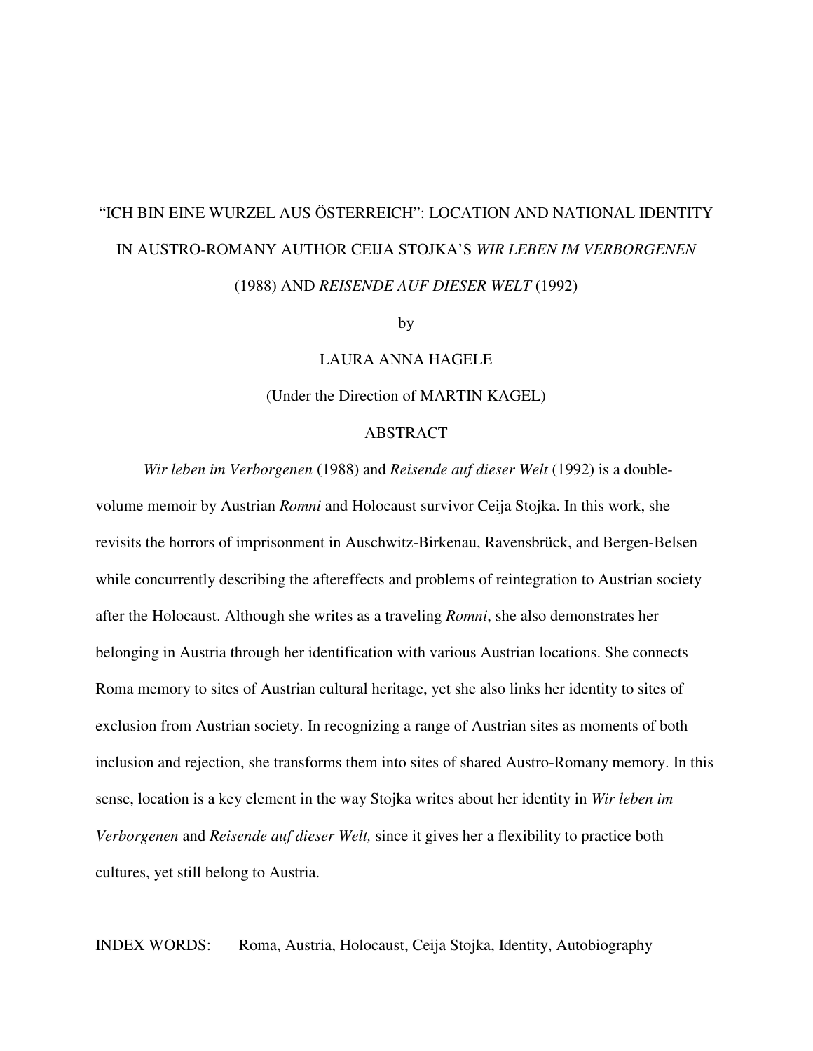# "ICH BIN EINE WURZEL AUS ÖSTERREICH": LOCATION AND NATIONAL IDENTITY IN AUSTRO-ROMANY AUTHOR CEIJA STOJKA'S *WIR LEBEN IM VERBORGENEN* (1988) AND *REISENDE AUF DIESER WELT* (1992)

by

LAURA ANNA HAGELE

(Under the Direction of MARTIN KAGEL)

## ABSTRACT

*Wir leben im Verborgenen* (1988) and *Reisende auf dieser Welt* (1992) is a double-volume memoir by Austrian *Romni* and Holocaust survivor Ceija Stojka. In this work, she revisits the horrors of imprisonment in Auschwitz-Birkenau, Ravensbrück, and Bergen-Belsen while concurrently describing the aftereffects and problems of reintegration to Austrian society after the Holocaust. Although she writes as a traveling *Romni*, she also demonstrates her belonging in Austria through her identification with various Austrian locations. She connects Roma memory to sites of Austrian cultural heritage, yet she also links her identity to sites of exclusion from Austrian society. In recognizing a range of Austrian sites as moments of both inclusion and rejection, she transforms them into sites of shared Austro-Romany memory. In this sense, location is a key element in the way Stojka writes about her identity in *Wir leben im Verborgenen* and *Reisende auf dieser Welt,* since it gives her a flexibility to practice both cultures, yet still belong to Austria.

INDEX WORDS: Roma, Austria, Holocaust, Ceija Stojka, Identity, Autobiography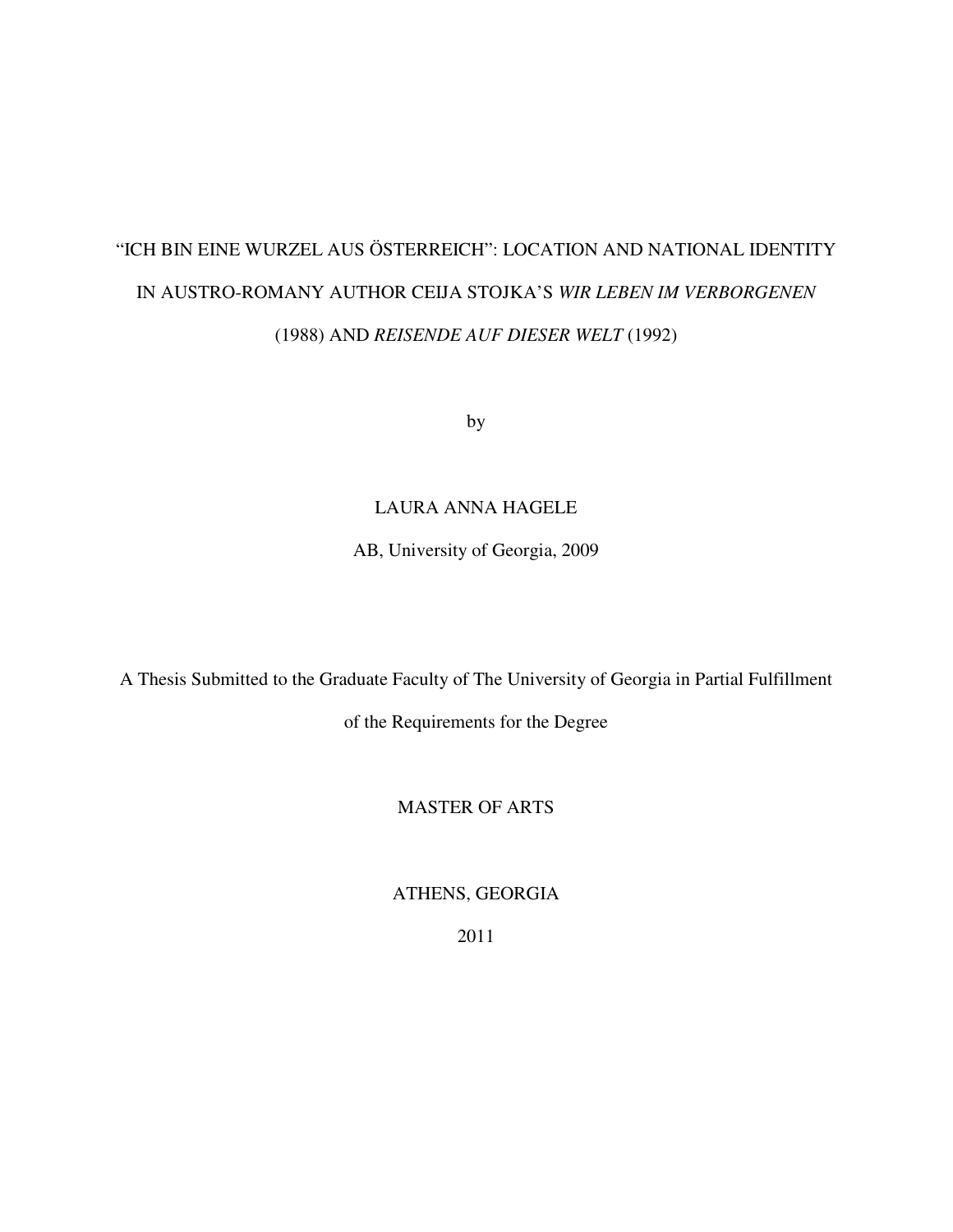# "ICH BIN EINE WURZEL AUS ÖSTERREICH": LOCATION AND NATIONAL IDENTITY IN AUSTRO-ROMANY AUTHOR CEIJA STOJKA'S *WIR LEBEN IM VERBORGENEN* (1988) AND *REISENDE AUF DIESER WELT* (1992)

by

LAURA ANNA HAGELE

AB, University of Georgia, 2009

A Thesis Submitted to the Graduate Faculty of The University of Georgia in Partial Fulfillment of the Requirements for the Degree

MASTER OF ARTS

ATHENS, GEORGIA

2011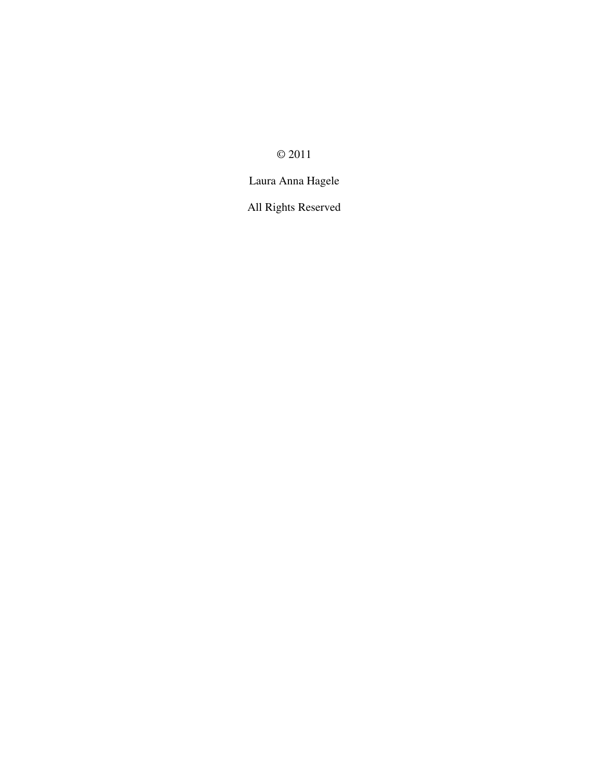© 2011

Laura Anna Hagele

All Rights Reserved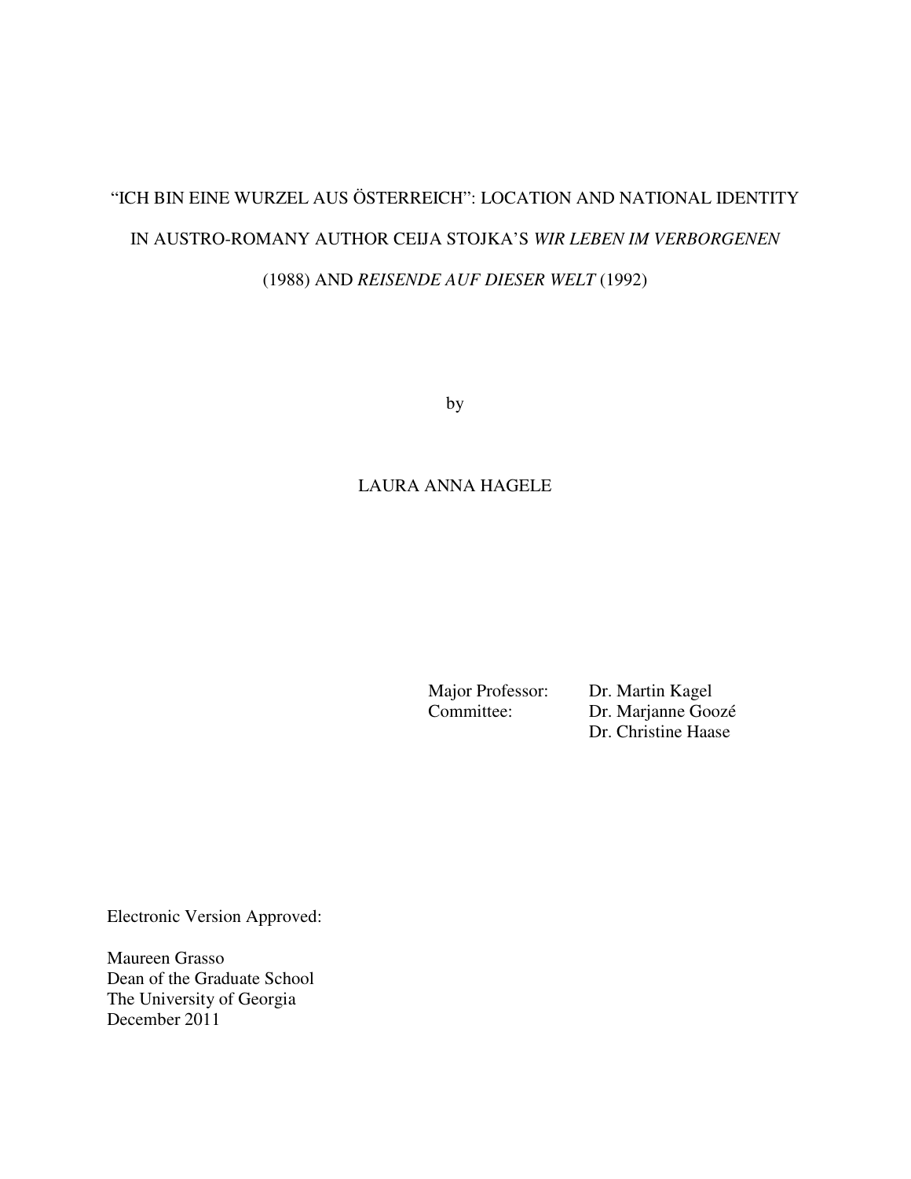# "ICH BIN EINE WURZEL AUS ÖSTERREICH": LOCATION AND NATIONAL IDENTITY IN AUSTRO-ROMANY AUTHOR CEIJA STOJKA'S *WIR LEBEN IM VERBORGENEN* (1988) AND *REISENDE AUF DIESER WELT* (1992)

by

LAURA ANNA HAGELE

Major Professor: Dr. Martin Kagel
Committee: Dr. Marjanne Goozé
Dr. Christine Haase

Electronic Version Approved:

Maureen Grasso
Dean of the Graduate School
The University of Georgia
December 2011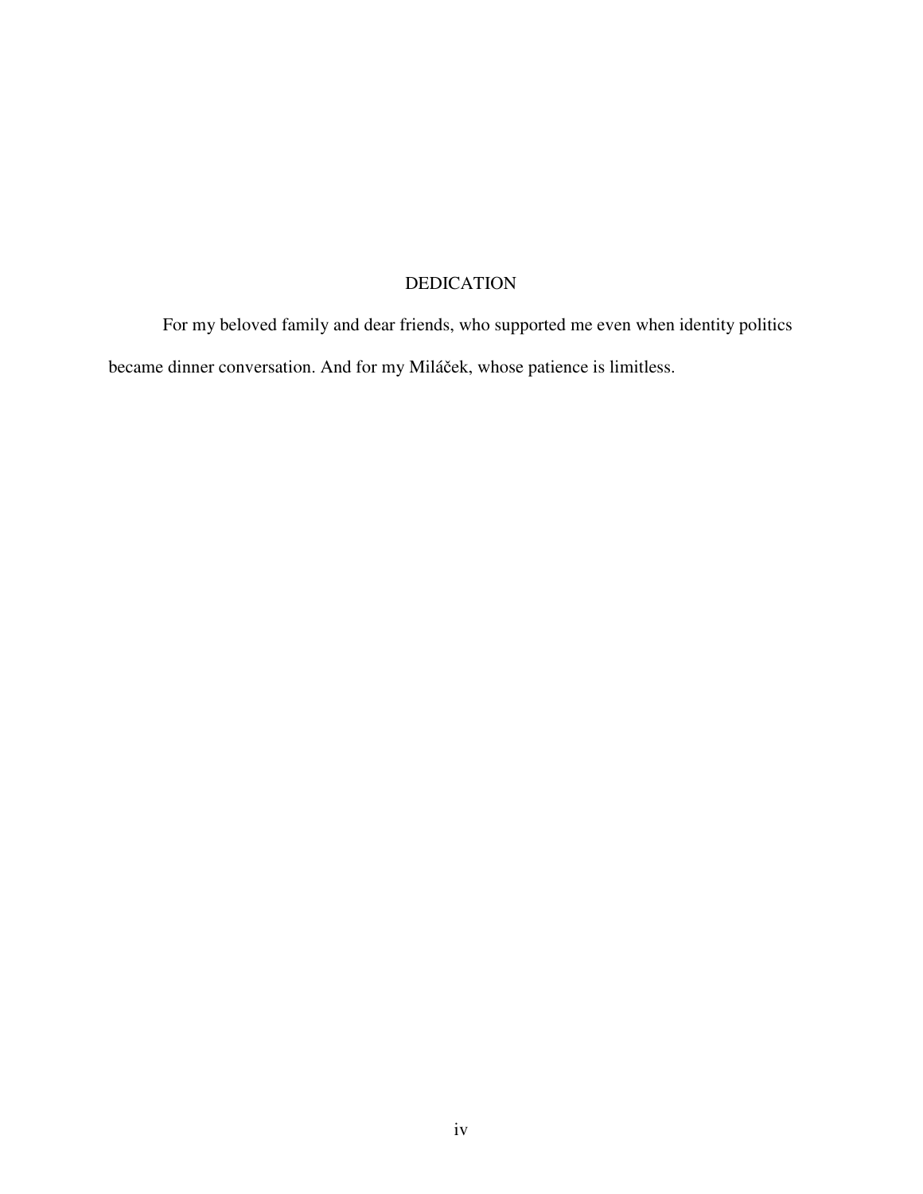# DEDICATION

For my beloved family and dear friends, who supported me even when identity politics became dinner conversation. And for my Miláček, whose patience is limitless.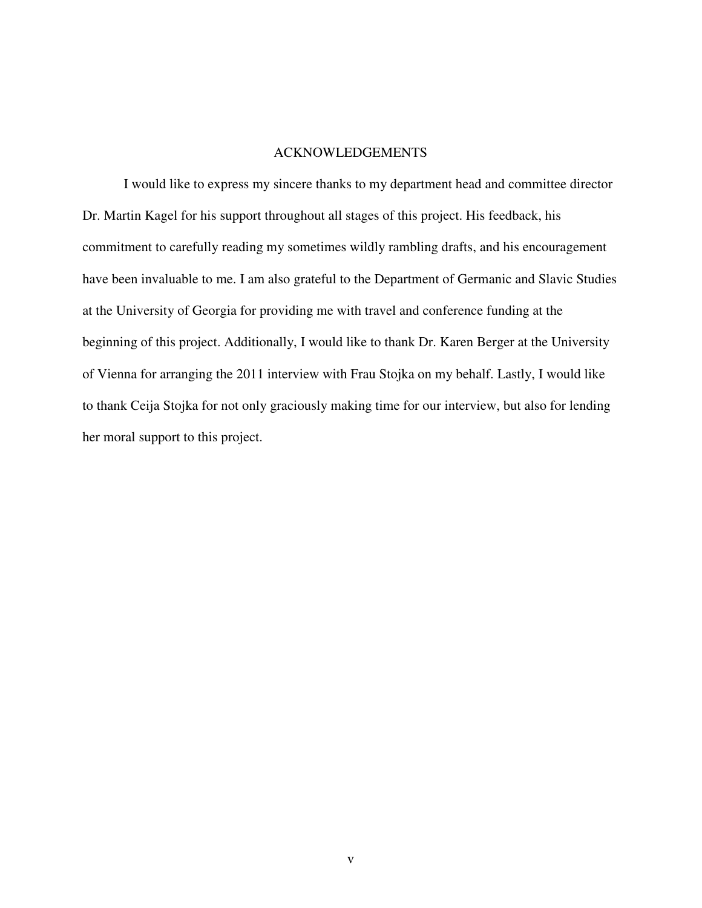# ACKNOWLEDGEMENTS

I would like to express my sincere thanks to my department head and committee director Dr. Martin Kagel for his support throughout all stages of this project. His feedback, his commitment to carefully reading my sometimes wildly rambling drafts, and his encouragement have been invaluable to me. I am also grateful to the Department of Germanic and Slavic Studies at the University of Georgia for providing me with travel and conference funding at the beginning of this project. Additionally, I would like to thank Dr. Karen Berger at the University of Vienna for arranging the 2011 interview with Frau Stojka on my behalf. Lastly, I would like to thank Ceija Stojka for not only graciously making time for our interview, but also for lending her moral support to this project.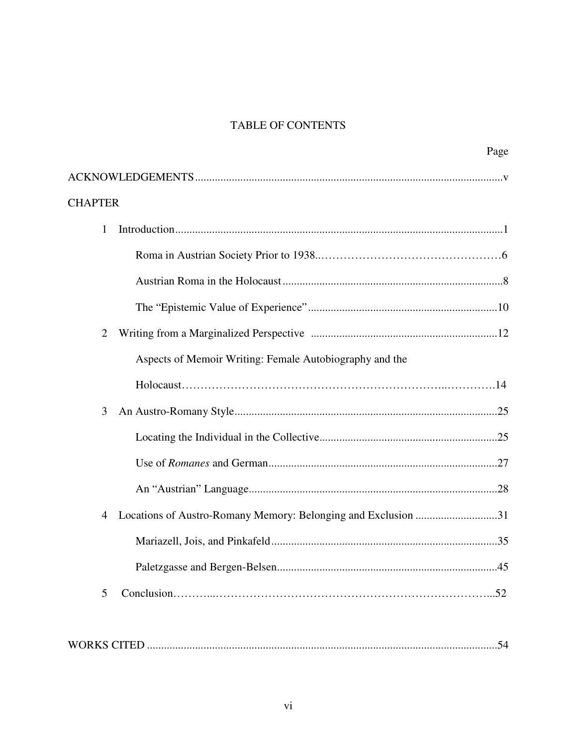# TABLE OF CONTENTS

Page

ACKNOWLEDGEMENTS .......... v

CHAPTER

1 Introduction .......... 1

- Roma in Austrian Society Prior to 1938 .......... 6
- Austrian Roma in the Holocaust .......... 8
- The "Epistemic Value of Experience" .......... 10

2 Writing from a Marginalized Perspective .......... 12

- Aspects of Memoir Writing: Female Autobiography and the Holocaust .......... 14

3 An Austro-Romany Style .......... 25

- Locating the Individual in the Collective .......... 25
- Use of *Romanes* and German .......... 27
- An "Austrian" Language .......... 28

4 Locations of Austro-Romany Memory: Belonging and Exclusion .......... 31

- Mariazell, Jois, and Pinkafeld .......... 35
- Paletzgasse and Bergen-Belsen .......... 45

5 Conclusion .......... 52

WORKS CITED .......... 54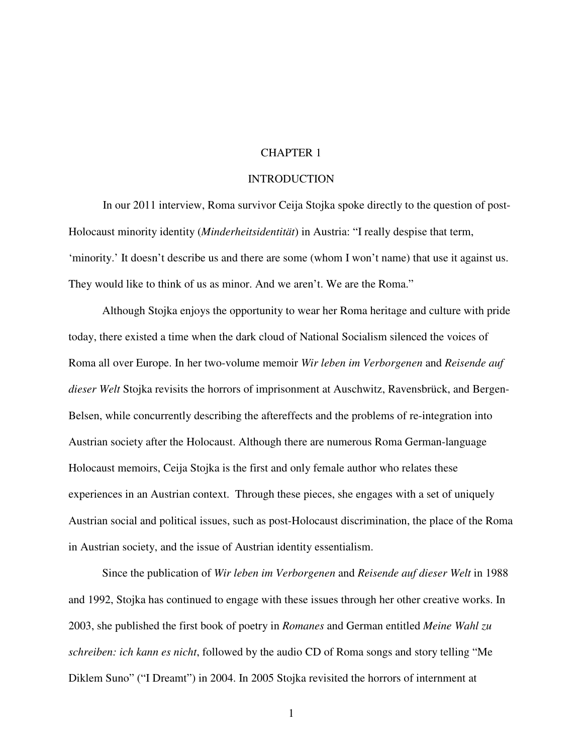# CHAPTER 1

## INTRODUCTION

In our 2011 interview, Roma survivor Ceija Stojka spoke directly to the question of post-Holocaust minority identity (*Minderheitsidentität*) in Austria: "I really despise that term, 'minority.' It doesn't describe us and there are some (whom I won't name) that use it against us. They would like to think of us as minor. And we aren't. We are the Roma."

Although Stojka enjoys the opportunity to wear her Roma heritage and culture with pride today, there existed a time when the dark cloud of National Socialism silenced the voices of Roma all over Europe. In her two-volume memoir *Wir leben im Verborgenen* and *Reisende auf dieser Welt* Stojka revisits the horrors of imprisonment at Auschwitz, Ravensbrück, and Bergen-Belsen, while concurrently describing the aftereffects and the problems of re-integration into Austrian society after the Holocaust. Although there are numerous Roma German-language Holocaust memoirs, Ceija Stojka is the first and only female author who relates these experiences in an Austrian context. Through these pieces, she engages with a set of uniquely Austrian social and political issues, such as post-Holocaust discrimination, the place of the Roma in Austrian society, and the issue of Austrian identity essentialism.

Since the publication of *Wir leben im Verborgenen* and *Reisende auf dieser Welt* in 1988 and 1992, Stojka has continued to engage with these issues through her other creative works. In 2003, she published the first book of poetry in *Romanes* and German entitled *Meine Wahl zu schreiben: ich kann es nicht*, followed by the audio CD of Roma songs and story telling "Me Diklem Suno" ("I Dreamt") in 2004. In 2005 Stojka revisited the horrors of internment at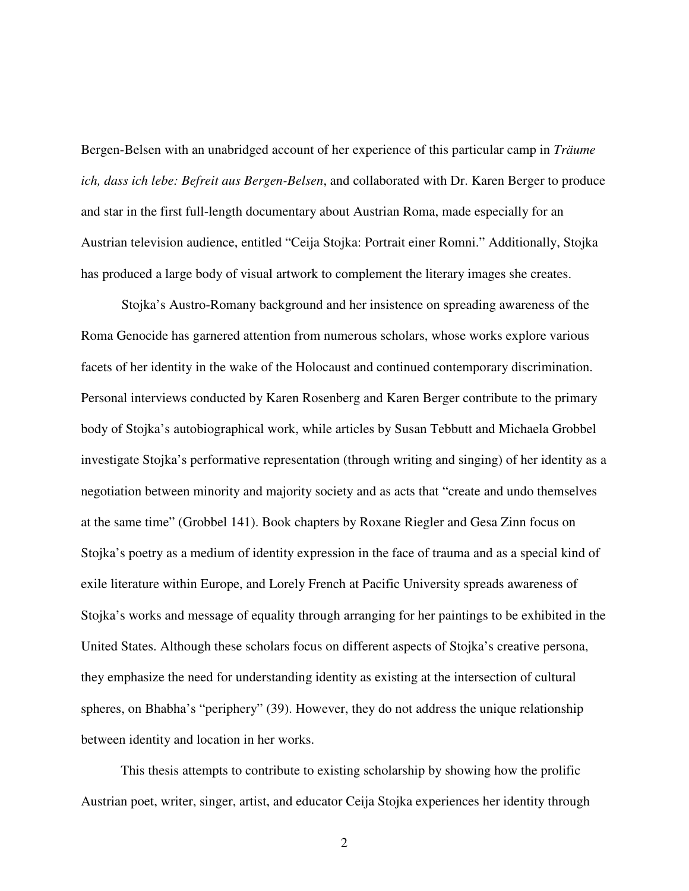Bergen-Belsen with an unabridged account of her experience of this particular camp in *Träume ich, dass ich lebe: Befreit aus Bergen-Belsen*, and collaborated with Dr. Karen Berger to produce and star in the first full-length documentary about Austrian Roma, made especially for an Austrian television audience, entitled "Ceija Stojka: Portrait einer Romni." Additionally, Stojka has produced a large body of visual artwork to complement the literary images she creates.

Stojka's Austro-Romany background and her insistence on spreading awareness of the Roma Genocide has garnered attention from numerous scholars, whose works explore various facets of her identity in the wake of the Holocaust and continued contemporary discrimination. Personal interviews conducted by Karen Rosenberg and Karen Berger contribute to the primary body of Stojka's autobiographical work, while articles by Susan Tebbutt and Michaela Grobbel investigate Stojka's performative representation (through writing and singing) of her identity as a negotiation between minority and majority society and as acts that "create and undo themselves at the same time" (Grobbel 141). Book chapters by Roxane Riegler and Gesa Zinn focus on Stojka's poetry as a medium of identity expression in the face of trauma and as a special kind of exile literature within Europe, and Lorely French at Pacific University spreads awareness of Stojka's works and message of equality through arranging for her paintings to be exhibited in the United States. Although these scholars focus on different aspects of Stojka's creative persona, they emphasize the need for understanding identity as existing at the intersection of cultural spheres, on Bhabha's "periphery" (39). However, they do not address the unique relationship between identity and location in her works.

This thesis attempts to contribute to existing scholarship by showing how the prolific Austrian poet, writer, singer, artist, and educator Ceija Stojka experiences her identity through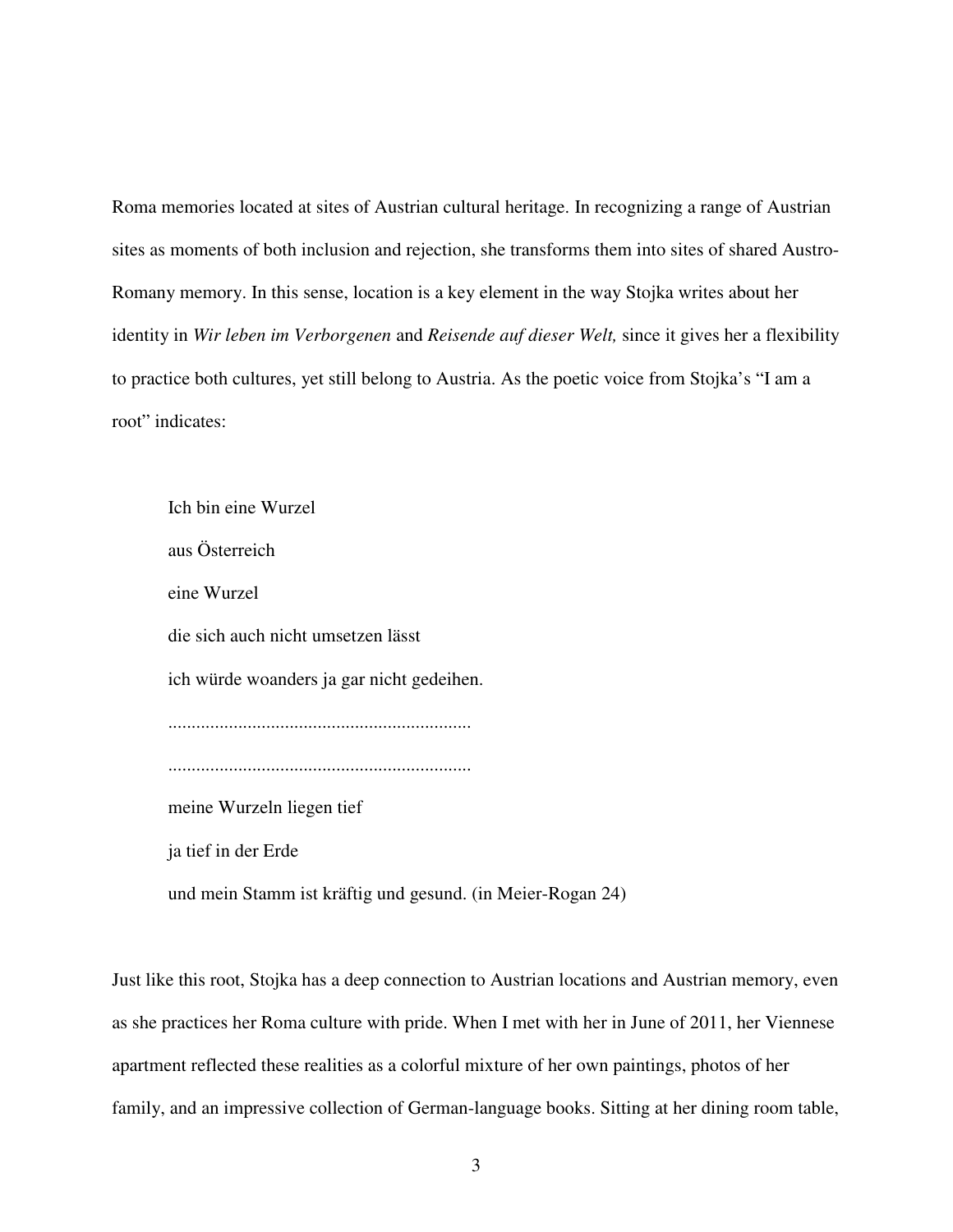Roma memories located at sites of Austrian cultural heritage. In recognizing a range of Austrian sites as moments of both inclusion and rejection, she transforms them into sites of shared Austro-Romany memory. In this sense, location is a key element in the way Stojka writes about her identity in *Wir leben im Verborgenen* and *Reisende auf dieser Welt,* since it gives her a flexibility to practice both cultures, yet still belong to Austria. As the poetic voice from Stojka's "I am a root" indicates:

> Ich bin eine Wurzel
>
> aus Österreich
>
> eine Wurzel
>
> die sich auch nicht umsetzen lässt
>
> ich würde woanders ja gar nicht gedeihen.
>
> ................................................................
>
> ................................................................
>
> meine Wurzeln liegen tief
>
> ja tief in der Erde
>
> und mein Stamm ist kräftig und gesund. (in Meier-Rogan 24)

Just like this root, Stojka has a deep connection to Austrian locations and Austrian memory, even as she practices her Roma culture with pride. When I met with her in June of 2011, her Viennese apartment reflected these realities as a colorful mixture of her own paintings, photos of her family, and an impressive collection of German-language books. Sitting at her dining room table,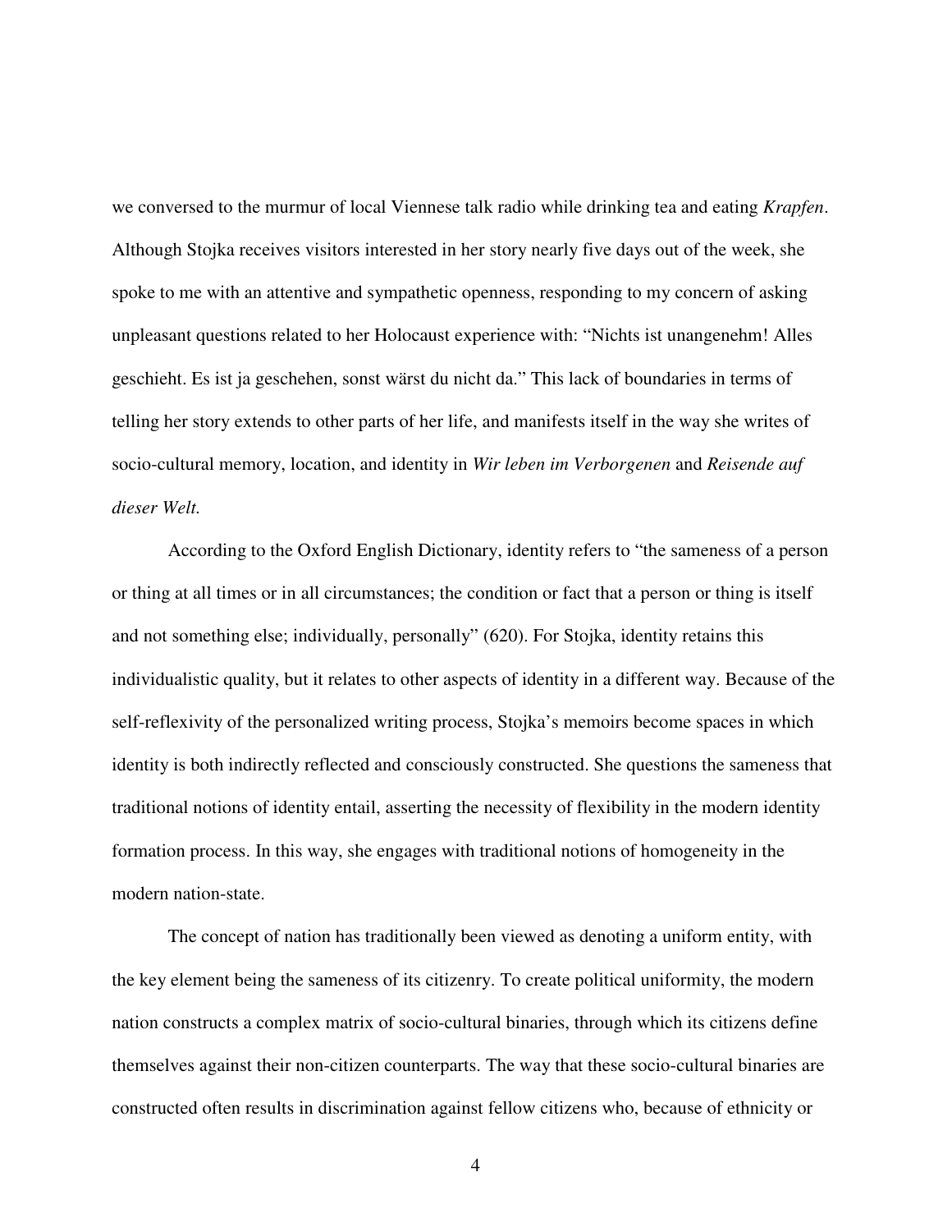we conversed to the murmur of local Viennese talk radio while drinking tea and eating *Krapfen*. Although Stojka receives visitors interested in her story nearly five days out of the week, she spoke to me with an attentive and sympathetic openness, responding to my concern of asking unpleasant questions related to her Holocaust experience with: "Nichts ist unangenehm! Alles geschieht. Es ist ja geschehen, sonst wärst du nicht da." This lack of boundaries in terms of telling her story extends to other parts of her life, and manifests itself in the way she writes of socio-cultural memory, location, and identity in *Wir leben im Verborgenen* and *Reisende auf dieser Welt.*

According to the Oxford English Dictionary, identity refers to "the sameness of a person or thing at all times or in all circumstances; the condition or fact that a person or thing is itself and not something else; individually, personally" (620). For Stojka, identity retains this individualistic quality, but it relates to other aspects of identity in a different way. Because of the self-reflexivity of the personalized writing process, Stojka's memoirs become spaces in which identity is both indirectly reflected and consciously constructed. She questions the sameness that traditional notions of identity entail, asserting the necessity of flexibility in the modern identity formation process. In this way, she engages with traditional notions of homogeneity in the modern nation-state.

The concept of nation has traditionally been viewed as denoting a uniform entity, with the key element being the sameness of its citizenry. To create political uniformity, the modern nation constructs a complex matrix of socio-cultural binaries, through which its citizens define themselves against their non-citizen counterparts. The way that these socio-cultural binaries are constructed often results in discrimination against fellow citizens who, because of ethnicity or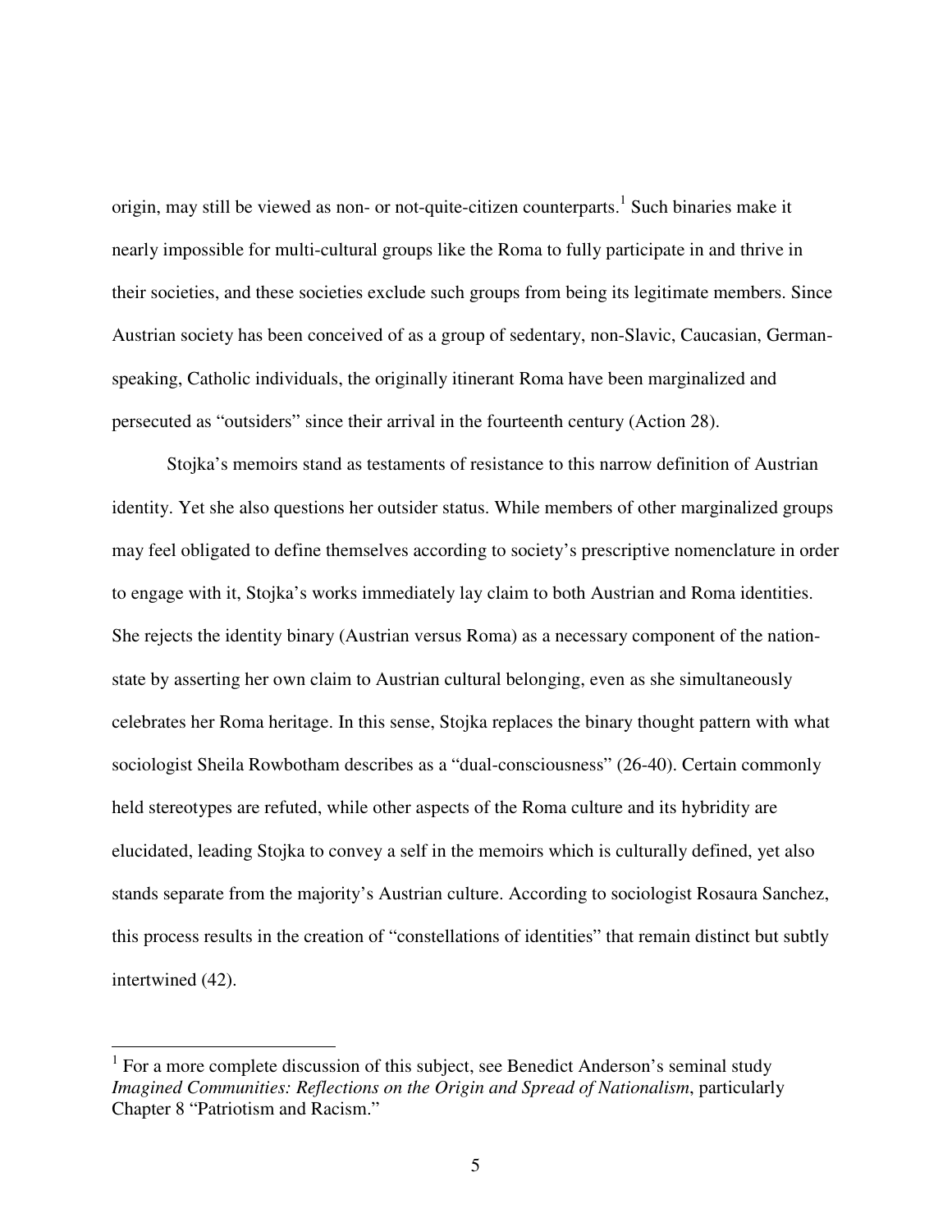origin, may still be viewed as non- or not-quite-citizen counterparts.[1] Such binaries make it nearly impossible for multi-cultural groups like the Roma to fully participate in and thrive in their societies, and these societies exclude such groups from being its legitimate members. Since Austrian society has been conceived of as a group of sedentary, non-Slavic, Caucasian, German-speaking, Catholic individuals, the originally itinerant Roma have been marginalized and persecuted as "outsiders" since their arrival in the fourteenth century (Action 28).

Stojka's memoirs stand as testaments of resistance to this narrow definition of Austrian identity. Yet she also questions her outsider status. While members of other marginalized groups may feel obligated to define themselves according to society's prescriptive nomenclature in order to engage with it, Stojka's works immediately lay claim to both Austrian and Roma identities. She rejects the identity binary (Austrian versus Roma) as a necessary component of the nation-state by asserting her own claim to Austrian cultural belonging, even as she simultaneously celebrates her Roma heritage. In this sense, Stojka replaces the binary thought pattern with what sociologist Sheila Rowbotham describes as a "dual-consciousness" (26-40). Certain commonly held stereotypes are refuted, while other aspects of the Roma culture and its hybridity are elucidated, leading Stojka to convey a self in the memoirs which is culturally defined, yet also stands separate from the majority's Austrian culture. According to sociologist Rosaura Sanchez, this process results in the creation of "constellations of identities" that remain distinct but subtly intertwined (42).

---

[1] For a more complete discussion of this subject, see Benedict Anderson's seminal study *Imagined Communities: Reflections on the Origin and Spread of Nationalism*, particularly Chapter 8 "Patriotism and Racism."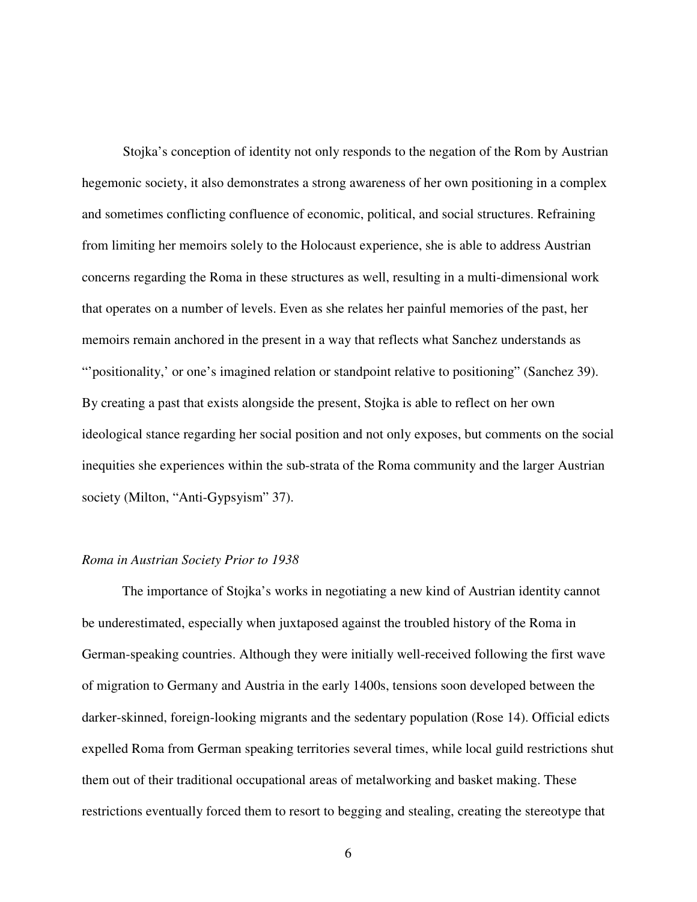Stojka's conception of identity not only responds to the negation of the Rom by Austrian hegemonic society, it also demonstrates a strong awareness of her own positioning in a complex and sometimes conflicting confluence of economic, political, and social structures. Refraining from limiting her memoirs solely to the Holocaust experience, she is able to address Austrian concerns regarding the Roma in these structures as well, resulting in a multi-dimensional work that operates on a number of levels. Even as she relates her painful memories of the past, her memoirs remain anchored in the present in a way that reflects what Sanchez understands as "'positionality,' or one's imagined relation or standpoint relative to positioning" (Sanchez 39). By creating a past that exists alongside the present, Stojka is able to reflect on her own ideological stance regarding her social position and not only exposes, but comments on the social inequities she experiences within the sub-strata of the Roma community and the larger Austrian society (Milton, "Anti-Gypsyism" 37).

*Roma in Austrian Society Prior to 1938*

The importance of Stojka's works in negotiating a new kind of Austrian identity cannot be underestimated, especially when juxtaposed against the troubled history of the Roma in German-speaking countries. Although they were initially well-received following the first wave of migration to Germany and Austria in the early 1400s, tensions soon developed between the darker-skinned, foreign-looking migrants and the sedentary population (Rose 14). Official edicts expelled Roma from German speaking territories several times, while local guild restrictions shut them out of their traditional occupational areas of metalworking and basket making. These restrictions eventually forced them to resort to begging and stealing, creating the stereotype that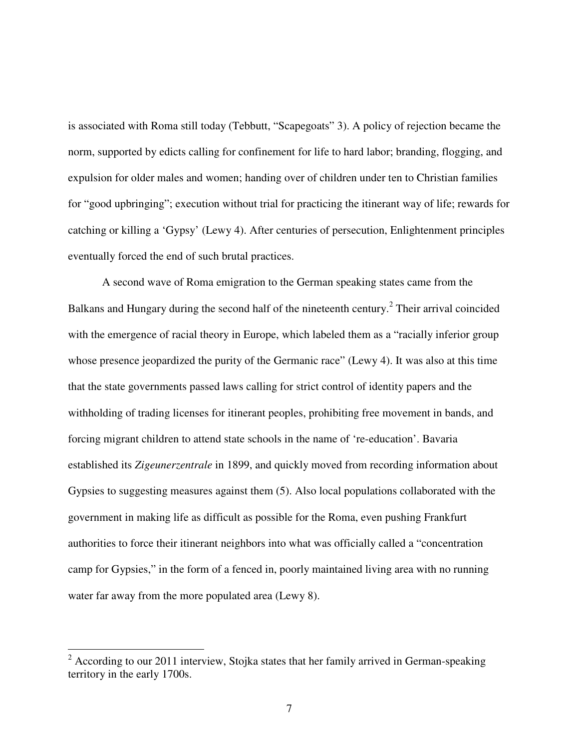is associated with Roma still today (Tebbutt, "Scapegoats" 3). A policy of rejection became the norm, supported by edicts calling for confinement for life to hard labor; branding, flogging, and expulsion for older males and women; handing over of children under ten to Christian families for "good upbringing"; execution without trial for practicing the itinerant way of life; rewards for catching or killing a 'Gypsy' (Lewy 4). After centuries of persecution, Enlightenment principles eventually forced the end of such brutal practices.

A second wave of Roma emigration to the German speaking states came from the Balkans and Hungary during the second half of the nineteenth century.[2] Their arrival coincided with the emergence of racial theory in Europe, which labeled them as a "racially inferior group whose presence jeopardized the purity of the Germanic race" (Lewy 4). It was also at this time that the state governments passed laws calling for strict control of identity papers and the withholding of trading licenses for itinerant peoples, prohibiting free movement in bands, and forcing migrant children to attend state schools in the name of 're-education'. Bavaria established its *Zigeunerzentrale* in 1899, and quickly moved from recording information about Gypsies to suggesting measures against them (5). Also local populations collaborated with the government in making life as difficult as possible for the Roma, even pushing Frankfurt authorities to force their itinerant neighbors into what was officially called a "concentration camp for Gypsies," in the form of a fenced in, poorly maintained living area with no running water far away from the more populated area (Lewy 8).

---

[2] According to our 2011 interview, Stojka states that her family arrived in German-speaking territory in the early 1700s.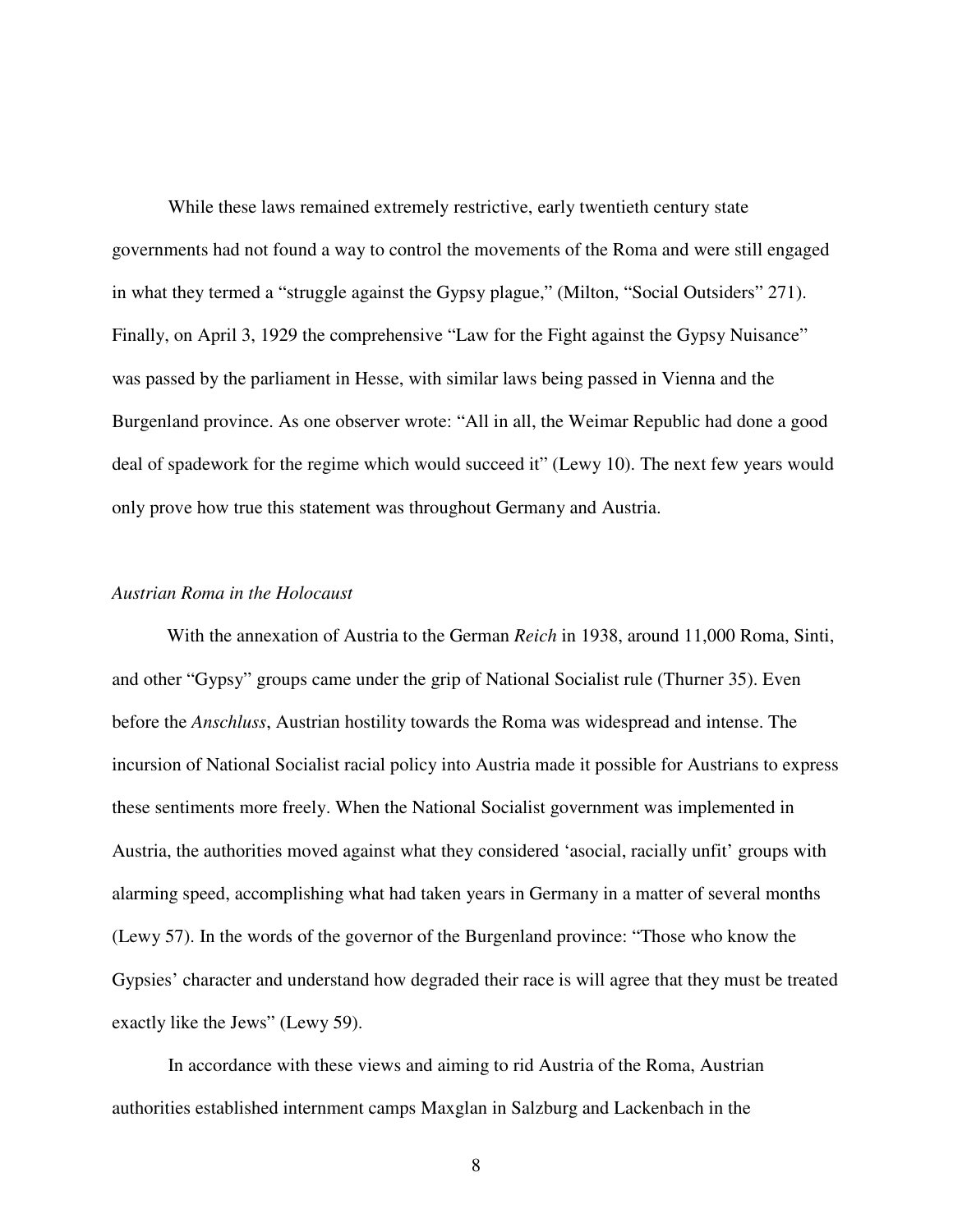While these laws remained extremely restrictive, early twentieth century state governments had not found a way to control the movements of the Roma and were still engaged in what they termed a "struggle against the Gypsy plague," (Milton, "Social Outsiders" 271). Finally, on April 3, 1929 the comprehensive "Law for the Fight against the Gypsy Nuisance" was passed by the parliament in Hesse, with similar laws being passed in Vienna and the Burgenland province. As one observer wrote: "All in all, the Weimar Republic had done a good deal of spadework for the regime which would succeed it" (Lewy 10). The next few years would only prove how true this statement was throughout Germany and Austria.

*Austrian Roma in the Holocaust*

With the annexation of Austria to the German *Reich* in 1938, around 11,000 Roma, Sinti, and other "Gypsy" groups came under the grip of National Socialist rule (Thurner 35). Even before the *Anschluss*, Austrian hostility towards the Roma was widespread and intense. The incursion of National Socialist racial policy into Austria made it possible for Austrians to express these sentiments more freely. When the National Socialist government was implemented in Austria, the authorities moved against what they considered 'asocial, racially unfit' groups with alarming speed, accomplishing what had taken years in Germany in a matter of several months (Lewy 57). In the words of the governor of the Burgenland province: "Those who know the Gypsies' character and understand how degraded their race is will agree that they must be treated exactly like the Jews" (Lewy 59).

In accordance with these views and aiming to rid Austria of the Roma, Austrian authorities established internment camps Maxglan in Salzburg and Lackenbach in the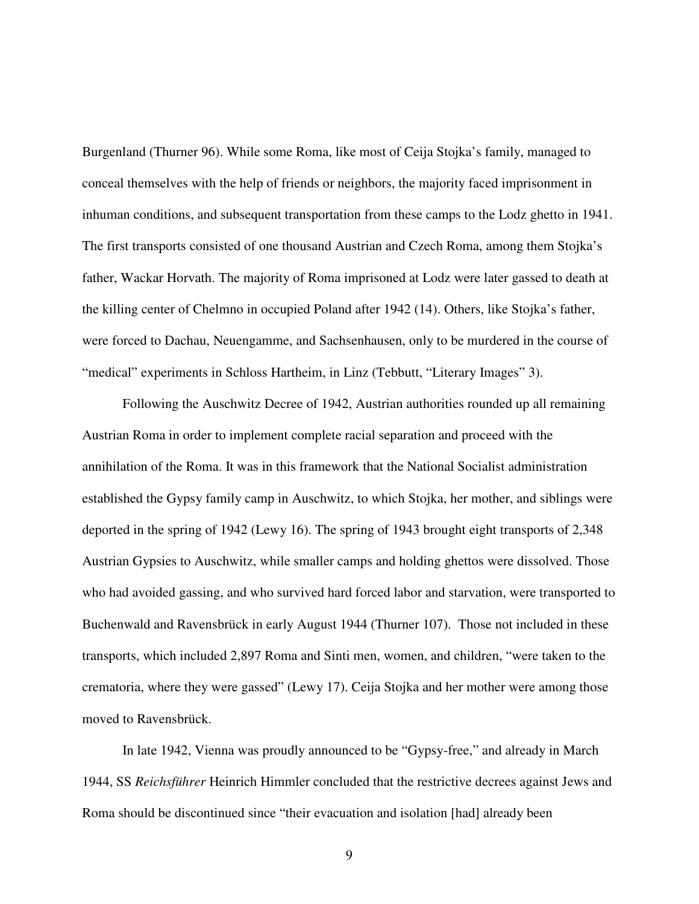Burgenland (Thurner 96). While some Roma, like most of Ceija Stojka's family, managed to conceal themselves with the help of friends or neighbors, the majority faced imprisonment in inhuman conditions, and subsequent transportation from these camps to the Lodz ghetto in 1941. The first transports consisted of one thousand Austrian and Czech Roma, among them Stojka's father, Wackar Horvath. The majority of Roma imprisoned at Lodz were later gassed to death at the killing center of Chelmno in occupied Poland after 1942 (14). Others, like Stojka's father, were forced to Dachau, Neuengamme, and Sachsenhausen, only to be murdered in the course of "medical" experiments in Schloss Hartheim, in Linz (Tebbutt, "Literary Images" 3).

Following the Auschwitz Decree of 1942, Austrian authorities rounded up all remaining Austrian Roma in order to implement complete racial separation and proceed with the annihilation of the Roma. It was in this framework that the National Socialist administration established the Gypsy family camp in Auschwitz, to which Stojka, her mother, and siblings were deported in the spring of 1942 (Lewy 16). The spring of 1943 brought eight transports of 2,348 Austrian Gypsies to Auschwitz, while smaller camps and holding ghettos were dissolved. Those who had avoided gassing, and who survived hard forced labor and starvation, were transported to Buchenwald and Ravensbrück in early August 1944 (Thurner 107). Those not included in these transports, which included 2,897 Roma and Sinti men, women, and children, "were taken to the crematoria, where they were gassed" (Lewy 17). Ceija Stojka and her mother were among those moved to Ravensbrück.

In late 1942, Vienna was proudly announced to be "Gypsy-free," and already in March 1944, SS *Reichsführer* Heinrich Himmler concluded that the restrictive decrees against Jews and Roma should be discontinued since "their evacuation and isolation [had] already been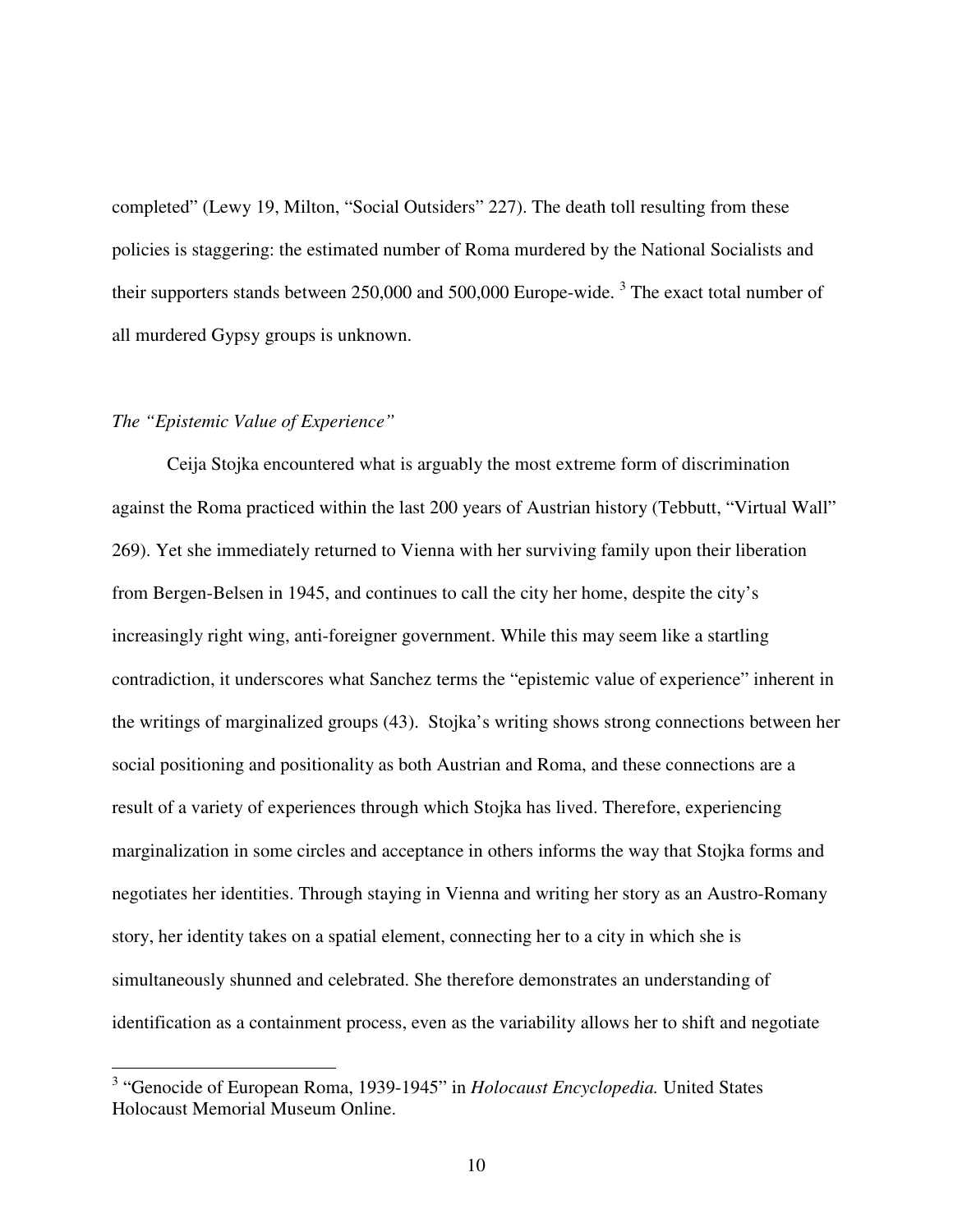completed" (Lewy 19, Milton, "Social Outsiders" 227). The death toll resulting from these policies is staggering: the estimated number of Roma murdered by the National Socialists and their supporters stands between 250,000 and 500,000 Europe-wide. [3] The exact total number of all murdered Gypsy groups is unknown.

### *The "Epistemic Value of Experience"*

Ceija Stojka encountered what is arguably the most extreme form of discrimination against the Roma practiced within the last 200 years of Austrian history (Tebbutt, "Virtual Wall" 269). Yet she immediately returned to Vienna with her surviving family upon their liberation from Bergen-Belsen in 1945, and continues to call the city her home, despite the city's increasingly right wing, anti-foreigner government. While this may seem like a startling contradiction, it underscores what Sanchez terms the "epistemic value of experience" inherent in the writings of marginalized groups (43). Stojka's writing shows strong connections between her social positioning and positionality as both Austrian and Roma, and these connections are a result of a variety of experiences through which Stojka has lived. Therefore, experiencing marginalization in some circles and acceptance in others informs the way that Stojka forms and negotiates her identities. Through staying in Vienna and writing her story as an Austro-Romany story, her identity takes on a spatial element, connecting her to a city in which she is simultaneously shunned and celebrated. She therefore demonstrates an understanding of identification as a containment process, even as the variability allows her to shift and negotiate

---

[3] "Genocide of European Roma, 1939-1945" in *Holocaust Encyclopedia.* United States Holocaust Memorial Museum Online.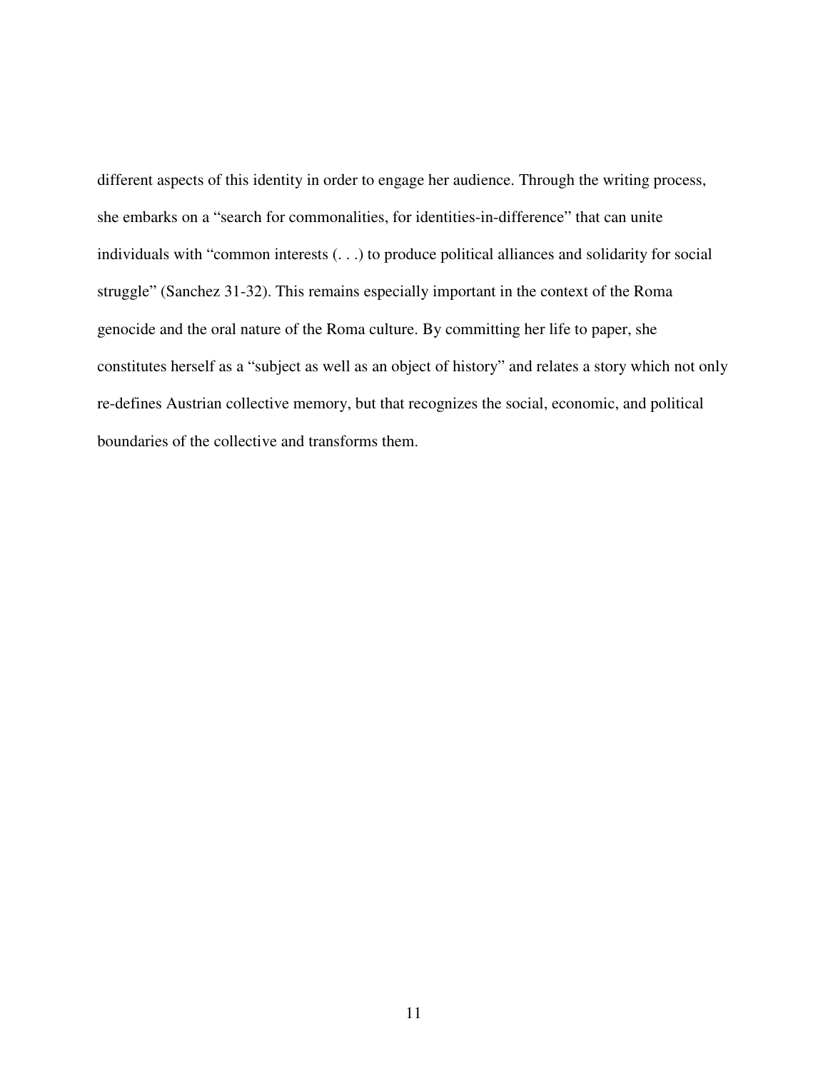different aspects of this identity in order to engage her audience. Through the writing process, she embarks on a "search for commonalities, for identities-in-difference" that can unite individuals with "common interests (. . .) to produce political alliances and solidarity for social struggle" (Sanchez 31-32). This remains especially important in the context of the Roma genocide and the oral nature of the Roma culture. By committing her life to paper, she constitutes herself as a "subject as well as an object of history" and relates a story which not only re-defines Austrian collective memory, but that recognizes the social, economic, and political boundaries of the collective and transforms them.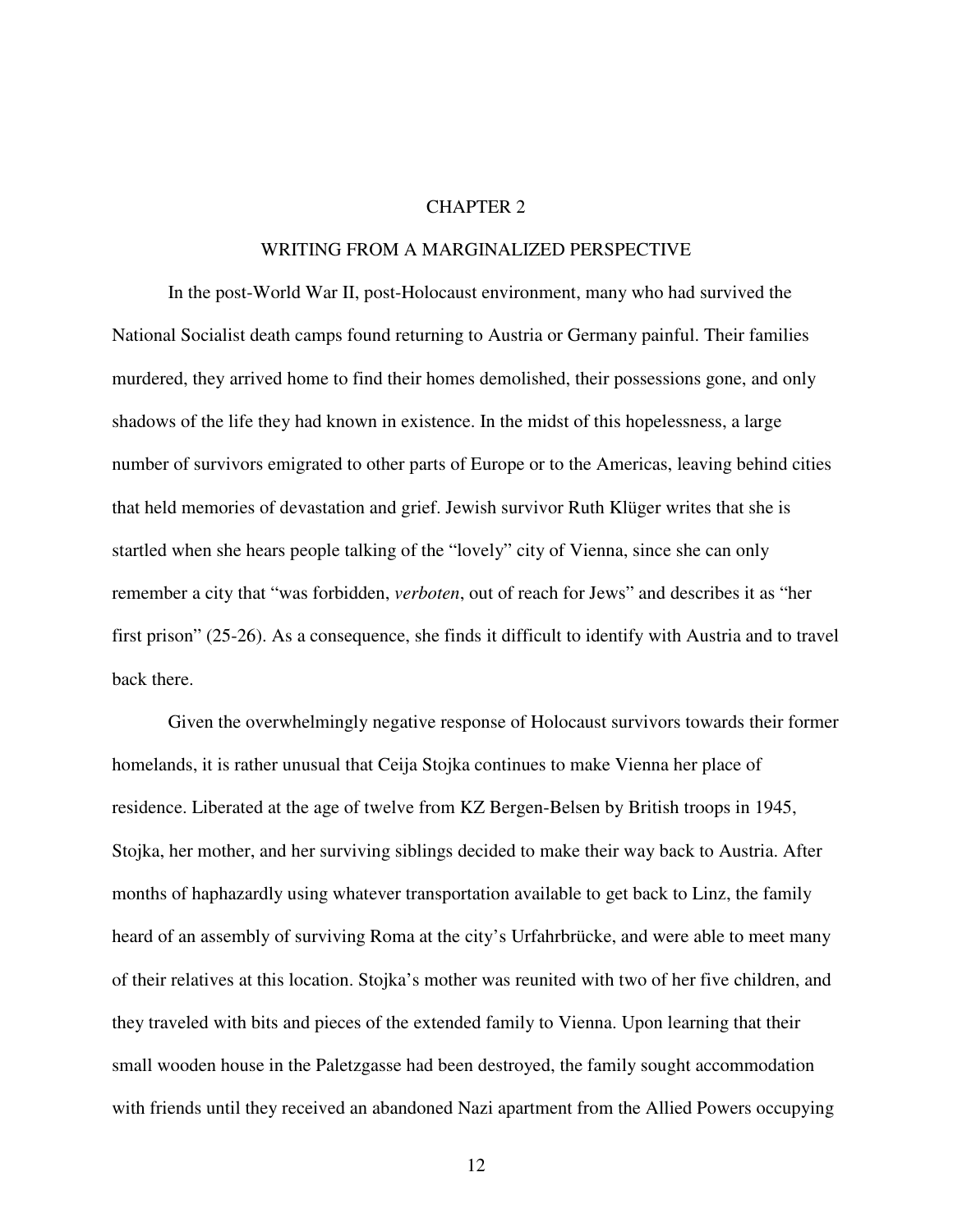# CHAPTER 2

## WRITING FROM A MARGINALIZED PERSPECTIVE

In the post-World War II, post-Holocaust environment, many who had survived the National Socialist death camps found returning to Austria or Germany painful. Their families murdered, they arrived home to find their homes demolished, their possessions gone, and only shadows of the life they had known in existence. In the midst of this hopelessness, a large number of survivors emigrated to other parts of Europe or to the Americas, leaving behind cities that held memories of devastation and grief. Jewish survivor Ruth Klüger writes that she is startled when she hears people talking of the "lovely" city of Vienna, since she can only remember a city that "was forbidden, *verboten*, out of reach for Jews" and describes it as "her first prison" (25-26). As a consequence, she finds it difficult to identify with Austria and to travel back there.

Given the overwhelmingly negative response of Holocaust survivors towards their former homelands, it is rather unusual that Ceija Stojka continues to make Vienna her place of residence. Liberated at the age of twelve from KZ Bergen-Belsen by British troops in 1945, Stojka, her mother, and her surviving siblings decided to make their way back to Austria. After months of haphazardly using whatever transportation available to get back to Linz, the family heard of an assembly of surviving Roma at the city's Urfahrbrücke, and were able to meet many of their relatives at this location. Stojka's mother was reunited with two of her five children, and they traveled with bits and pieces of the extended family to Vienna. Upon learning that their small wooden house in the Paletzgasse had been destroyed, the family sought accommodation with friends until they received an abandoned Nazi apartment from the Allied Powers occupying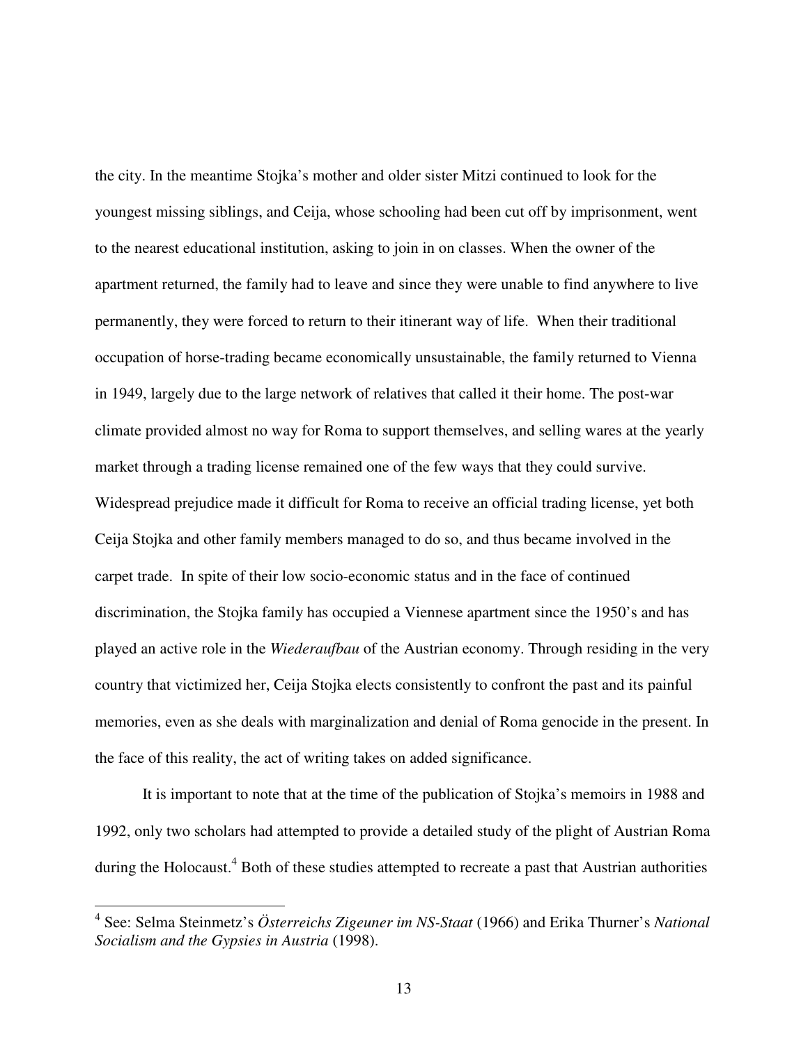the city. In the meantime Stojka's mother and older sister Mitzi continued to look for the youngest missing siblings, and Ceija, whose schooling had been cut off by imprisonment, went to the nearest educational institution, asking to join in on classes. When the owner of the apartment returned, the family had to leave and since they were unable to find anywhere to live permanently, they were forced to return to their itinerant way of life. When their traditional occupation of horse-trading became economically unsustainable, the family returned to Vienna in 1949, largely due to the large network of relatives that called it their home. The post-war climate provided almost no way for Roma to support themselves, and selling wares at the yearly market through a trading license remained one of the few ways that they could survive. Widespread prejudice made it difficult for Roma to receive an official trading license, yet both Ceija Stojka and other family members managed to do so, and thus became involved in the carpet trade. In spite of their low socio-economic status and in the face of continued discrimination, the Stojka family has occupied a Viennese apartment since the 1950's and has played an active role in the *Wiederaufbau* of the Austrian economy. Through residing in the very country that victimized her, Ceija Stojka elects consistently to confront the past and its painful memories, even as she deals with marginalization and denial of Roma genocide in the present. In the face of this reality, the act of writing takes on added significance.

It is important to note that at the time of the publication of Stojka's memoirs in 1988 and 1992, only two scholars had attempted to provide a detailed study of the plight of Austrian Roma during the Holocaust.[4] Both of these studies attempted to recreate a past that Austrian authorities

---

[4] See: Selma Steinmetz's *Österreichs Zigeuner im NS-Staat* (1966) and Erika Thurner's *National Socialism and the Gypsies in Austria* (1998).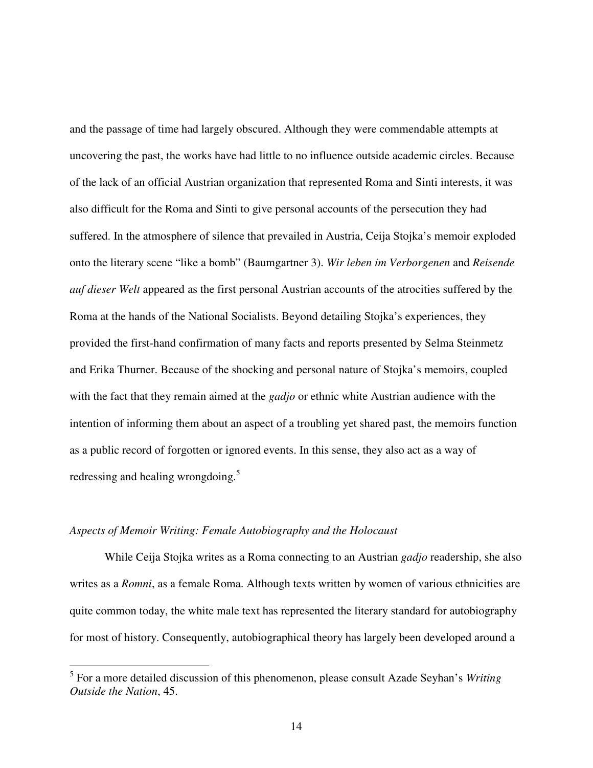and the passage of time had largely obscured. Although they were commendable attempts at uncovering the past, the works have had little to no influence outside academic circles. Because of the lack of an official Austrian organization that represented Roma and Sinti interests, it was also difficult for the Roma and Sinti to give personal accounts of the persecution they had suffered. In the atmosphere of silence that prevailed in Austria, Ceija Stojka's memoir exploded onto the literary scene "like a bomb" (Baumgartner 3). *Wir leben im Verborgenen* and *Reisende auf dieser Welt* appeared as the first personal Austrian accounts of the atrocities suffered by the Roma at the hands of the National Socialists. Beyond detailing Stojka's experiences, they provided the first-hand confirmation of many facts and reports presented by Selma Steinmetz and Erika Thurner. Because of the shocking and personal nature of Stojka's memoirs, coupled with the fact that they remain aimed at the *gadjo* or ethnic white Austrian audience with the intention of informing them about an aspect of a troubling yet shared past, the memoirs function as a public record of forgotten or ignored events. In this sense, they also act as a way of redressing and healing wrongdoing.[5]

### *Aspects of Memoir Writing: Female Autobiography and the Holocaust*

While Ceija Stojka writes as a Roma connecting to an Austrian *gadjo* readership, she also writes as a *Romni*, as a female Roma. Although texts written by women of various ethnicities are quite common today, the white male text has represented the literary standard for autobiography for most of history. Consequently, autobiographical theory has largely been developed around a

---

[5] For a more detailed discussion of this phenomenon, please consult Azade Seyhan's *Writing Outside the Nation*, 45.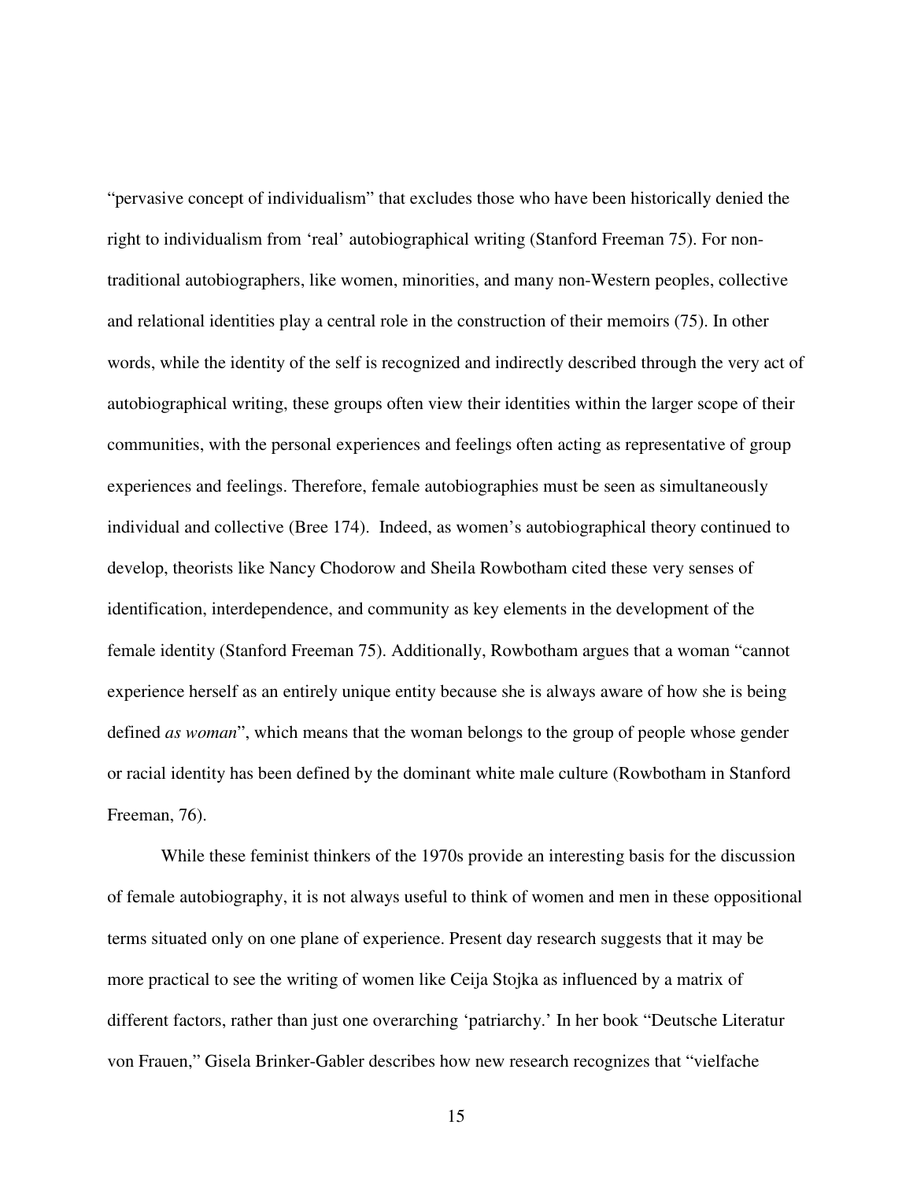"pervasive concept of individualism" that excludes those who have been historically denied the right to individualism from 'real' autobiographical writing (Stanford Freeman 75). For non-traditional autobiographers, like women, minorities, and many non-Western peoples, collective and relational identities play a central role in the construction of their memoirs (75). In other words, while the identity of the self is recognized and indirectly described through the very act of autobiographical writing, these groups often view their identities within the larger scope of their communities, with the personal experiences and feelings often acting as representative of group experiences and feelings. Therefore, female autobiographies must be seen as simultaneously individual and collective (Bree 174). Indeed, as women's autobiographical theory continued to develop, theorists like Nancy Chodorow and Sheila Rowbotham cited these very senses of identification, interdependence, and community as key elements in the development of the female identity (Stanford Freeman 75). Additionally, Rowbotham argues that a woman "cannot experience herself as an entirely unique entity because she is always aware of how she is being defined *as woman*", which means that the woman belongs to the group of people whose gender or racial identity has been defined by the dominant white male culture (Rowbotham in Stanford Freeman, 76).

While these feminist thinkers of the 1970s provide an interesting basis for the discussion of female autobiography, it is not always useful to think of women and men in these oppositional terms situated only on one plane of experience. Present day research suggests that it may be more practical to see the writing of women like Ceija Stojka as influenced by a matrix of different factors, rather than just one overarching 'patriarchy.' In her book "Deutsche Literatur von Frauen," Gisela Brinker-Gabler describes how new research recognizes that "vielfache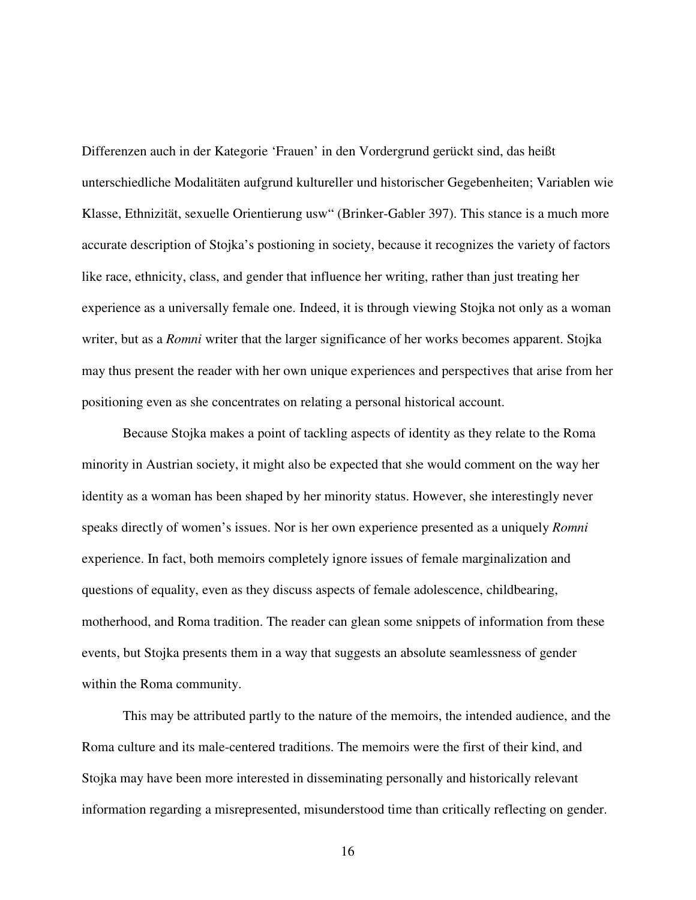Differenzen auch in der Kategorie 'Frauen' in den Vordergrund gerückt sind, das heißt unterschiedliche Modalitäten aufgrund kultureller und historischer Gegebenheiten; Variablen wie Klasse, Ethnizität, sexuelle Orientierung usw" (Brinker-Gabler 397). This stance is a much more accurate description of Stojka's postioning in society, because it recognizes the variety of factors like race, ethnicity, class, and gender that influence her writing, rather than just treating her experience as a universally female one. Indeed, it is through viewing Stojka not only as a woman writer, but as a *Romni* writer that the larger significance of her works becomes apparent. Stojka may thus present the reader with her own unique experiences and perspectives that arise from her positioning even as she concentrates on relating a personal historical account.

Because Stojka makes a point of tackling aspects of identity as they relate to the Roma minority in Austrian society, it might also be expected that she would comment on the way her identity as a woman has been shaped by her minority status. However, she interestingly never speaks directly of women's issues. Nor is her own experience presented as a uniquely *Romni* experience. In fact, both memoirs completely ignore issues of female marginalization and questions of equality, even as they discuss aspects of female adolescence, childbearing, motherhood, and Roma tradition. The reader can glean some snippets of information from these events, but Stojka presents them in a way that suggests an absolute seamlessness of gender within the Roma community.

This may be attributed partly to the nature of the memoirs, the intended audience, and the Roma culture and its male-centered traditions. The memoirs were the first of their kind, and Stojka may have been more interested in disseminating personally and historically relevant information regarding a misrepresented, misunderstood time than critically reflecting on gender.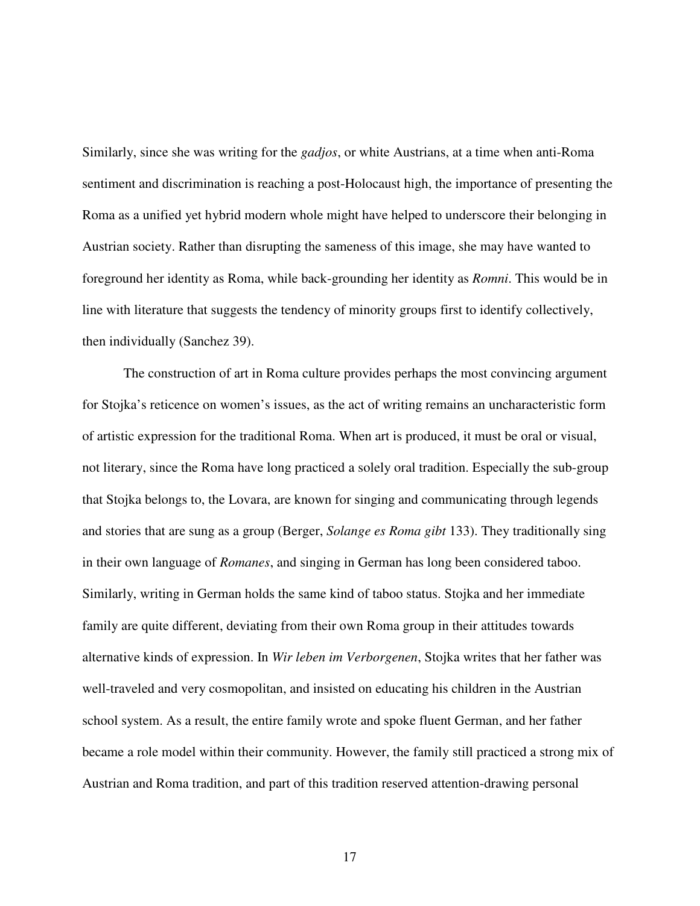Similarly, since she was writing for the *gadjos*, or white Austrians, at a time when anti-Roma sentiment and discrimination is reaching a post-Holocaust high, the importance of presenting the Roma as a unified yet hybrid modern whole might have helped to underscore their belonging in Austrian society. Rather than disrupting the sameness of this image, she may have wanted to foreground her identity as Roma, while back-grounding her identity as *Romni*. This would be in line with literature that suggests the tendency of minority groups first to identify collectively, then individually (Sanchez 39).

The construction of art in Roma culture provides perhaps the most convincing argument for Stojka's reticence on women's issues, as the act of writing remains an uncharacteristic form of artistic expression for the traditional Roma. When art is produced, it must be oral or visual, not literary, since the Roma have long practiced a solely oral tradition. Especially the sub-group that Stojka belongs to, the Lovara, are known for singing and communicating through legends and stories that are sung as a group (Berger, *Solange es Roma gibt* 133). They traditionally sing in their own language of *Romanes*, and singing in German has long been considered taboo. Similarly, writing in German holds the same kind of taboo status. Stojka and her immediate family are quite different, deviating from their own Roma group in their attitudes towards alternative kinds of expression. In *Wir leben im Verborgenen*, Stojka writes that her father was well-traveled and very cosmopolitan, and insisted on educating his children in the Austrian school system. As a result, the entire family wrote and spoke fluent German, and her father became a role model within their community. However, the family still practiced a strong mix of Austrian and Roma tradition, and part of this tradition reserved attention-drawing personal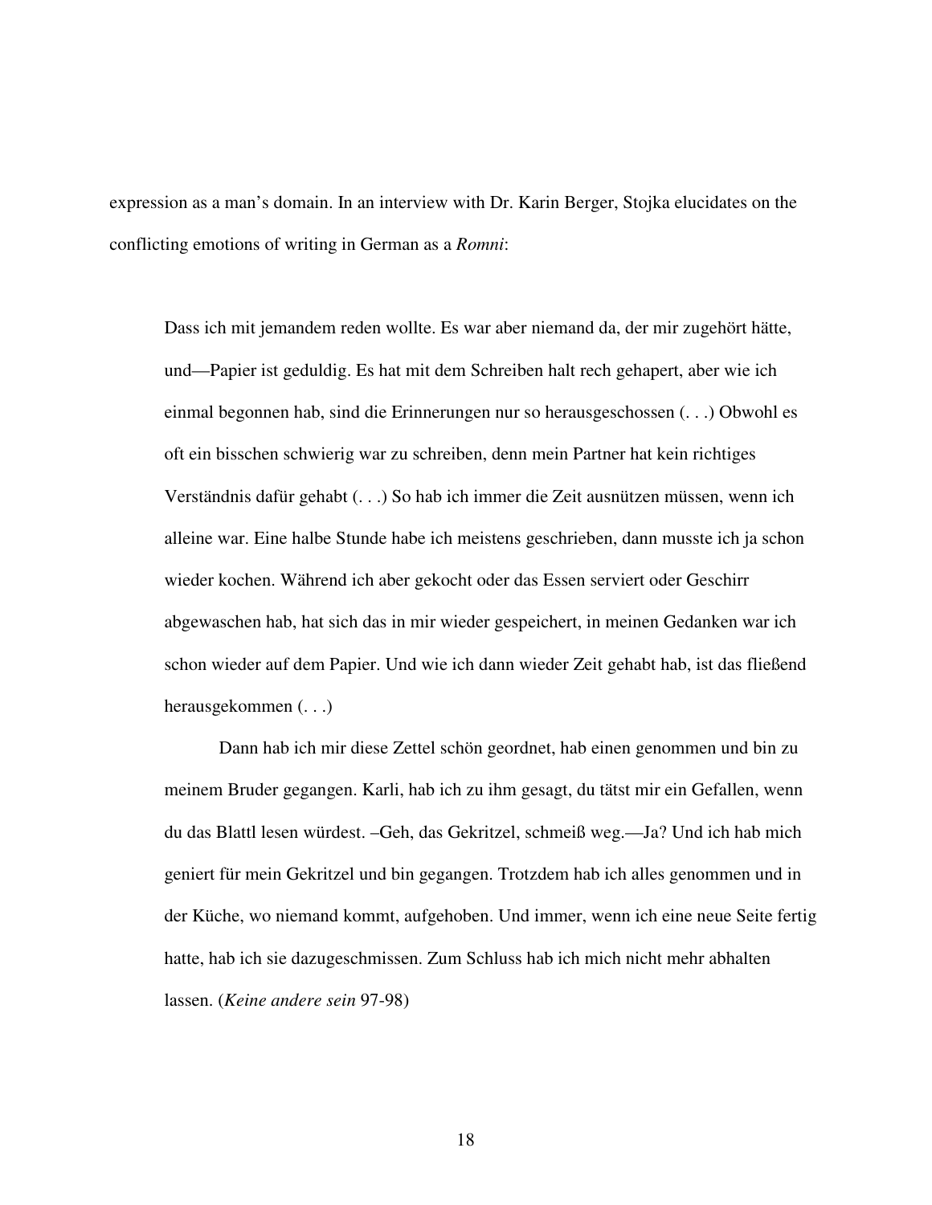expression as a man's domain. In an interview with Dr. Karin Berger, Stojka elucidates on the conflicting emotions of writing in German as a *Romni*:

> Dass ich mit jemandem reden wollte. Es war aber niemand da, der mir zugehört hätte, und—Papier ist geduldig. Es hat mit dem Schreiben halt rech gehapert, aber wie ich einmal begonnen hab, sind die Erinnerungen nur so herausgeschossen (. . .) Obwohl es oft ein bisschen schwierig war zu schreiben, denn mein Partner hat kein richtiges Verständnis dafür gehabt (. . .) So hab ich immer die Zeit ausnützen müssen, wenn ich alleine war. Eine halbe Stunde habe ich meistens geschrieben, dann musste ich ja schon wieder kochen. Während ich aber gekocht oder das Essen serviert oder Geschirr abgewaschen hab, hat sich das in mir wieder gespeichert, in meinen Gedanken war ich schon wieder auf dem Papier. Und wie ich dann wieder Zeit gehabt hab, ist das fließend herausgekommen (. . .)
>
> Dann hab ich mir diese Zettel schön geordnet, hab einen genommen und bin zu meinem Bruder gegangen. Karli, hab ich zu ihm gesagt, du tätst mir ein Gefallen, wenn du das Blattl lesen würdest. –Geh, das Gekritzel, schmeiß weg.—Ja? Und ich hab mich geniert für mein Gekritzel und bin gegangen. Trotzdem hab ich alles genommen und in der Küche, wo niemand kommt, aufgehoben. Und immer, wenn ich eine neue Seite fertig hatte, hab ich sie dazugeschmissen. Zum Schluss hab ich mich nicht mehr abhalten lassen. (*Keine andere sein* 97-98)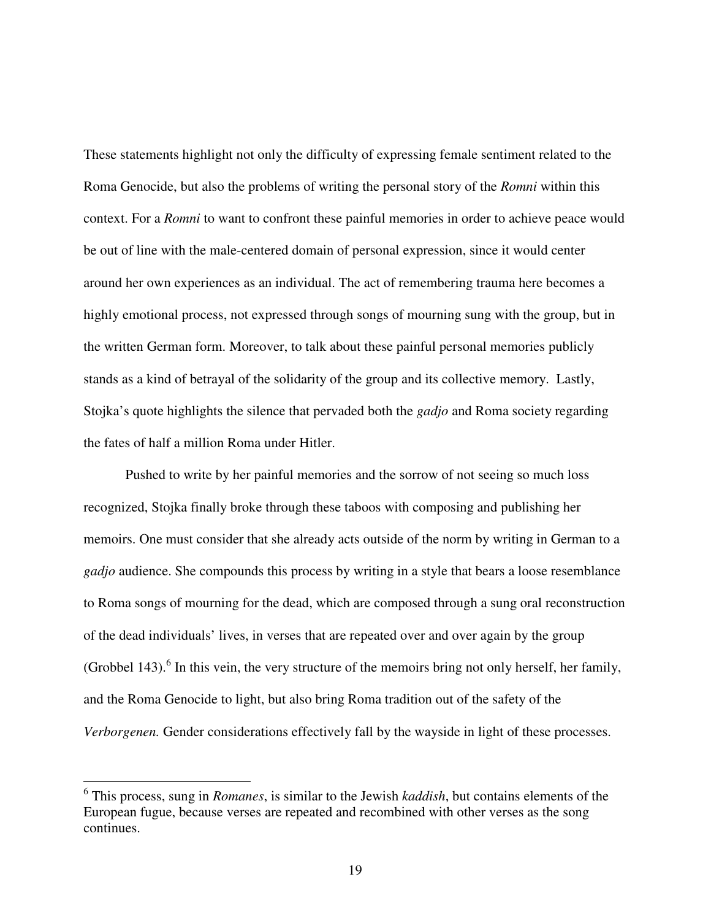These statements highlight not only the difficulty of expressing female sentiment related to the Roma Genocide, but also the problems of writing the personal story of the *Romni* within this context. For a *Romni* to want to confront these painful memories in order to achieve peace would be out of line with the male-centered domain of personal expression, since it would center around her own experiences as an individual. The act of remembering trauma here becomes a highly emotional process, not expressed through songs of mourning sung with the group, but in the written German form. Moreover, to talk about these painful personal memories publicly stands as a kind of betrayal of the solidarity of the group and its collective memory. Lastly, Stojka's quote highlights the silence that pervaded both the *gadjo* and Roma society regarding the fates of half a million Roma under Hitler.

Pushed to write by her painful memories and the sorrow of not seeing so much loss recognized, Stojka finally broke through these taboos with composing and publishing her memoirs. One must consider that she already acts outside of the norm by writing in German to a *gadjo* audience. She compounds this process by writing in a style that bears a loose resemblance to Roma songs of mourning for the dead, which are composed through a sung oral reconstruction of the dead individuals' lives, in verses that are repeated over and over again by the group (Grobbel 143).[6] In this vein, the very structure of the memoirs bring not only herself, her family, and the Roma Genocide to light, but also bring Roma tradition out of the safety of the *Verborgenen.* Gender considerations effectively fall by the wayside in light of these processes.

---

[6] This process, sung in *Romanes*, is similar to the Jewish *kaddish*, but contains elements of the European fugue, because verses are repeated and recombined with other verses as the song continues.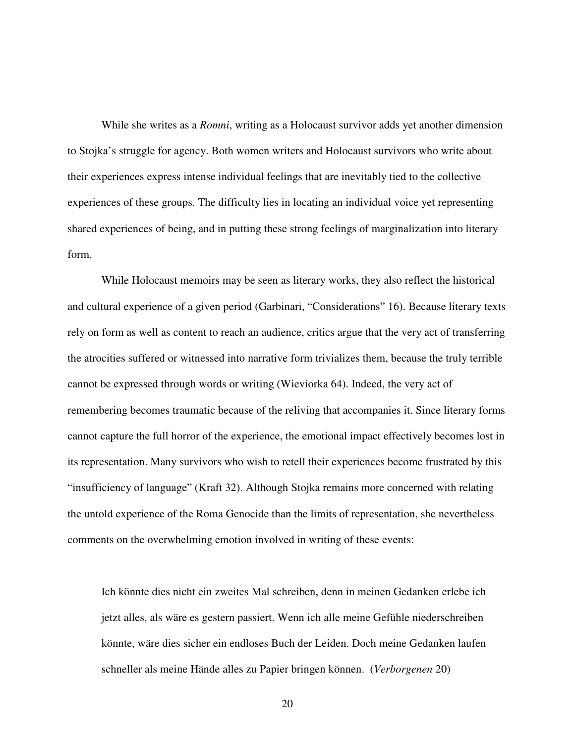While she writes as a *Romni*, writing as a Holocaust survivor adds yet another dimension to Stojka's struggle for agency. Both women writers and Holocaust survivors who write about their experiences express intense individual feelings that are inevitably tied to the collective experiences of these groups. The difficulty lies in locating an individual voice yet representing shared experiences of being, and in putting these strong feelings of marginalization into literary form.

While Holocaust memoirs may be seen as literary works, they also reflect the historical and cultural experience of a given period (Garbinari, "Considerations" 16). Because literary texts rely on form as well as content to reach an audience, critics argue that the very act of transferring the atrocities suffered or witnessed into narrative form trivializes them, because the truly terrible cannot be expressed through words or writing (Wieviorka 64). Indeed, the very act of remembering becomes traumatic because of the reliving that accompanies it. Since literary forms cannot capture the full horror of the experience, the emotional impact effectively becomes lost in its representation. Many survivors who wish to retell their experiences become frustrated by this "insufficiency of language" (Kraft 32). Although Stojka remains more concerned with relating the untold experience of the Roma Genocide than the limits of representation, she nevertheless comments on the overwhelming emotion involved in writing of these events:

> Ich könnte dies nicht ein zweites Mal schreiben, denn in meinen Gedanken erlebe ich jetzt alles, als wäre es gestern passiert. Wenn ich alle meine Gefühle niederschreiben könnte, wäre dies sicher ein endloses Buch der Leiden. Doch meine Gedanken laufen schneller als meine Hände alles zu Papier bringen können. (*Verborgenen* 20)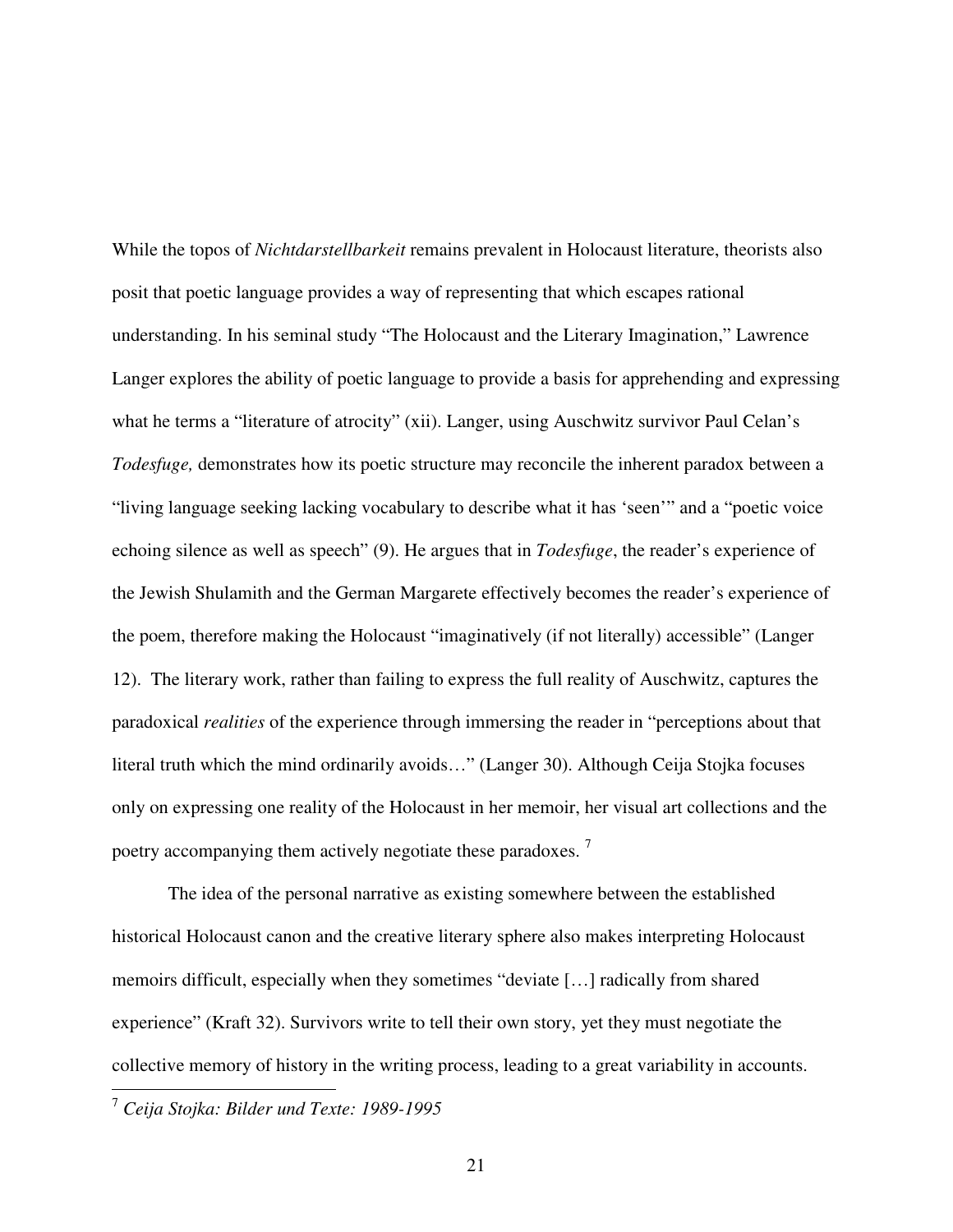While the topos of *Nichtdarstellbarkeit* remains prevalent in Holocaust literature, theorists also posit that poetic language provides a way of representing that which escapes rational understanding. In his seminal study "The Holocaust and the Literary Imagination," Lawrence Langer explores the ability of poetic language to provide a basis for apprehending and expressing what he terms a "literature of atrocity" (xii). Langer, using Auschwitz survivor Paul Celan's *Todesfuge,* demonstrates how its poetic structure may reconcile the inherent paradox between a "living language seeking lacking vocabulary to describe what it has 'seen'" and a "poetic voice echoing silence as well as speech" (9). He argues that in *Todesfuge*, the reader's experience of the Jewish Shulamith and the German Margarete effectively becomes the reader's experience of the poem, therefore making the Holocaust "imaginatively (if not literally) accessible" (Langer 12). The literary work, rather than failing to express the full reality of Auschwitz, captures the paradoxical *realities* of the experience through immersing the reader in "perceptions about that literal truth which the mind ordinarily avoids…" (Langer 30). Although Ceija Stojka focuses only on expressing one reality of the Holocaust in her memoir, her visual art collections and the poetry accompanying them actively negotiate these paradoxes. [7]

The idea of the personal narrative as existing somewhere between the established historical Holocaust canon and the creative literary sphere also makes interpreting Holocaust memoirs difficult, especially when they sometimes "deviate […] radically from shared experience" (Kraft 32). Survivors write to tell their own story, yet they must negotiate the collective memory of history in the writing process, leading to a great variability in accounts.

[7] *Ceija Stojka: Bilder und Texte: 1989-1995*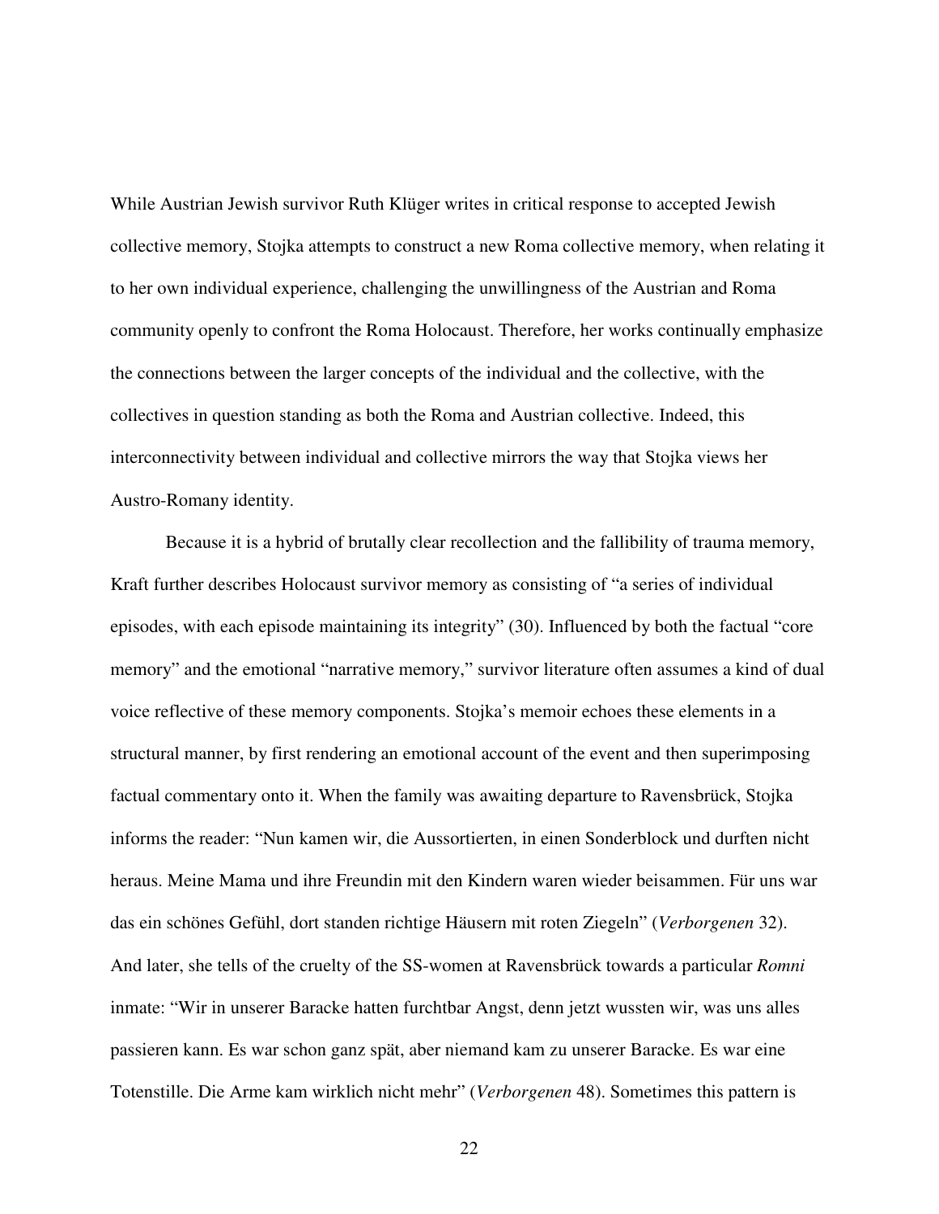While Austrian Jewish survivor Ruth Klüger writes in critical response to accepted Jewish collective memory, Stojka attempts to construct a new Roma collective memory, when relating it to her own individual experience, challenging the unwillingness of the Austrian and Roma community openly to confront the Roma Holocaust. Therefore, her works continually emphasize the connections between the larger concepts of the individual and the collective, with the collectives in question standing as both the Roma and Austrian collective. Indeed, this interconnectivity between individual and collective mirrors the way that Stojka views her Austro-Romany identity.

Because it is a hybrid of brutally clear recollection and the fallibility of trauma memory, Kraft further describes Holocaust survivor memory as consisting of "a series of individual episodes, with each episode maintaining its integrity" (30). Influenced by both the factual "core memory" and the emotional "narrative memory," survivor literature often assumes a kind of dual voice reflective of these memory components. Stojka's memoir echoes these elements in a structural manner, by first rendering an emotional account of the event and then superimposing factual commentary onto it. When the family was awaiting departure to Ravensbrück, Stojka informs the reader: "Nun kamen wir, die Aussortierten, in einen Sonderblock und durften nicht heraus. Meine Mama und ihre Freundin mit den Kindern waren wieder beisammen. Für uns war das ein schönes Gefühl, dort standen richtige Häusern mit roten Ziegeln" (*Verborgenen* 32). And later, she tells of the cruelty of the SS-women at Ravensbrück towards a particular *Romni* inmate: "Wir in unserer Baracke hatten furchtbar Angst, denn jetzt wussten wir, was uns alles passieren kann. Es war schon ganz spät, aber niemand kam zu unserer Baracke. Es war eine Totenstille. Die Arme kam wirklich nicht mehr" (*Verborgenen* 48). Sometimes this pattern is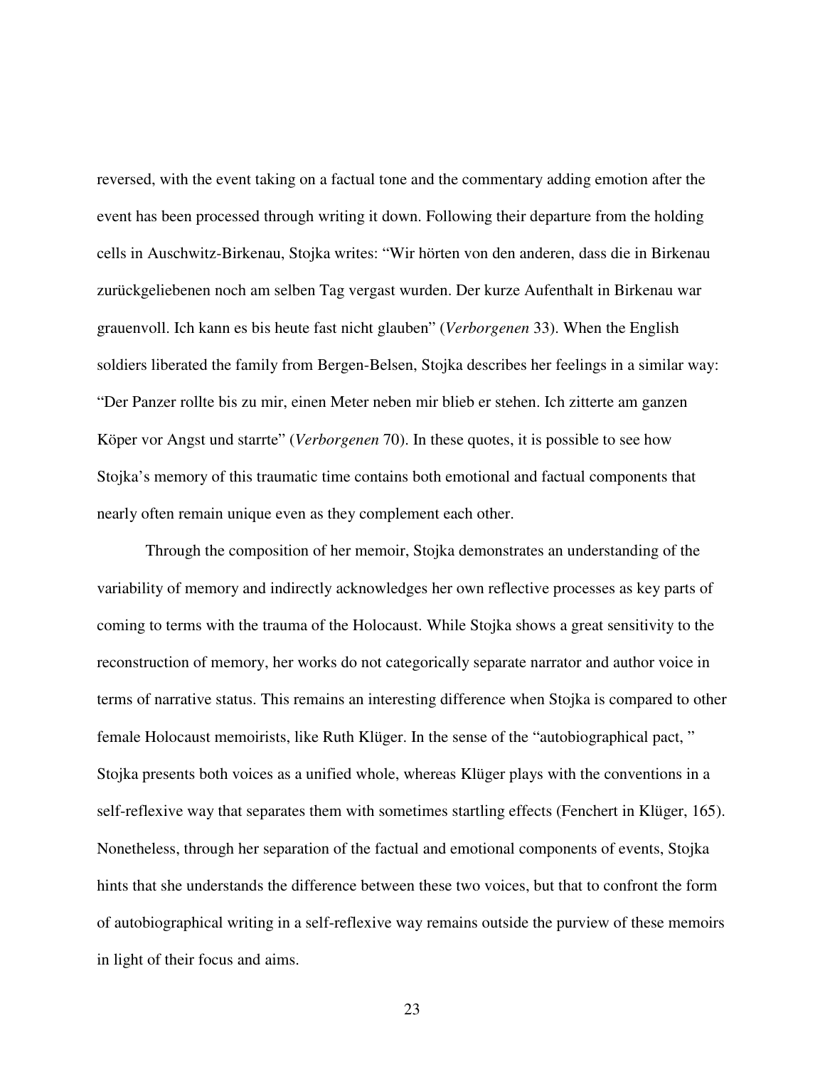reversed, with the event taking on a factual tone and the commentary adding emotion after the event has been processed through writing it down. Following their departure from the holding cells in Auschwitz-Birkenau, Stojka writes: "Wir hörten von den anderen, dass die in Birkenau zurückgeliebenen noch am selben Tag vergast wurden. Der kurze Aufenthalt in Birkenau war grauenvoll. Ich kann es bis heute fast nicht glauben" (*Verborgenen* 33). When the English soldiers liberated the family from Bergen-Belsen, Stojka describes her feelings in a similar way: "Der Panzer rollte bis zu mir, einen Meter neben mir blieb er stehen. Ich zitterte am ganzen Köper vor Angst und starrte" (*Verborgenen* 70). In these quotes, it is possible to see how Stojka's memory of this traumatic time contains both emotional and factual components that nearly often remain unique even as they complement each other.

Through the composition of her memoir, Stojka demonstrates an understanding of the variability of memory and indirectly acknowledges her own reflective processes as key parts of coming to terms with the trauma of the Holocaust. While Stojka shows a great sensitivity to the reconstruction of memory, her works do not categorically separate narrator and author voice in terms of narrative status. This remains an interesting difference when Stojka is compared to other female Holocaust memoirists, like Ruth Klüger. In the sense of the "autobiographical pact, " Stojka presents both voices as a unified whole, whereas Klüger plays with the conventions in a self-reflexive way that separates them with sometimes startling effects (Fenchert in Klüger, 165). Nonetheless, through her separation of the factual and emotional components of events, Stojka hints that she understands the difference between these two voices, but that to confront the form of autobiographical writing in a self-reflexive way remains outside the purview of these memoirs in light of their focus and aims.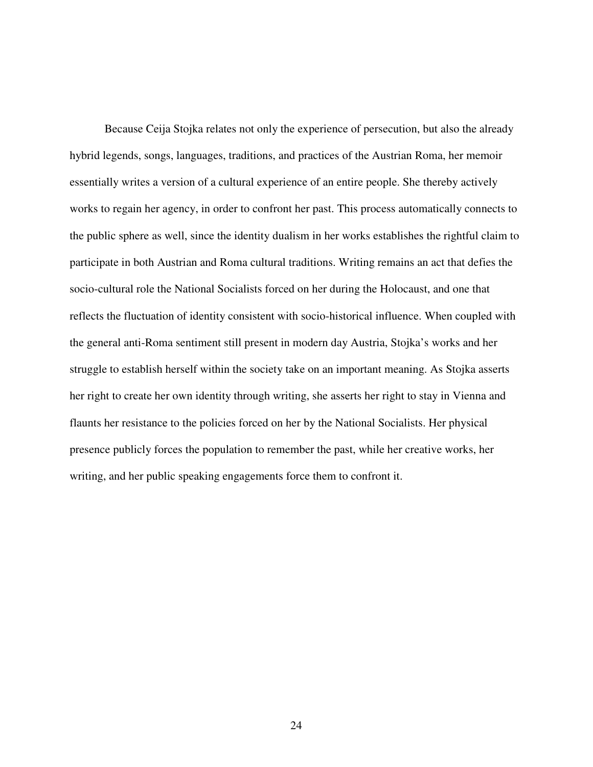Because Ceija Stojka relates not only the experience of persecution, but also the already hybrid legends, songs, languages, traditions, and practices of the Austrian Roma, her memoir essentially writes a version of a cultural experience of an entire people. She thereby actively works to regain her agency, in order to confront her past. This process automatically connects to the public sphere as well, since the identity dualism in her works establishes the rightful claim to participate in both Austrian and Roma cultural traditions. Writing remains an act that defies the socio-cultural role the National Socialists forced on her during the Holocaust, and one that reflects the fluctuation of identity consistent with socio-historical influence. When coupled with the general anti-Roma sentiment still present in modern day Austria, Stojka's works and her struggle to establish herself within the society take on an important meaning. As Stojka asserts her right to create her own identity through writing, she asserts her right to stay in Vienna and flaunts her resistance to the policies forced on her by the National Socialists. Her physical presence publicly forces the population to remember the past, while her creative works, her writing, and her public speaking engagements force them to confront it.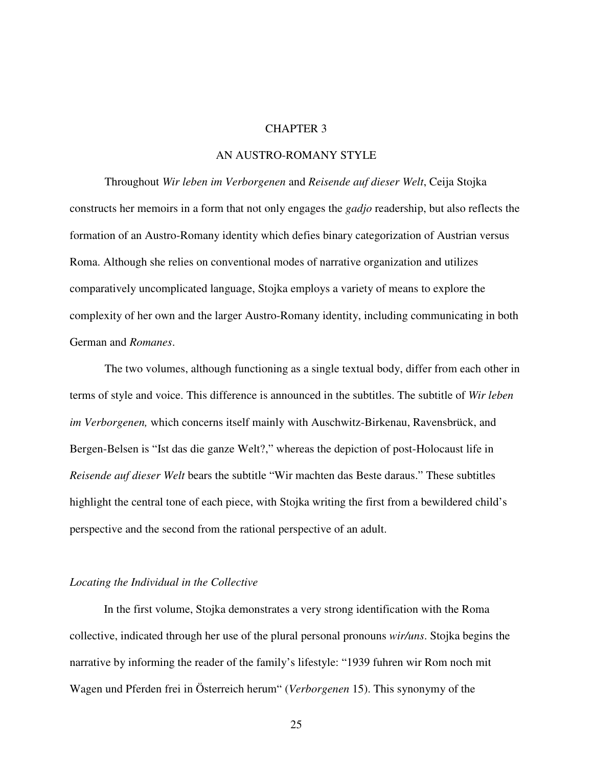# CHAPTER 3

# AN AUSTRO-ROMANY STYLE

Throughout *Wir leben im Verborgenen* and *Reisende auf dieser Welt*, Ceija Stojka constructs her memoirs in a form that not only engages the *gadjo* readership, but also reflects the formation of an Austro-Romany identity which defies binary categorization of Austrian versus Roma. Although she relies on conventional modes of narrative organization and utilizes comparatively uncomplicated language, Stojka employs a variety of means to explore the complexity of her own and the larger Austro-Romany identity, including communicating in both German and *Romanes*.

The two volumes, although functioning as a single textual body, differ from each other in terms of style and voice. This difference is announced in the subtitles. The subtitle of *Wir leben im Verborgenen,* which concerns itself mainly with Auschwitz-Birkenau, Ravensbrück, and Bergen-Belsen is "Ist das die ganze Welt?," whereas the depiction of post-Holocaust life in *Reisende auf dieser Welt* bears the subtitle "Wir machten das Beste daraus." These subtitles highlight the central tone of each piece, with Stojka writing the first from a bewildered child's perspective and the second from the rational perspective of an adult.

## *Locating the Individual in the Collective*

In the first volume, Stojka demonstrates a very strong identification with the Roma collective, indicated through her use of the plural personal pronouns *wir/uns*. Stojka begins the narrative by informing the reader of the family's lifestyle: "1939 fuhren wir Rom noch mit Wagen und Pferden frei in Österreich herum" (*Verborgenen* 15). This synonymy of the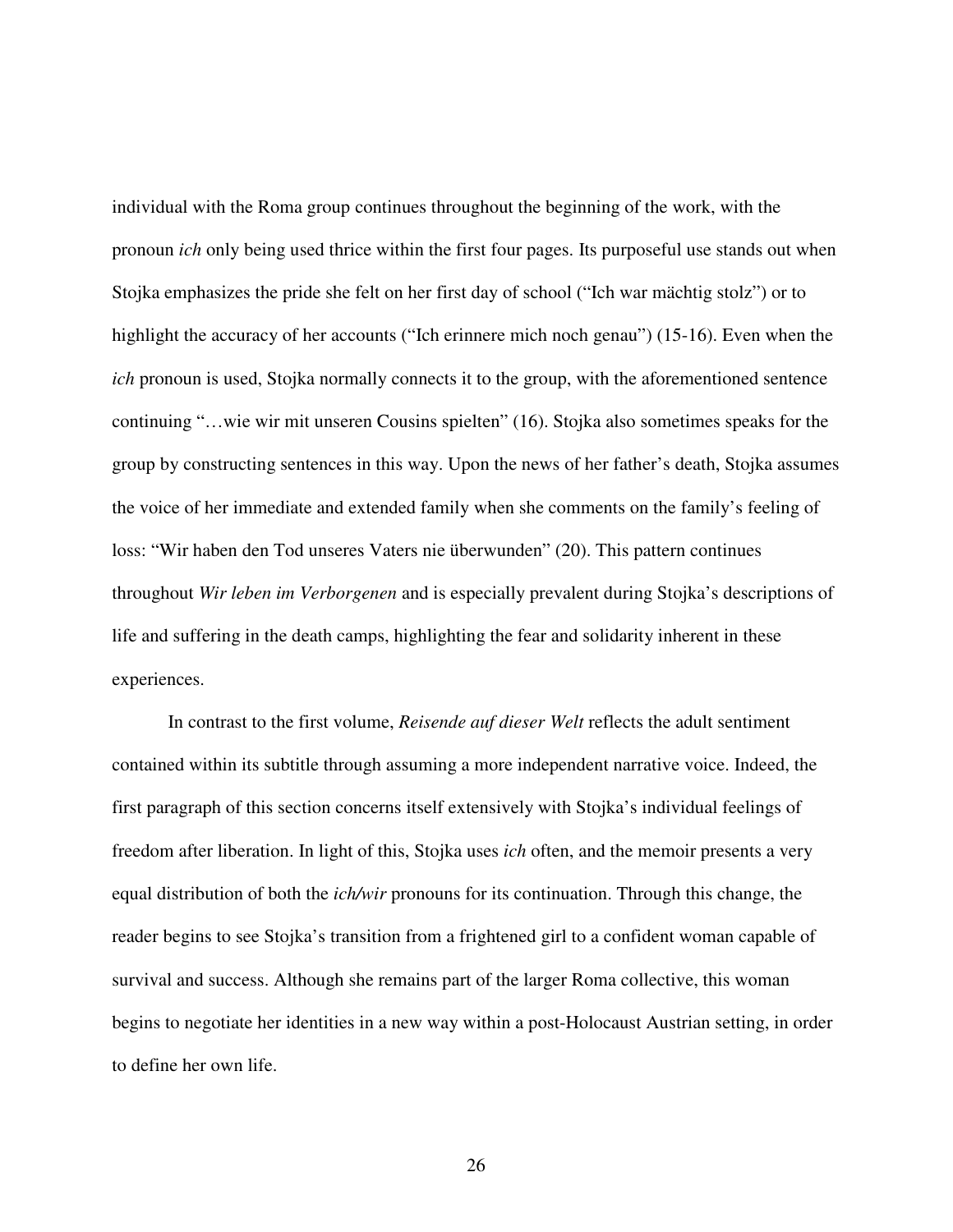individual with the Roma group continues throughout the beginning of the work, with the pronoun *ich* only being used thrice within the first four pages. Its purposeful use stands out when Stojka emphasizes the pride she felt on her first day of school ("Ich war mächtig stolz") or to highlight the accuracy of her accounts ("Ich erinnere mich noch genau") (15-16). Even when the *ich* pronoun is used, Stojka normally connects it to the group, with the aforementioned sentence continuing "…wie wir mit unseren Cousins spielten" (16). Stojka also sometimes speaks for the group by constructing sentences in this way. Upon the news of her father's death, Stojka assumes the voice of her immediate and extended family when she comments on the family's feeling of loss: "Wir haben den Tod unseres Vaters nie überwunden" (20). This pattern continues throughout *Wir leben im Verborgenen* and is especially prevalent during Stojka's descriptions of life and suffering in the death camps, highlighting the fear and solidarity inherent in these experiences.

In contrast to the first volume, *Reisende auf dieser Welt* reflects the adult sentiment contained within its subtitle through assuming a more independent narrative voice. Indeed, the first paragraph of this section concerns itself extensively with Stojka's individual feelings of freedom after liberation. In light of this, Stojka uses *ich* often, and the memoir presents a very equal distribution of both the *ich/wir* pronouns for its continuation. Through this change, the reader begins to see Stojka's transition from a frightened girl to a confident woman capable of survival and success. Although she remains part of the larger Roma collective, this woman begins to negotiate her identities in a new way within a post-Holocaust Austrian setting, in order to define her own life.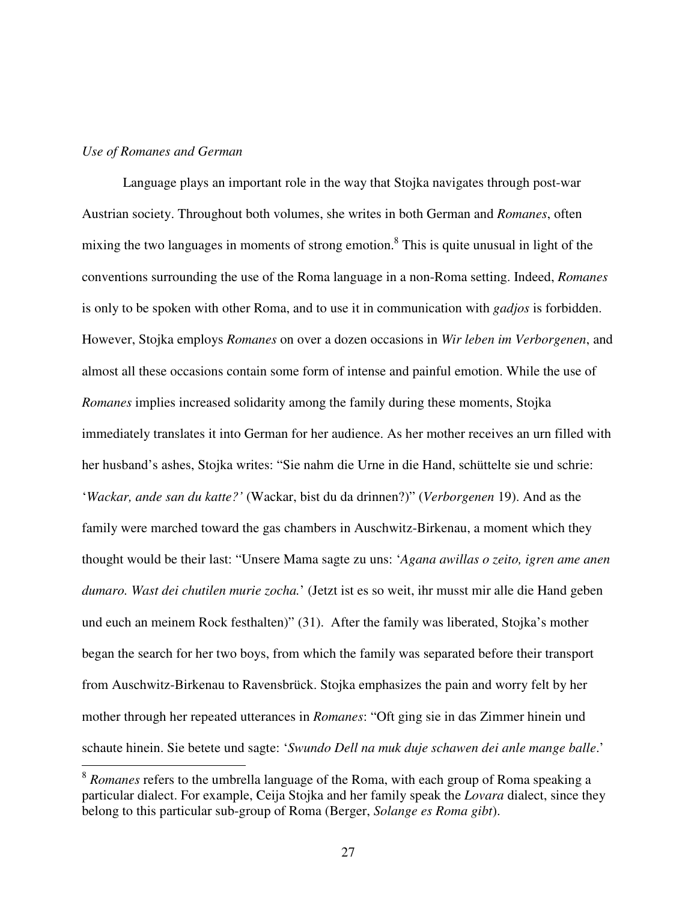*Use of Romanes and German*

Language plays an important role in the way that Stojka navigates through post-war Austrian society. Throughout both volumes, she writes in both German and *Romanes*, often mixing the two languages in moments of strong emotion.[8] This is quite unusual in light of the conventions surrounding the use of the Roma language in a non-Roma setting. Indeed, *Romanes* is only to be spoken with other Roma, and to use it in communication with *gadjos* is forbidden. However, Stojka employs *Romanes* on over a dozen occasions in *Wir leben im Verborgenen*, and almost all these occasions contain some form of intense and painful emotion. While the use of *Romanes* implies increased solidarity among the family during these moments, Stojka immediately translates it into German for her audience. As her mother receives an urn filled with her husband's ashes, Stojka writes: "Sie nahm die Urne in die Hand, schüttelte sie und schrie: '*Wackar, ande san du katte?*' (Wackar, bist du da drinnen?)" (*Verborgenen* 19). And as the family were marched toward the gas chambers in Auschwitz-Birkenau, a moment which they thought would be their last: "Unsere Mama sagte zu uns: '*Agana awillas o zeito, igren ame anen dumaro. Wast dei chutilen murie zocha.*' (Jetzt ist es so weit, ihr musst mir alle die Hand geben und euch an meinem Rock festhalten)" (31). After the family was liberated, Stojka's mother began the search for her two boys, from which the family was separated before their transport from Auschwitz-Birkenau to Ravensbrück. Stojka emphasizes the pain and worry felt by her mother through her repeated utterances in *Romanes*: "Oft ging sie in das Zimmer hinein und schaute hinein. Sie betete und sagte: '*Swundo Dell na muk duje schawen dei anle mange balle*.'

[8] *Romanes* refers to the umbrella language of the Roma, with each group of Roma speaking a particular dialect. For example, Ceija Stojka and her family speak the *Lovara* dialect, since they belong to this particular sub-group of Roma (Berger, *Solange es Roma gibt*).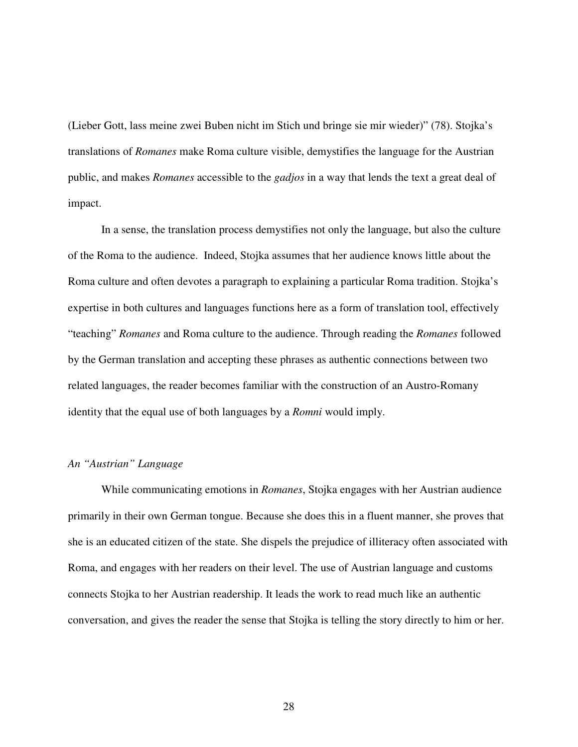(Lieber Gott, lass meine zwei Buben nicht im Stich und bringe sie mir wieder)" (78). Stojka's translations of *Romanes* make Roma culture visible, demystifies the language for the Austrian public, and makes *Romanes* accessible to the *gadjos* in a way that lends the text a great deal of impact.

In a sense, the translation process demystifies not only the language, but also the culture of the Roma to the audience. Indeed, Stojka assumes that her audience knows little about the Roma culture and often devotes a paragraph to explaining a particular Roma tradition. Stojka's expertise in both cultures and languages functions here as a form of translation tool, effectively "teaching" *Romanes* and Roma culture to the audience. Through reading the *Romanes* followed by the German translation and accepting these phrases as authentic connections between two related languages, the reader becomes familiar with the construction of an Austro-Romany identity that the equal use of both languages by a *Romni* would imply.

### *An "Austrian" Language*

While communicating emotions in *Romanes*, Stojka engages with her Austrian audience primarily in their own German tongue. Because she does this in a fluent manner, she proves that she is an educated citizen of the state. She dispels the prejudice of illiteracy often associated with Roma, and engages with her readers on their level. The use of Austrian language and customs connects Stojka to her Austrian readership. It leads the work to read much like an authentic conversation, and gives the reader the sense that Stojka is telling the story directly to him or her.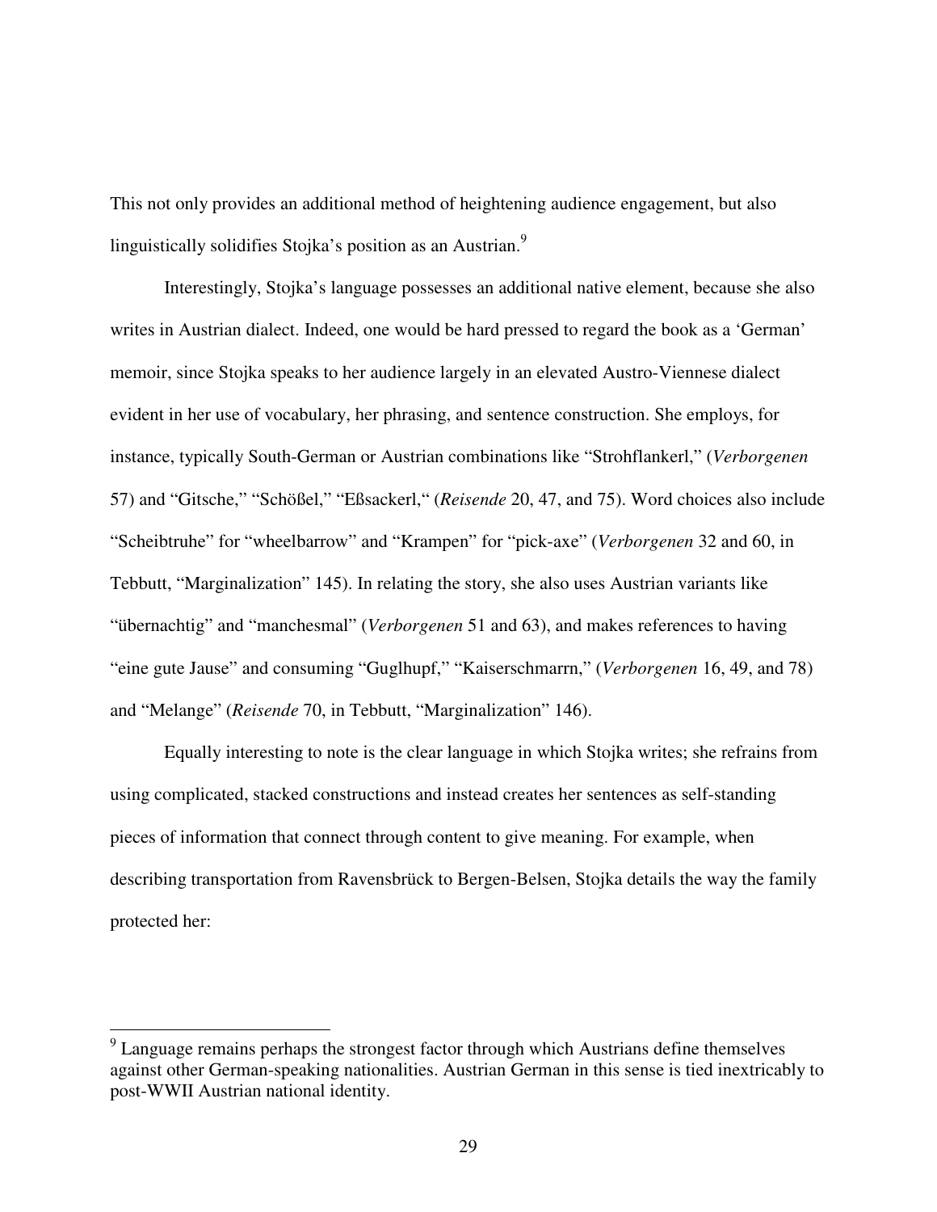This not only provides an additional method of heightening audience engagement, but also linguistically solidifies Stojka's position as an Austrian.[9]

Interestingly, Stojka's language possesses an additional native element, because she also writes in Austrian dialect. Indeed, one would be hard pressed to regard the book as a 'German' memoir, since Stojka speaks to her audience largely in an elevated Austro-Viennese dialect evident in her use of vocabulary, her phrasing, and sentence construction. She employs, for instance, typically South-German or Austrian combinations like "Strohflankerl," (*Verborgenen* 57) and "Gitsche," "Schößel," "Eßsackerl," (*Reisende* 20, 47, and 75). Word choices also include "Scheibtruhe" for "wheelbarrow" and "Krampen" for "pick-axe" (*Verborgenen* 32 and 60, in Tebbutt, "Marginalization" 145). In relating the story, she also uses Austrian variants like "übernachtig" and "manchesmal" (*Verborgenen* 51 and 63), and makes references to having "eine gute Jause" and consuming "Guglhupf," "Kaiserschmarrn," (*Verborgenen* 16, 49, and 78) and "Melange" (*Reisende* 70, in Tebbutt, "Marginalization" 146).

Equally interesting to note is the clear language in which Stojka writes; she refrains from using complicated, stacked constructions and instead creates her sentences as self-standing pieces of information that connect through content to give meaning. For example, when describing transportation from Ravensbrück to Bergen-Belsen, Stojka details the way the family protected her:

[9] Language remains perhaps the strongest factor through which Austrians define themselves against other German-speaking nationalities. Austrian German in this sense is tied inextricably to post-WWII Austrian national identity.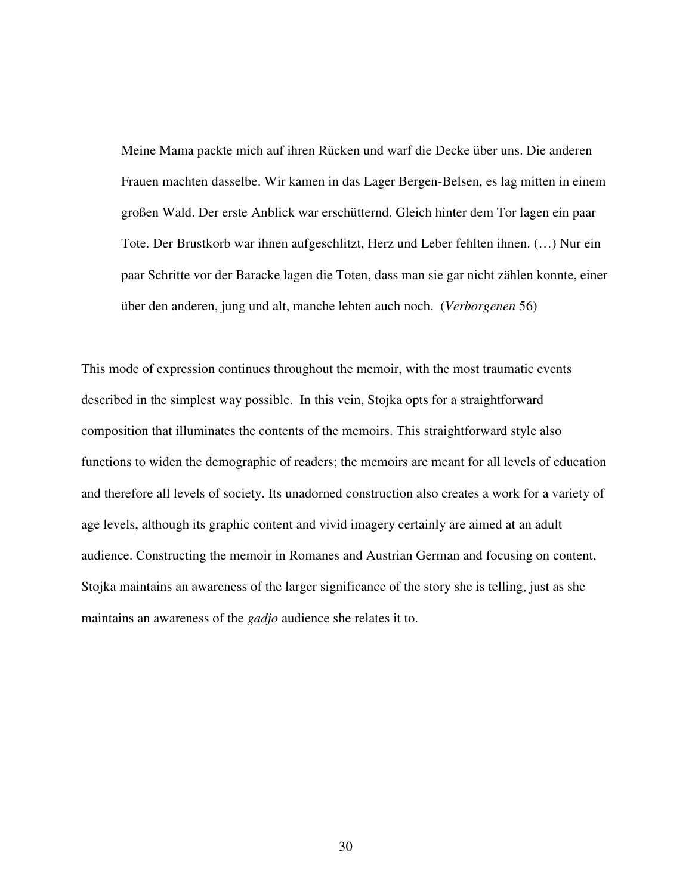> Meine Mama packte mich auf ihren Rücken und warf die Decke über uns. Die anderen Frauen machten dasselbe. Wir kamen in das Lager Bergen-Belsen, es lag mitten in einem großen Wald. Der erste Anblick war erschütternd. Gleich hinter dem Tor lagen ein paar Tote. Der Brustkorb war ihnen aufgeschlitzt, Herz und Leber fehlten ihnen. (…) Nur ein paar Schritte vor der Baracke lagen die Toten, dass man sie gar nicht zählen konnte, einer über den anderen, jung und alt, manche lebten auch noch. (*Verborgenen* 56)

This mode of expression continues throughout the memoir, with the most traumatic events described in the simplest way possible. In this vein, Stojka opts for a straightforward composition that illuminates the contents of the memoirs. This straightforward style also functions to widen the demographic of readers; the memoirs are meant for all levels of education and therefore all levels of society. Its unadorned construction also creates a work for a variety of age levels, although its graphic content and vivid imagery certainly are aimed at an adult audience. Constructing the memoir in Romanes and Austrian German and focusing on content, Stojka maintains an awareness of the larger significance of the story she is telling, just as she maintains an awareness of the *gadjo* audience she relates it to.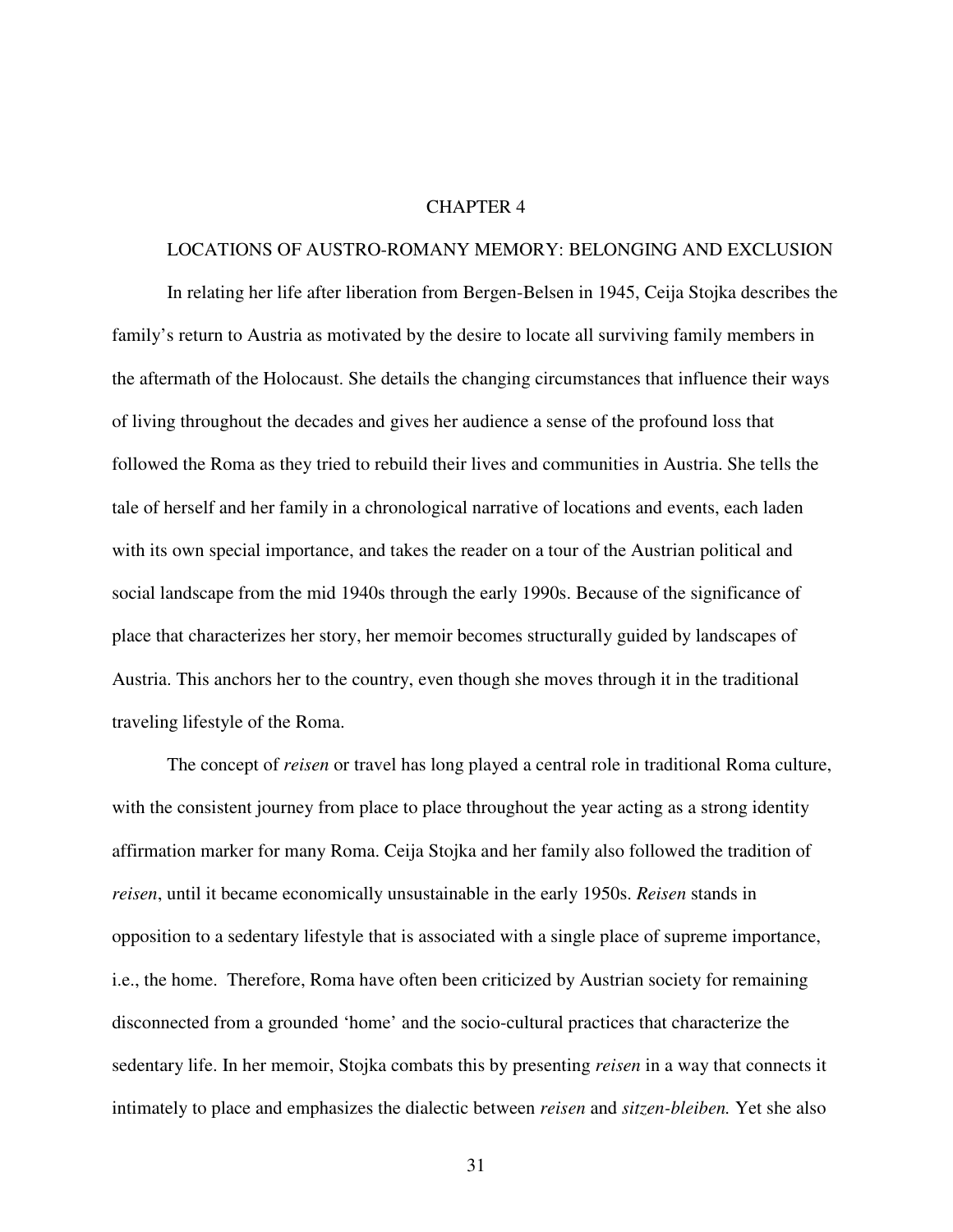# CHAPTER 4

## LOCATIONS OF AUSTRO-ROMANY MEMORY: BELONGING AND EXCLUSION

In relating her life after liberation from Bergen-Belsen in 1945, Ceija Stojka describes the family's return to Austria as motivated by the desire to locate all surviving family members in the aftermath of the Holocaust. She details the changing circumstances that influence their ways of living throughout the decades and gives her audience a sense of the profound loss that followed the Roma as they tried to rebuild their lives and communities in Austria. She tells the tale of herself and her family in a chronological narrative of locations and events, each laden with its own special importance, and takes the reader on a tour of the Austrian political and social landscape from the mid 1940s through the early 1990s. Because of the significance of place that characterizes her story, her memoir becomes structurally guided by landscapes of Austria. This anchors her to the country, even though she moves through it in the traditional traveling lifestyle of the Roma.

The concept of *reisen* or travel has long played a central role in traditional Roma culture, with the consistent journey from place to place throughout the year acting as a strong identity affirmation marker for many Roma. Ceija Stojka and her family also followed the tradition of *reisen*, until it became economically unsustainable in the early 1950s. *Reisen* stands in opposition to a sedentary lifestyle that is associated with a single place of supreme importance, i.e., the home. Therefore, Roma have often been criticized by Austrian society for remaining disconnected from a grounded 'home' and the socio-cultural practices that characterize the sedentary life. In her memoir, Stojka combats this by presenting *reisen* in a way that connects it intimately to place and emphasizes the dialectic between *reisen* and *sitzen-bleiben.* Yet she also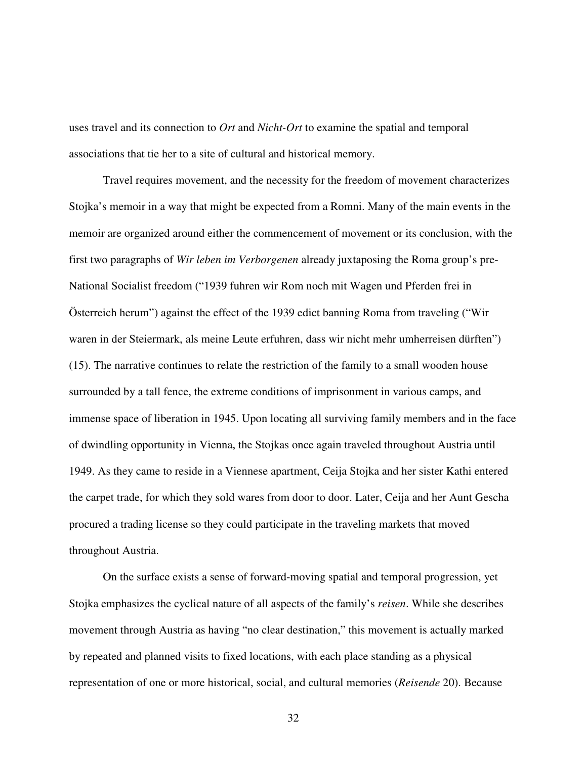uses travel and its connection to *Ort* and *Nicht-Ort* to examine the spatial and temporal associations that tie her to a site of cultural and historical memory.

Travel requires movement, and the necessity for the freedom of movement characterizes Stojka's memoir in a way that might be expected from a Romni. Many of the main events in the memoir are organized around either the commencement of movement or its conclusion, with the first two paragraphs of *Wir leben im Verborgenen* already juxtaposing the Roma group's pre-National Socialist freedom ("1939 fuhren wir Rom noch mit Wagen und Pferden frei in Österreich herum") against the effect of the 1939 edict banning Roma from traveling ("Wir waren in der Steiermark, als meine Leute erfuhren, dass wir nicht mehr umherreisen dürften") (15). The narrative continues to relate the restriction of the family to a small wooden house surrounded by a tall fence, the extreme conditions of imprisonment in various camps, and immense space of liberation in 1945. Upon locating all surviving family members and in the face of dwindling opportunity in Vienna, the Stojkas once again traveled throughout Austria until 1949. As they came to reside in a Viennese apartment, Ceija Stojka and her sister Kathi entered the carpet trade, for which they sold wares from door to door. Later, Ceija and her Aunt Gescha procured a trading license so they could participate in the traveling markets that moved throughout Austria.

On the surface exists a sense of forward-moving spatial and temporal progression, yet Stojka emphasizes the cyclical nature of all aspects of the family's *reisen*. While she describes movement through Austria as having "no clear destination," this movement is actually marked by repeated and planned visits to fixed locations, with each place standing as a physical representation of one or more historical, social, and cultural memories (*Reisende* 20). Because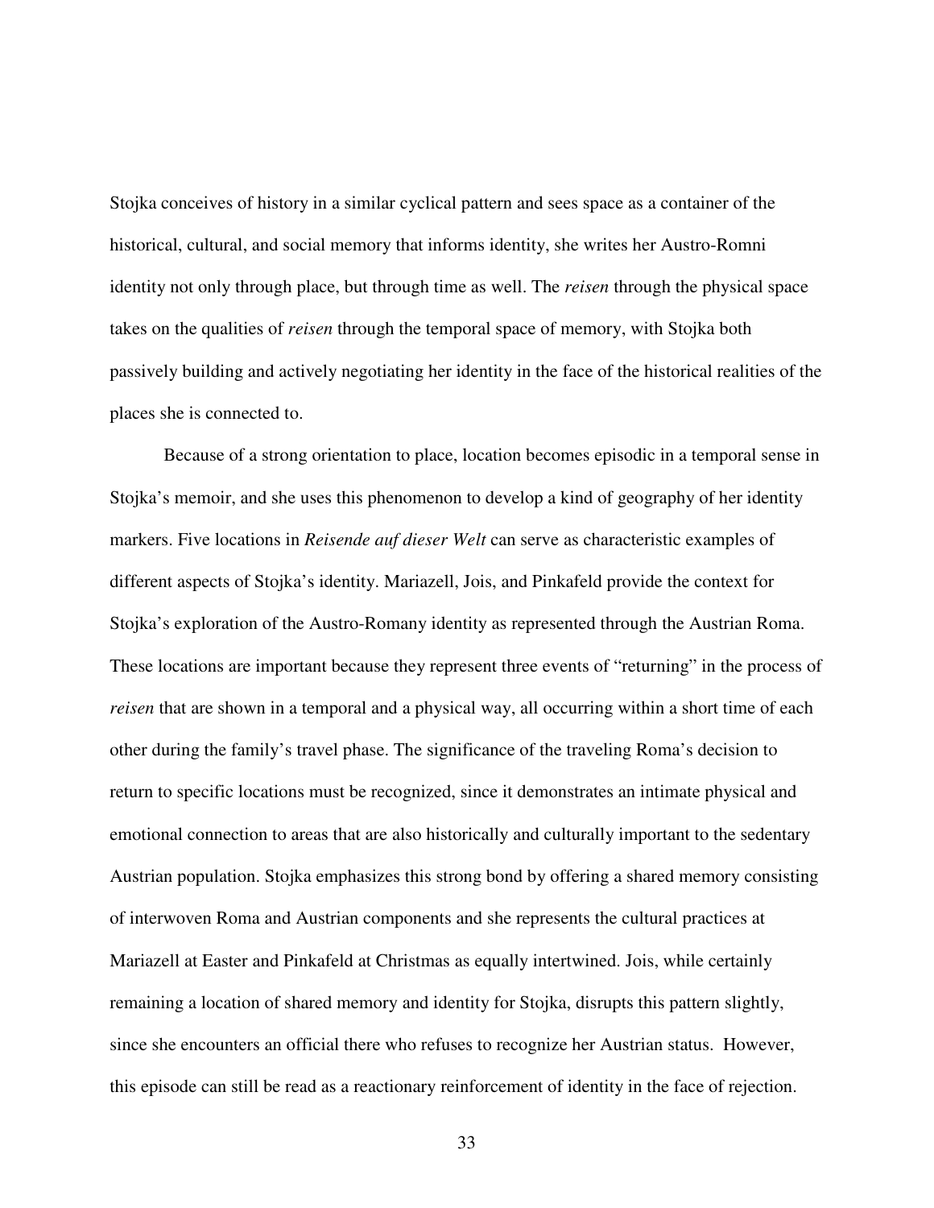Stojka conceives of history in a similar cyclical pattern and sees space as a container of the historical, cultural, and social memory that informs identity, she writes her Austro-Romni identity not only through place, but through time as well. The *reisen* through the physical space takes on the qualities of *reisen* through the temporal space of memory, with Stojka both passively building and actively negotiating her identity in the face of the historical realities of the places she is connected to.

Because of a strong orientation to place, location becomes episodic in a temporal sense in Stojka's memoir, and she uses this phenomenon to develop a kind of geography of her identity markers. Five locations in *Reisende auf dieser Welt* can serve as characteristic examples of different aspects of Stojka's identity. Mariazell, Jois, and Pinkafeld provide the context for Stojka's exploration of the Austro-Romany identity as represented through the Austrian Roma. These locations are important because they represent three events of "returning" in the process of *reisen* that are shown in a temporal and a physical way, all occurring within a short time of each other during the family's travel phase. The significance of the traveling Roma's decision to return to specific locations must be recognized, since it demonstrates an intimate physical and emotional connection to areas that are also historically and culturally important to the sedentary Austrian population. Stojka emphasizes this strong bond by offering a shared memory consisting of interwoven Roma and Austrian components and she represents the cultural practices at Mariazell at Easter and Pinkafeld at Christmas as equally intertwined. Jois, while certainly remaining a location of shared memory and identity for Stojka, disrupts this pattern slightly, since she encounters an official there who refuses to recognize her Austrian status. However, this episode can still be read as a reactionary reinforcement of identity in the face of rejection.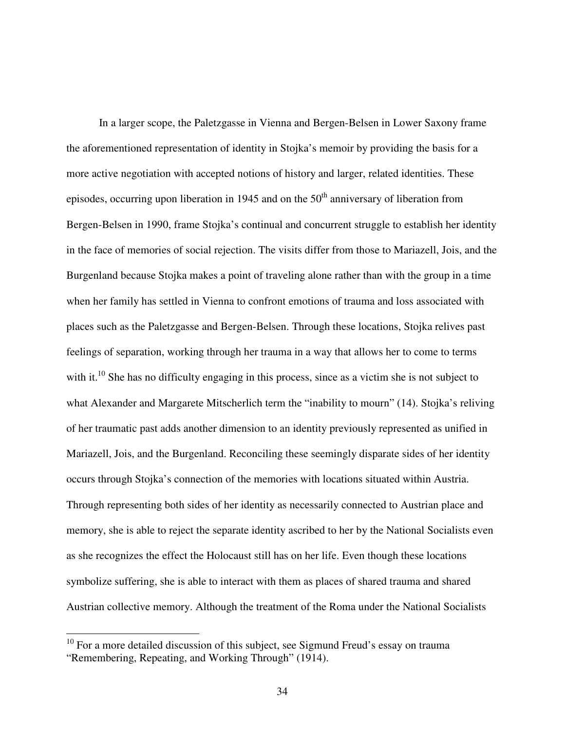In a larger scope, the Paletzgasse in Vienna and Bergen-Belsen in Lower Saxony frame the aforementioned representation of identity in Stojka's memoir by providing the basis for a more active negotiation with accepted notions of history and larger, related identities. These episodes, occurring upon liberation in 1945 and on the 50th anniversary of liberation from Bergen-Belsen in 1990, frame Stojka's continual and concurrent struggle to establish her identity in the face of memories of social rejection. The visits differ from those to Mariazell, Jois, and the Burgenland because Stojka makes a point of traveling alone rather than with the group in a time when her family has settled in Vienna to confront emotions of trauma and loss associated with places such as the Paletzgasse and Bergen-Belsen. Through these locations, Stojka relives past feelings of separation, working through her trauma in a way that allows her to come to terms with it.[10] She has no difficulty engaging in this process, since as a victim she is not subject to what Alexander and Margarete Mitscherlich term the "inability to mourn" (14). Stojka's reliving of her traumatic past adds another dimension to an identity previously represented as unified in Mariazell, Jois, and the Burgenland. Reconciling these seemingly disparate sides of her identity occurs through Stojka's connection of the memories with locations situated within Austria. Through representing both sides of her identity as necessarily connected to Austrian place and memory, she is able to reject the separate identity ascribed to her by the National Socialists even as she recognizes the effect the Holocaust still has on her life. Even though these locations symbolize suffering, she is able to interact with them as places of shared trauma and shared Austrian collective memory. Although the treatment of the Roma under the National Socialists

---

[10] For a more detailed discussion of this subject, see Sigmund Freud's essay on trauma "Remembering, Repeating, and Working Through" (1914).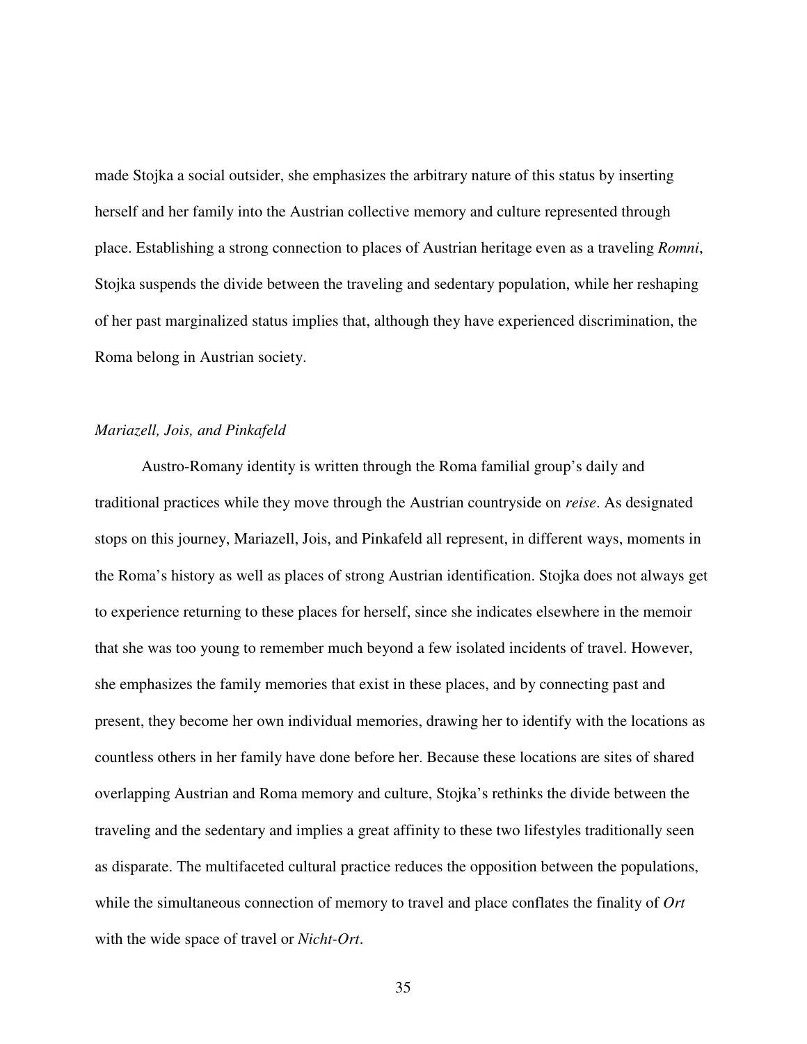made Stojka a social outsider, she emphasizes the arbitrary nature of this status by inserting herself and her family into the Austrian collective memory and culture represented through place. Establishing a strong connection to places of Austrian heritage even as a traveling *Romni*, Stojka suspends the divide between the traveling and sedentary population, while her reshaping of her past marginalized status implies that, although they have experienced discrimination, the Roma belong in Austrian society.

### *Mariazell, Jois, and Pinkafeld*

Austro-Romany identity is written through the Roma familial group's daily and traditional practices while they move through the Austrian countryside on *reise*. As designated stops on this journey, Mariazell, Jois, and Pinkafeld all represent, in different ways, moments in the Roma's history as well as places of strong Austrian identification. Stojka does not always get to experience returning to these places for herself, since she indicates elsewhere in the memoir that she was too young to remember much beyond a few isolated incidents of travel. However, she emphasizes the family memories that exist in these places, and by connecting past and present, they become her own individual memories, drawing her to identify with the locations as countless others in her family have done before her. Because these locations are sites of shared overlapping Austrian and Roma memory and culture, Stojka's rethinks the divide between the traveling and the sedentary and implies a great affinity to these two lifestyles traditionally seen as disparate. The multifaceted cultural practice reduces the opposition between the populations, while the simultaneous connection of memory to travel and place conflates the finality of *Ort* with the wide space of travel or *Nicht-Ort*.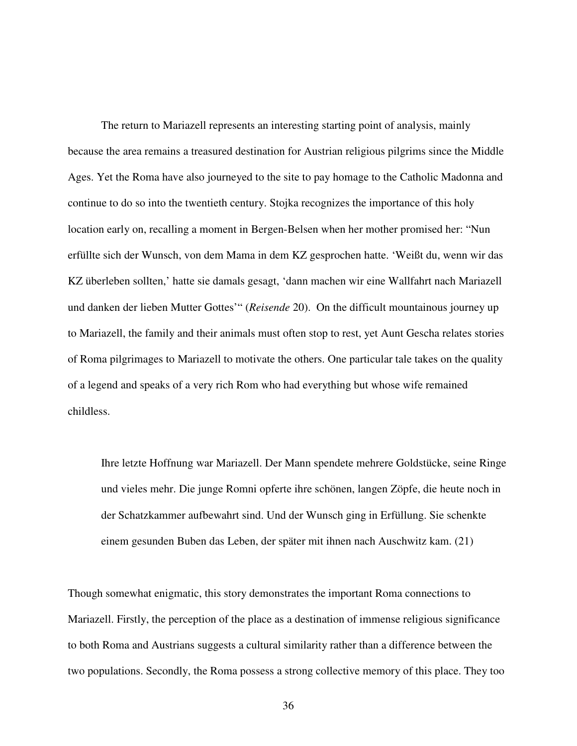The return to Mariazell represents an interesting starting point of analysis, mainly because the area remains a treasured destination for Austrian religious pilgrims since the Middle Ages. Yet the Roma have also journeyed to the site to pay homage to the Catholic Madonna and continue to do so into the twentieth century. Stojka recognizes the importance of this holy location early on, recalling a moment in Bergen-Belsen when her mother promised her: "Nun erfüllte sich der Wunsch, von dem Mama in dem KZ gesprochen hatte. 'Weißt du, wenn wir das KZ überleben sollten,' hatte sie damals gesagt, 'dann machen wir eine Wallfahrt nach Mariazell und danken der lieben Mutter Gottes'" (*Reisende* 20). On the difficult mountainous journey up to Mariazell, the family and their animals must often stop to rest, yet Aunt Gescha relates stories of Roma pilgrimages to Mariazell to motivate the others. One particular tale takes on the quality of a legend and speaks of a very rich Rom who had everything but whose wife remained childless.

> Ihre letzte Hoffnung war Mariazell. Der Mann spendete mehrere Goldstücke, seine Ringe und vieles mehr. Die junge Romni opferte ihre schönen, langen Zöpfe, die heute noch in der Schatzkammer aufbewahrt sind. Und der Wunsch ging in Erfüllung. Sie schenkte einem gesunden Buben das Leben, der später mit ihnen nach Auschwitz kam. (21)

Though somewhat enigmatic, this story demonstrates the important Roma connections to Mariazell. Firstly, the perception of the place as a destination of immense religious significance to both Roma and Austrians suggests a cultural similarity rather than a difference between the two populations. Secondly, the Roma possess a strong collective memory of this place. They too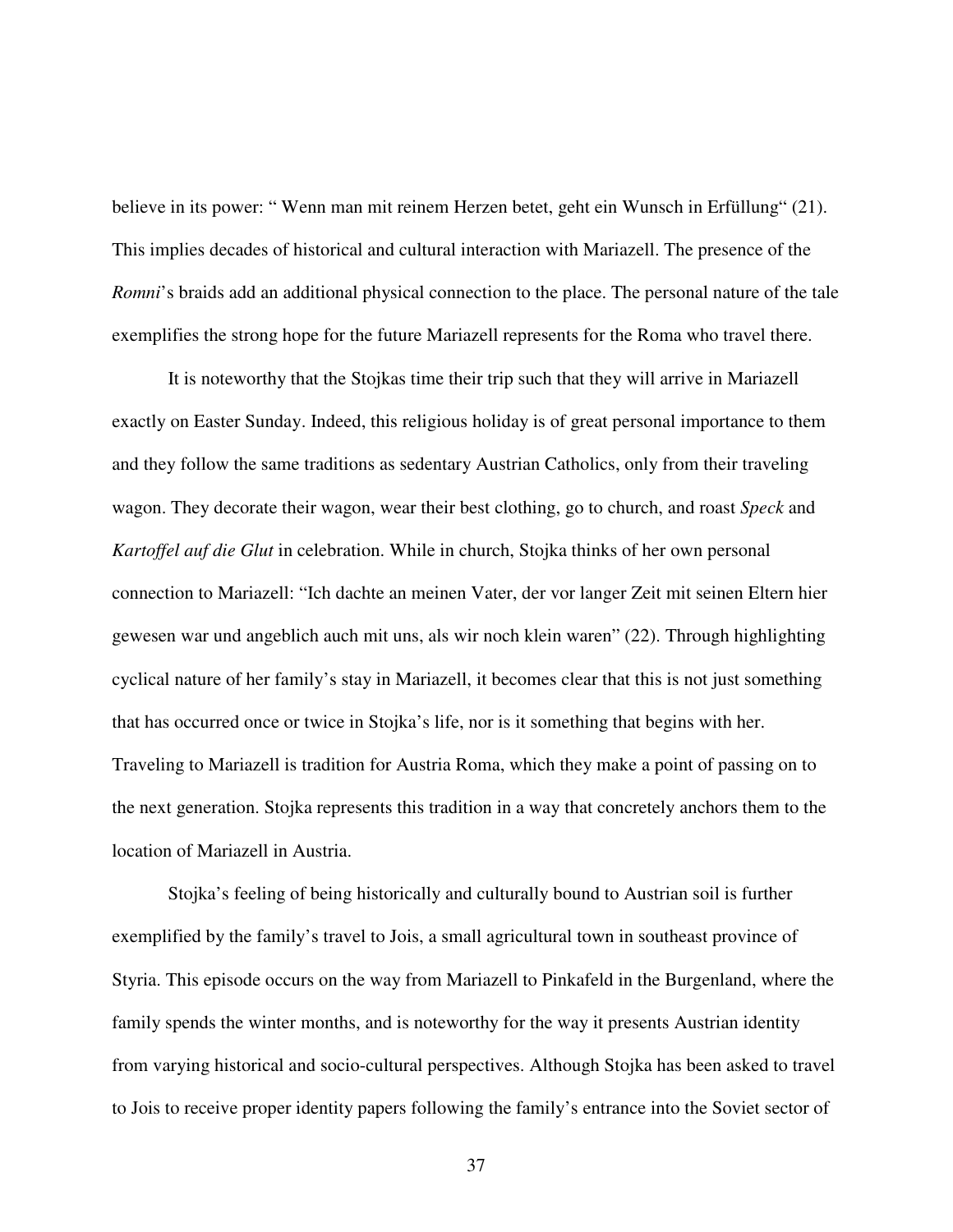believe in its power: " Wenn man mit reinem Herzen betet, geht ein Wunsch in Erfüllung" (21). This implies decades of historical and cultural interaction with Mariazell. The presence of the *Romni*'s braids add an additional physical connection to the place. The personal nature of the tale exemplifies the strong hope for the future Mariazell represents for the Roma who travel there.

It is noteworthy that the Stojkas time their trip such that they will arrive in Mariazell exactly on Easter Sunday. Indeed, this religious holiday is of great personal importance to them and they follow the same traditions as sedentary Austrian Catholics, only from their traveling wagon. They decorate their wagon, wear their best clothing, go to church, and roast *Speck* and *Kartoffel auf die Glut* in celebration. While in church, Stojka thinks of her own personal connection to Mariazell: "Ich dachte an meinen Vater, der vor langer Zeit mit seinen Eltern hier gewesen war und angeblich auch mit uns, als wir noch klein waren" (22). Through highlighting cyclical nature of her family's stay in Mariazell, it becomes clear that this is not just something that has occurred once or twice in Stojka's life, nor is it something that begins with her. Traveling to Mariazell is tradition for Austria Roma, which they make a point of passing on to the next generation. Stojka represents this tradition in a way that concretely anchors them to the location of Mariazell in Austria.

Stojka's feeling of being historically and culturally bound to Austrian soil is further exemplified by the family's travel to Jois, a small agricultural town in southeast province of Styria. This episode occurs on the way from Mariazell to Pinkafeld in the Burgenland, where the family spends the winter months, and is noteworthy for the way it presents Austrian identity from varying historical and socio-cultural perspectives. Although Stojka has been asked to travel to Jois to receive proper identity papers following the family's entrance into the Soviet sector of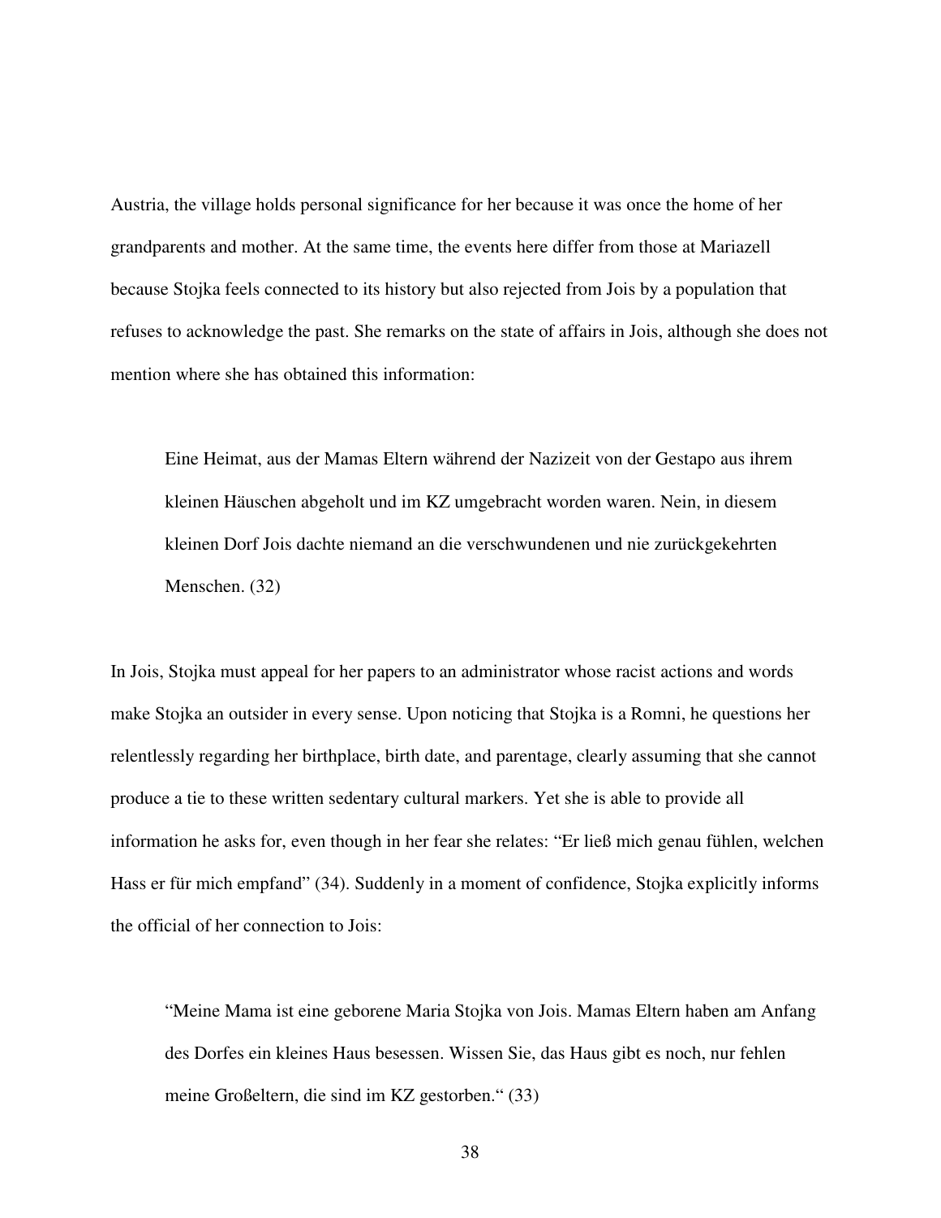Austria, the village holds personal significance for her because it was once the home of her grandparents and mother. At the same time, the events here differ from those at Mariazell because Stojka feels connected to its history but also rejected from Jois by a population that refuses to acknowledge the past. She remarks on the state of affairs in Jois, although she does not mention where she has obtained this information:

> Eine Heimat, aus der Mamas Eltern während der Nazizeit von der Gestapo aus ihrem kleinen Häuschen abgeholt und im KZ umgebracht worden waren. Nein, in diesem kleinen Dorf Jois dachte niemand an die verschwundenen und nie zurückgekehrten Menschen. (32)

In Jois, Stojka must appeal for her papers to an administrator whose racist actions and words make Stojka an outsider in every sense. Upon noticing that Stojka is a Romni, he questions her relentlessly regarding her birthplace, birth date, and parentage, clearly assuming that she cannot produce a tie to these written sedentary cultural markers. Yet she is able to provide all information he asks for, even though in her fear she relates: "Er ließ mich genau fühlen, welchen Hass er für mich empfand" (34). Suddenly in a moment of confidence, Stojka explicitly informs the official of her connection to Jois:

> "Meine Mama ist eine geborene Maria Stojka von Jois. Mamas Eltern haben am Anfang des Dorfes ein kleines Haus besessen. Wissen Sie, das Haus gibt es noch, nur fehlen meine Großeltern, die sind im KZ gestorben." (33)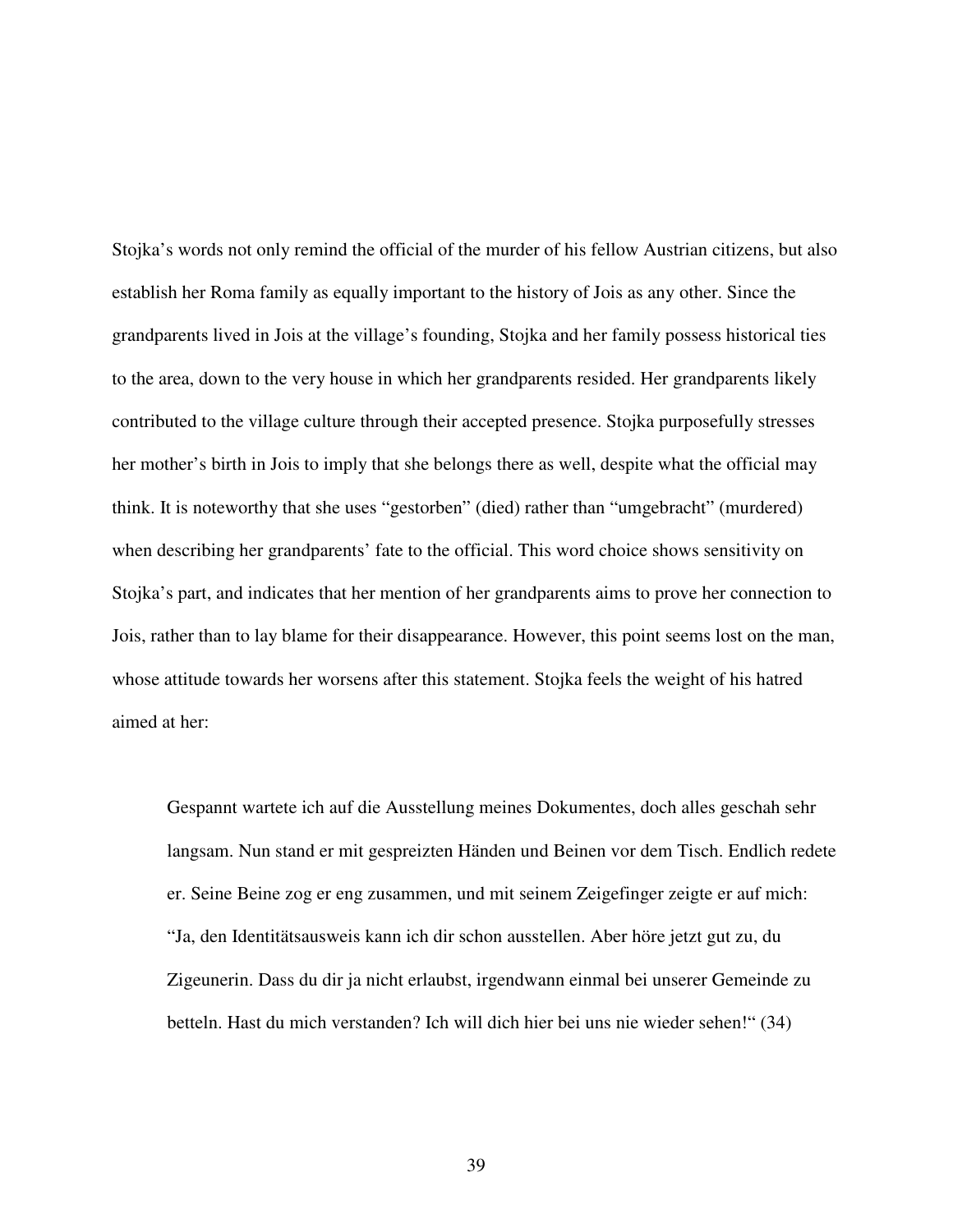Stojka's words not only remind the official of the murder of his fellow Austrian citizens, but also establish her Roma family as equally important to the history of Jois as any other. Since the grandparents lived in Jois at the village's founding, Stojka and her family possess historical ties to the area, down to the very house in which her grandparents resided. Her grandparents likely contributed to the village culture through their accepted presence. Stojka purposefully stresses her mother's birth in Jois to imply that she belongs there as well, despite what the official may think. It is noteworthy that she uses "gestorben" (died) rather than "umgebracht" (murdered) when describing her grandparents' fate to the official. This word choice shows sensitivity on Stojka's part, and indicates that her mention of her grandparents aims to prove her connection to Jois, rather than to lay blame for their disappearance. However, this point seems lost on the man, whose attitude towards her worsens after this statement. Stojka feels the weight of his hatred aimed at her:

> Gespannt wartete ich auf die Ausstellung meines Dokumentes, doch alles geschah sehr langsam. Nun stand er mit gespreizten Händen und Beinen vor dem Tisch. Endlich redete er. Seine Beine zog er eng zusammen, und mit seinem Zeigefinger zeigte er auf mich: "Ja, den Identitätsausweis kann ich dir schon ausstellen. Aber höre jetzt gut zu, du Zigeunerin. Dass du dir ja nicht erlaubst, irgendwann einmal bei unserer Gemeinde zu betteln. Hast du mich verstanden? Ich will dich hier bei uns nie wieder sehen!" (34)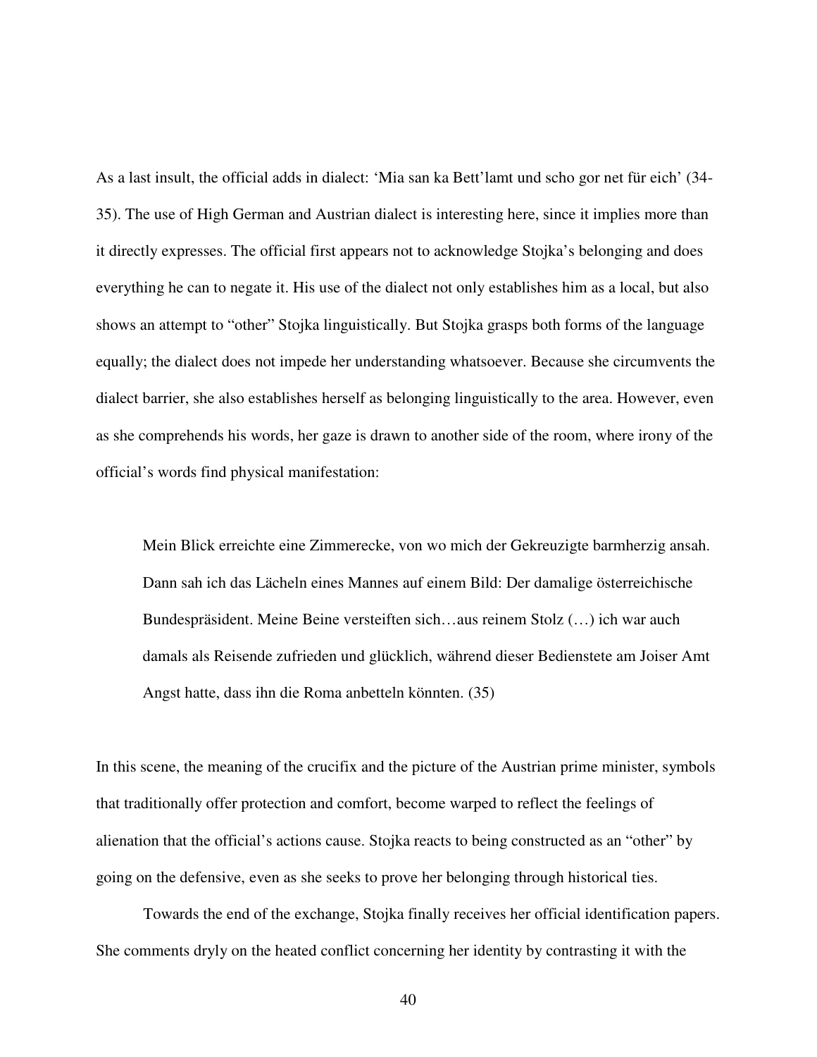As a last insult, the official adds in dialect: 'Mia san ka Bett'lamt und scho gor net für eich' (34-35). The use of High German and Austrian dialect is interesting here, since it implies more than it directly expresses. The official first appears not to acknowledge Stojka's belonging and does everything he can to negate it. His use of the dialect not only establishes him as a local, but also shows an attempt to "other" Stojka linguistically. But Stojka grasps both forms of the language equally; the dialect does not impede her understanding whatsoever. Because she circumvents the dialect barrier, she also establishes herself as belonging linguistically to the area. However, even as she comprehends his words, her gaze is drawn to another side of the room, where irony of the official's words find physical manifestation:

> Mein Blick erreichte eine Zimmerecke, von wo mich der Gekreuzigte barmherzig ansah. Dann sah ich das Lächeln eines Mannes auf einem Bild: Der damalige österreichische Bundespräsident. Meine Beine versteiften sich…aus reinem Stolz (…) ich war auch damals als Reisende zufrieden und glücklich, während dieser Bedienstete am Joiser Amt Angst hatte, dass ihn die Roma anbetteln könnten. (35)

In this scene, the meaning of the crucifix and the picture of the Austrian prime minister, symbols that traditionally offer protection and comfort, become warped to reflect the feelings of alienation that the official's actions cause. Stojka reacts to being constructed as an "other" by going on the defensive, even as she seeks to prove her belonging through historical ties.

Towards the end of the exchange, Stojka finally receives her official identification papers. She comments dryly on the heated conflict concerning her identity by contrasting it with the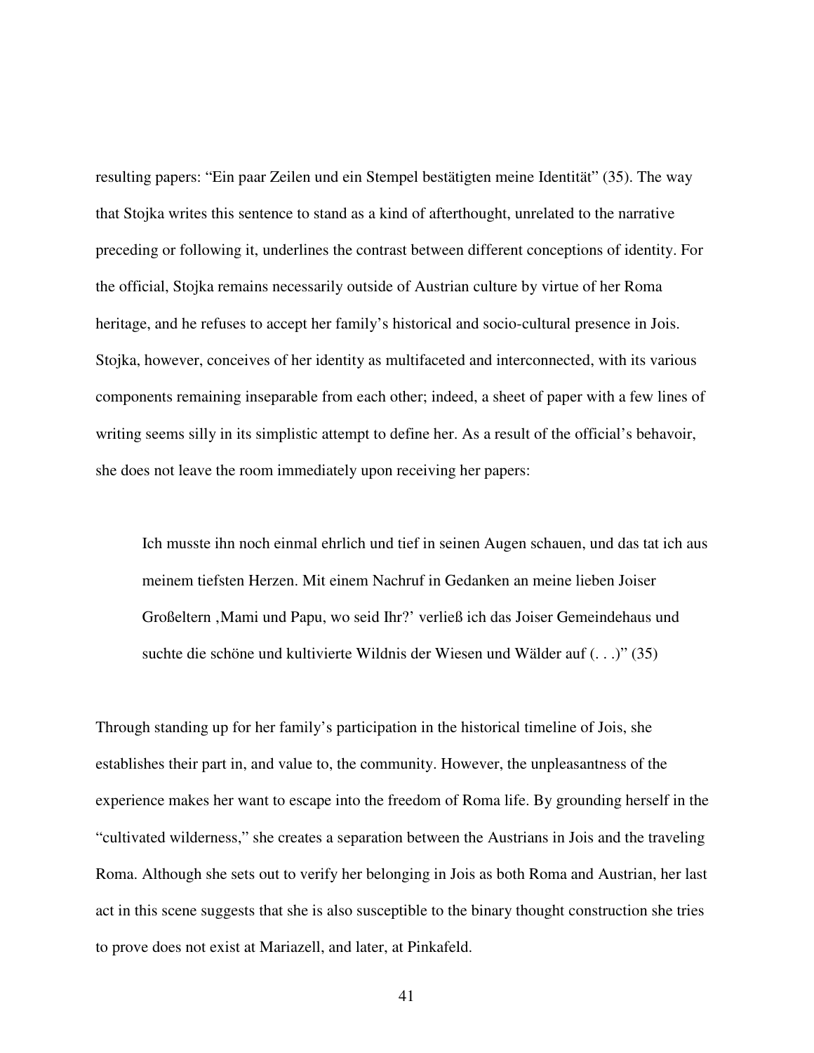resulting papers: "Ein paar Zeilen und ein Stempel bestätigten meine Identität" (35). The way that Stojka writes this sentence to stand as a kind of afterthought, unrelated to the narrative preceding or following it, underlines the contrast between different conceptions of identity. For the official, Stojka remains necessarily outside of Austrian culture by virtue of her Roma heritage, and he refuses to accept her family's historical and socio-cultural presence in Jois. Stojka, however, conceives of her identity as multifaceted and interconnected, with its various components remaining inseparable from each other; indeed, a sheet of paper with a few lines of writing seems silly in its simplistic attempt to define her. As a result of the official's behavoir, she does not leave the room immediately upon receiving her papers:

> Ich musste ihn noch einmal ehrlich und tief in seinen Augen schauen, und das tat ich aus meinem tiefsten Herzen. Mit einem Nachruf in Gedanken an meine lieben Joiser Großeltern ‚Mami und Papu, wo seid Ihr?' verließ ich das Joiser Gemeindehaus und suchte die schöne und kultivierte Wildnis der Wiesen und Wälder auf (. . .)" (35)

Through standing up for her family's participation in the historical timeline of Jois, she establishes their part in, and value to, the community. However, the unpleasantness of the experience makes her want to escape into the freedom of Roma life. By grounding herself in the "cultivated wilderness," she creates a separation between the Austrians in Jois and the traveling Roma. Although she sets out to verify her belonging in Jois as both Roma and Austrian, her last act in this scene suggests that she is also susceptible to the binary thought construction she tries to prove does not exist at Mariazell, and later, at Pinkafeld.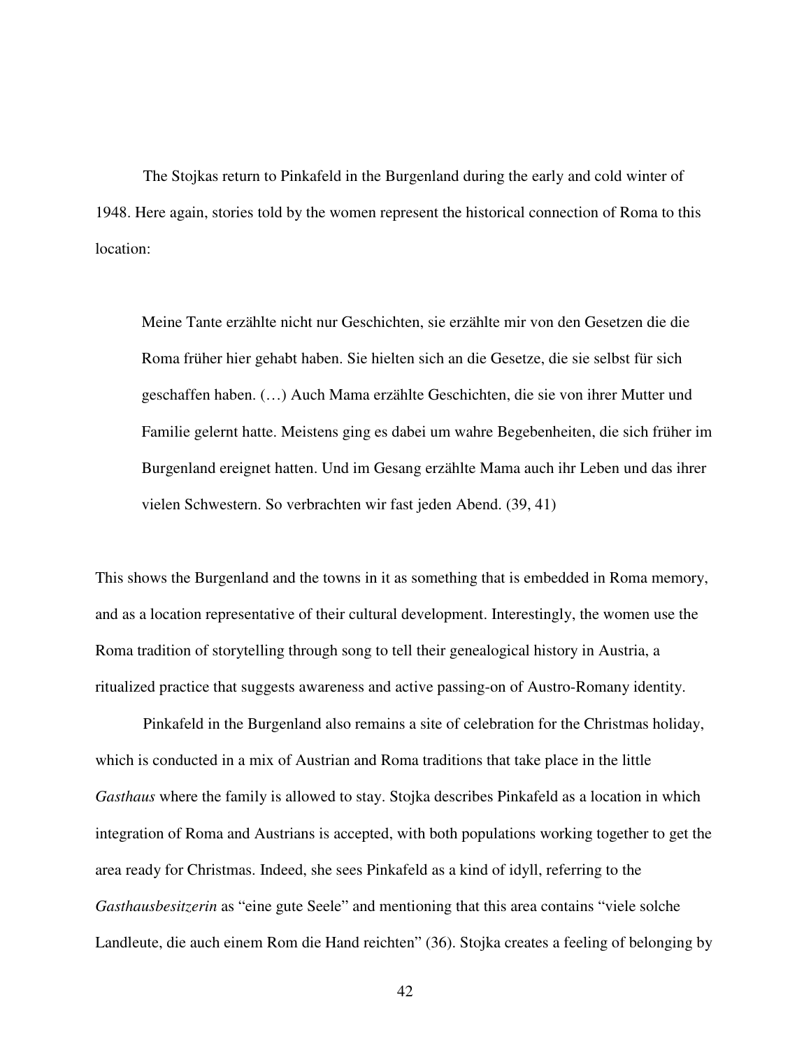The Stojkas return to Pinkafeld in the Burgenland during the early and cold winter of 1948. Here again, stories told by the women represent the historical connection of Roma to this location:

> Meine Tante erzählte nicht nur Geschichten, sie erzählte mir von den Gesetzen die die Roma früher hier gehabt haben. Sie hielten sich an die Gesetze, die sie selbst für sich geschaffen haben. (…) Auch Mama erzählte Geschichten, die sie von ihrer Mutter und Familie gelernt hatte. Meistens ging es dabei um wahre Begebenheiten, die sich früher im Burgenland ereignet hatten. Und im Gesang erzählte Mama auch ihr Leben und das ihrer vielen Schwestern. So verbrachten wir fast jeden Abend. (39, 41)

This shows the Burgenland and the towns in it as something that is embedded in Roma memory, and as a location representative of their cultural development. Interestingly, the women use the Roma tradition of storytelling through song to tell their genealogical history in Austria, a ritualized practice that suggests awareness and active passing-on of Austro-Romany identity.

Pinkafeld in the Burgenland also remains a site of celebration for the Christmas holiday, which is conducted in a mix of Austrian and Roma traditions that take place in the little *Gasthaus* where the family is allowed to stay. Stojka describes Pinkafeld as a location in which integration of Roma and Austrians is accepted, with both populations working together to get the area ready for Christmas. Indeed, she sees Pinkafeld as a kind of idyll, referring to the *Gasthausbesitzerin* as "eine gute Seele" and mentioning that this area contains "viele solche Landleute, die auch einem Rom die Hand reichten" (36). Stojka creates a feeling of belonging by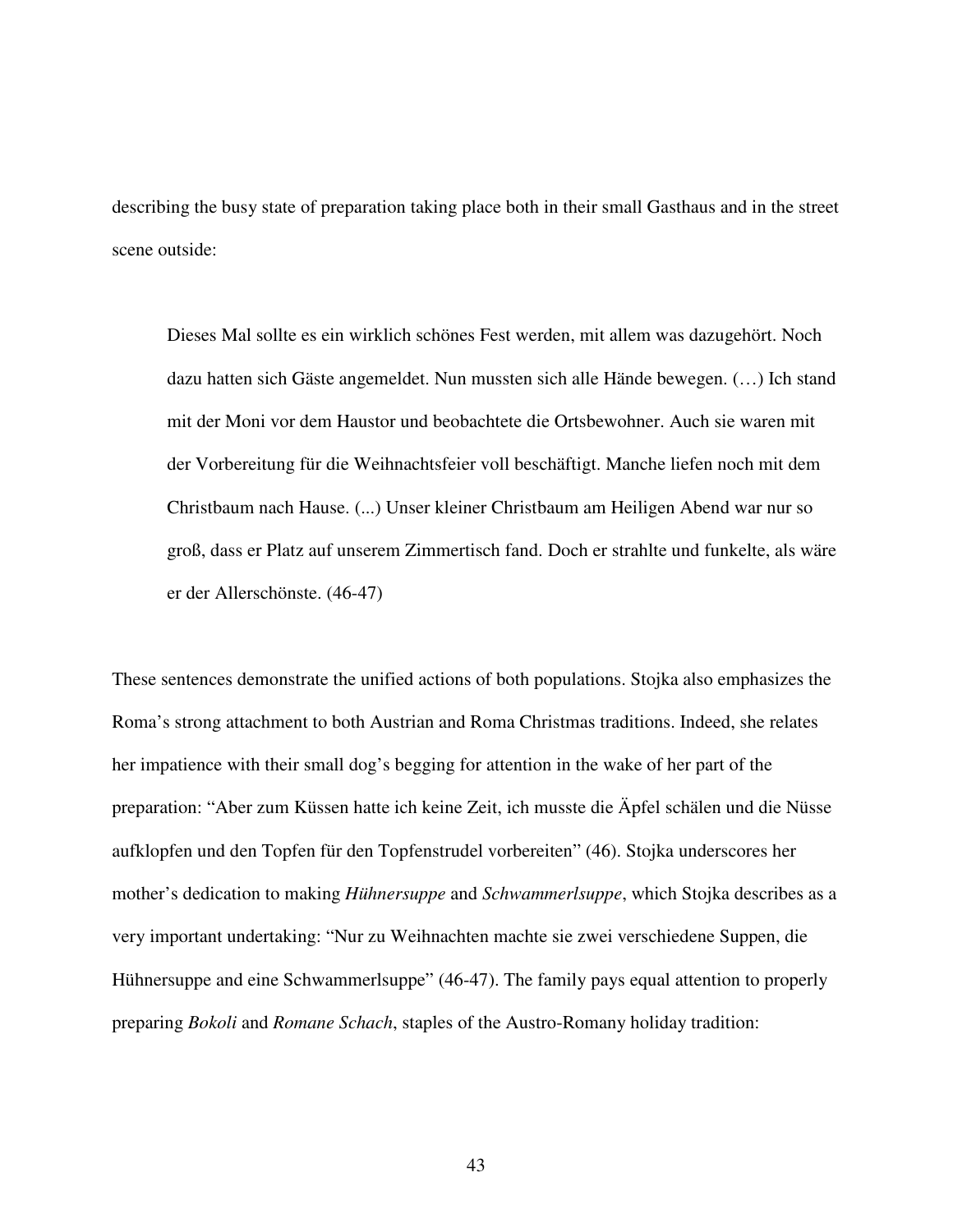describing the busy state of preparation taking place both in their small Gasthaus and in the street scene outside:

> Dieses Mal sollte es ein wirklich schönes Fest werden, mit allem was dazugehört. Noch dazu hatten sich Gäste angemeldet. Nun mussten sich alle Hände bewegen. (…) Ich stand mit der Moni vor dem Haustor und beobachtete die Ortsbewohner. Auch sie waren mit der Vorbereitung für die Weihnachtsfeier voll beschäftigt. Manche liefen noch mit dem Christbaum nach Hause. (...) Unser kleiner Christbaum am Heiligen Abend war nur so groß, dass er Platz auf unserem Zimmertisch fand. Doch er strahlte und funkelte, als wäre er der Allerschönste. (46-47)

These sentences demonstrate the unified actions of both populations. Stojka also emphasizes the Roma's strong attachment to both Austrian and Roma Christmas traditions. Indeed, she relates her impatience with their small dog's begging for attention in the wake of her part of the preparation: "Aber zum Küssen hatte ich keine Zeit, ich musste die Äpfel schälen und die Nüsse aufklopfen und den Topfen für den Topfenstrudel vorbereiten" (46). Stojka underscores her mother's dedication to making *Hühnersuppe* and *Schwammerlsuppe*, which Stojka describes as a very important undertaking: "Nur zu Weihnachten machte sie zwei verschiedene Suppen, die Hühnersuppe and eine Schwammerlsuppe" (46-47). The family pays equal attention to properly preparing *Bokoli* and *Romane Schach*, staples of the Austro-Romany holiday tradition: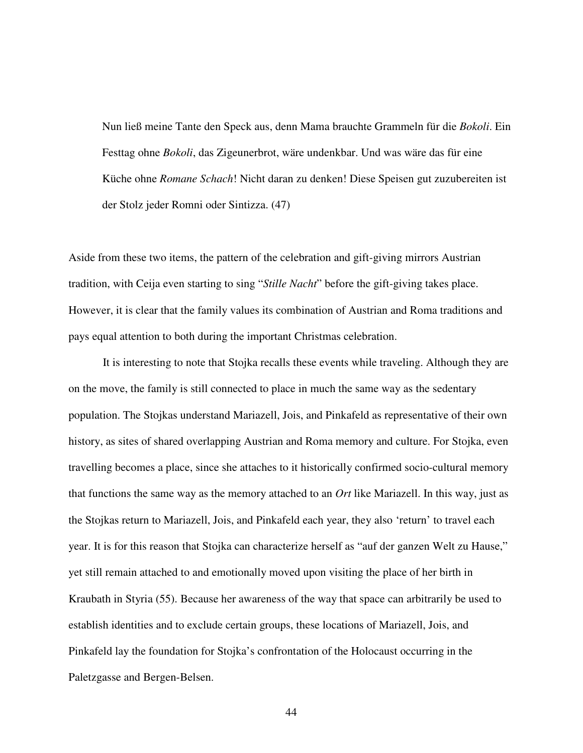> Nun ließ meine Tante den Speck aus, denn Mama brauchte Grammeln für die *Bokoli*. Ein Festtag ohne *Bokoli*, das Zigeunerbrot, wäre undenkbar. Und was wäre das für eine Küche ohne *Romane Schach*! Nicht daran zu denken! Diese Speisen gut zuzubereiten ist der Stolz jeder Romni oder Sintizza. (47)

Aside from these two items, the pattern of the celebration and gift-giving mirrors Austrian tradition, with Ceija even starting to sing "*Stille Nacht*" before the gift-giving takes place. However, it is clear that the family values its combination of Austrian and Roma traditions and pays equal attention to both during the important Christmas celebration.

It is interesting to note that Stojka recalls these events while traveling. Although they are on the move, the family is still connected to place in much the same way as the sedentary population. The Stojkas understand Mariazell, Jois, and Pinkafeld as representative of their own history, as sites of shared overlapping Austrian and Roma memory and culture. For Stojka, even travelling becomes a place, since she attaches to it historically confirmed socio-cultural memory that functions the same way as the memory attached to an *Ort* like Mariazell. In this way, just as the Stojkas return to Mariazell, Jois, and Pinkafeld each year, they also 'return' to travel each year. It is for this reason that Stojka can characterize herself as "auf der ganzen Welt zu Hause," yet still remain attached to and emotionally moved upon visiting the place of her birth in Kraubath in Styria (55). Because her awareness of the way that space can arbitrarily be used to establish identities and to exclude certain groups, these locations of Mariazell, Jois, and Pinkafeld lay the foundation for Stojka's confrontation of the Holocaust occurring in the Paletzgasse and Bergen-Belsen.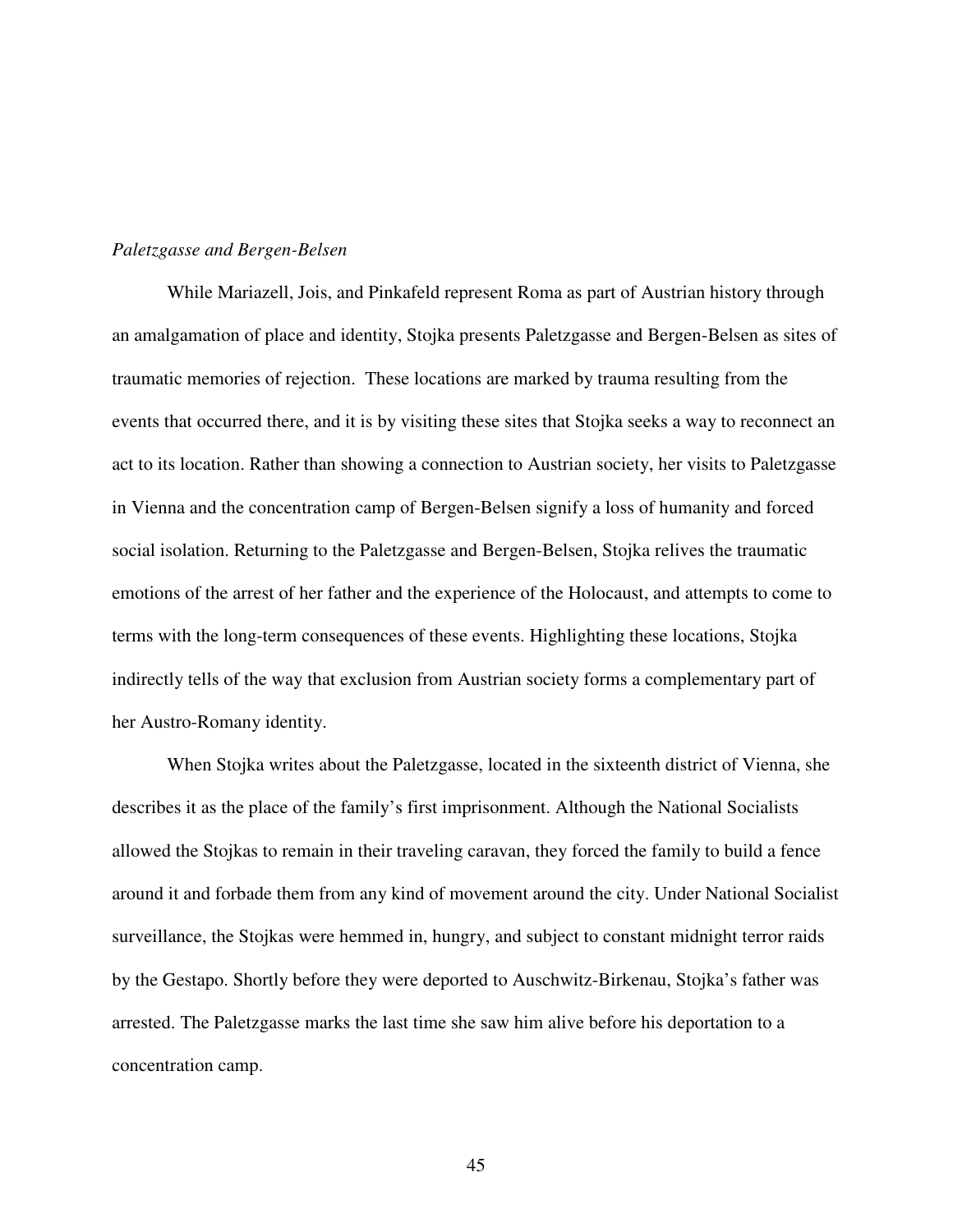*Paletzgasse and Bergen-Belsen*

While Mariazell, Jois, and Pinkafeld represent Roma as part of Austrian history through an amalgamation of place and identity, Stojka presents Paletzgasse and Bergen-Belsen as sites of traumatic memories of rejection. These locations are marked by trauma resulting from the events that occurred there, and it is by visiting these sites that Stojka seeks a way to reconnect an act to its location. Rather than showing a connection to Austrian society, her visits to Paletzgasse in Vienna and the concentration camp of Bergen-Belsen signify a loss of humanity and forced social isolation. Returning to the Paletzgasse and Bergen-Belsen, Stojka relives the traumatic emotions of the arrest of her father and the experience of the Holocaust, and attempts to come to terms with the long-term consequences of these events. Highlighting these locations, Stojka indirectly tells of the way that exclusion from Austrian society forms a complementary part of her Austro-Romany identity.

When Stojka writes about the Paletzgasse, located in the sixteenth district of Vienna, she describes it as the place of the family's first imprisonment. Although the National Socialists allowed the Stojkas to remain in their traveling caravan, they forced the family to build a fence around it and forbade them from any kind of movement around the city. Under National Socialist surveillance, the Stojkas were hemmed in, hungry, and subject to constant midnight terror raids by the Gestapo. Shortly before they were deported to Auschwitz-Birkenau, Stojka's father was arrested. The Paletzgasse marks the last time she saw him alive before his deportation to a concentration camp.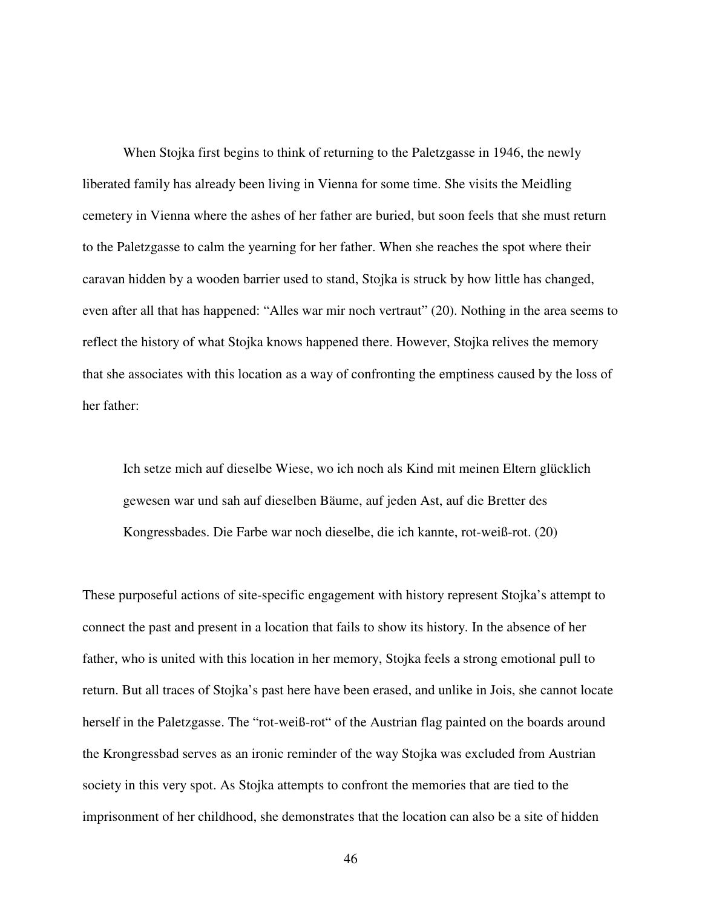When Stojka first begins to think of returning to the Paletzgasse in 1946, the newly liberated family has already been living in Vienna for some time. She visits the Meidling cemetery in Vienna where the ashes of her father are buried, but soon feels that she must return to the Paletzgasse to calm the yearning for her father. When she reaches the spot where their caravan hidden by a wooden barrier used to stand, Stojka is struck by how little has changed, even after all that has happened: "Alles war mir noch vertraut" (20). Nothing in the area seems to reflect the history of what Stojka knows happened there. However, Stojka relives the memory that she associates with this location as a way of confronting the emptiness caused by the loss of her father:

> Ich setze mich auf dieselbe Wiese, wo ich noch als Kind mit meinen Eltern glücklich gewesen war und sah auf dieselben Bäume, auf jeden Ast, auf die Bretter des Kongressbades. Die Farbe war noch dieselbe, die ich kannte, rot-weiß-rot. (20)

These purposeful actions of site-specific engagement with history represent Stojka's attempt to connect the past and present in a location that fails to show its history. In the absence of her father, who is united with this location in her memory, Stojka feels a strong emotional pull to return. But all traces of Stojka's past here have been erased, and unlike in Jois, she cannot locate herself in the Paletzgasse. The "rot-weiß-rot" of the Austrian flag painted on the boards around the Krongressbad serves as an ironic reminder of the way Stojka was excluded from Austrian society in this very spot. As Stojka attempts to confront the memories that are tied to the imprisonment of her childhood, she demonstrates that the location can also be a site of hidden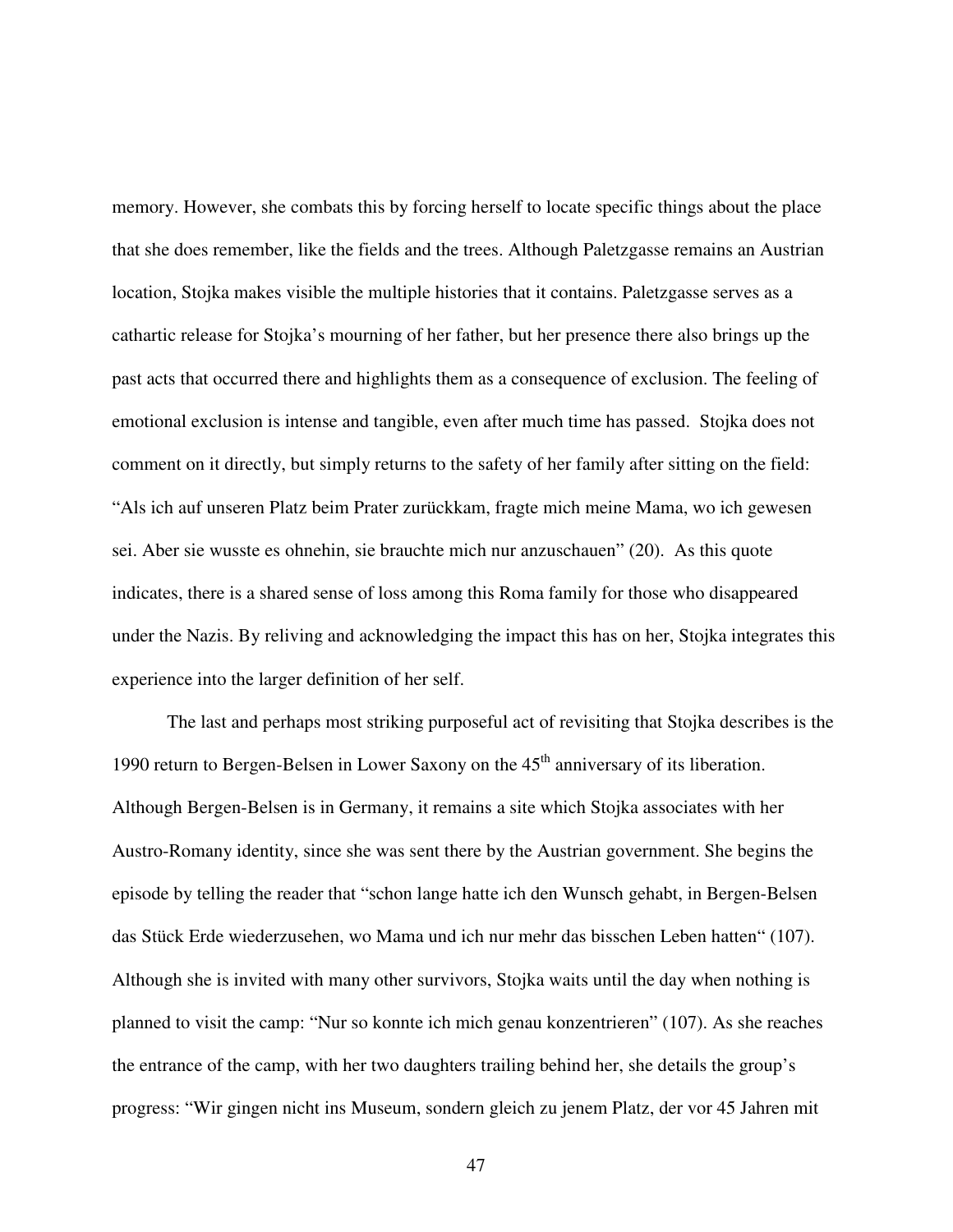memory. However, she combats this by forcing herself to locate specific things about the place that she does remember, like the fields and the trees. Although Paletzgasse remains an Austrian location, Stojka makes visible the multiple histories that it contains. Paletzgasse serves as a cathartic release for Stojka's mourning of her father, but her presence there also brings up the past acts that occurred there and highlights them as a consequence of exclusion. The feeling of emotional exclusion is intense and tangible, even after much time has passed. Stojka does not comment on it directly, but simply returns to the safety of her family after sitting on the field: "Als ich auf unseren Platz beim Prater zurückkam, fragte mich meine Mama, wo ich gewesen sei. Aber sie wusste es ohnehin, sie brauchte mich nur anzuschauen" (20). As this quote indicates, there is a shared sense of loss among this Roma family for those who disappeared under the Nazis. By reliving and acknowledging the impact this has on her, Stojka integrates this experience into the larger definition of her self.

The last and perhaps most striking purposeful act of revisiting that Stojka describes is the 1990 return to Bergen-Belsen in Lower Saxony on the 45th anniversary of its liberation. Although Bergen-Belsen is in Germany, it remains a site which Stojka associates with her Austro-Romany identity, since she was sent there by the Austrian government. She begins the episode by telling the reader that "schon lange hatte ich den Wunsch gehabt, in Bergen-Belsen das Stück Erde wiederzusehen, wo Mama und ich nur mehr das bisschen Leben hatten" (107). Although she is invited with many other survivors, Stojka waits until the day when nothing is planned to visit the camp: "Nur so konnte ich mich genau konzentrieren" (107). As she reaches the entrance of the camp, with her two daughters trailing behind her, she details the group's progress: "Wir gingen nicht ins Museum, sondern gleich zu jenem Platz, der vor 45 Jahren mit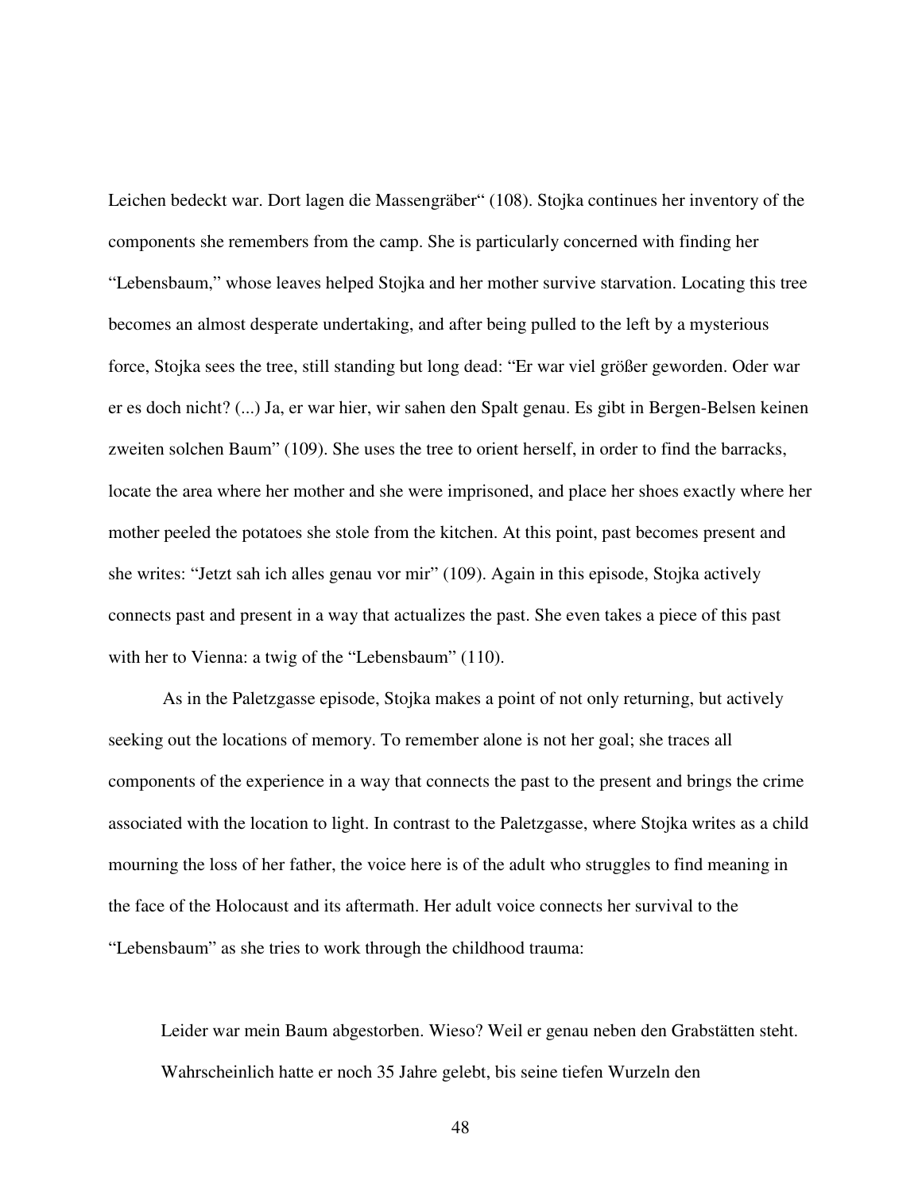Leichen bedeckt war. Dort lagen die Massengräber" (108). Stojka continues her inventory of the components she remembers from the camp. She is particularly concerned with finding her "Lebensbaum," whose leaves helped Stojka and her mother survive starvation. Locating this tree becomes an almost desperate undertaking, and after being pulled to the left by a mysterious force, Stojka sees the tree, still standing but long dead: "Er war viel größer geworden. Oder war er es doch nicht? (...) Ja, er war hier, wir sahen den Spalt genau. Es gibt in Bergen-Belsen keinen zweiten solchen Baum" (109). She uses the tree to orient herself, in order to find the barracks, locate the area where her mother and she were imprisoned, and place her shoes exactly where her mother peeled the potatoes she stole from the kitchen. At this point, past becomes present and she writes: "Jetzt sah ich alles genau vor mir" (109). Again in this episode, Stojka actively connects past and present in a way that actualizes the past. She even takes a piece of this past with her to Vienna: a twig of the "Lebensbaum" (110).

As in the Paletzgasse episode, Stojka makes a point of not only returning, but actively seeking out the locations of memory. To remember alone is not her goal; she traces all components of the experience in a way that connects the past to the present and brings the crime associated with the location to light. In contrast to the Paletzgasse, where Stojka writes as a child mourning the loss of her father, the voice here is of the adult who struggles to find meaning in the face of the Holocaust and its aftermath. Her adult voice connects her survival to the "Lebensbaum" as she tries to work through the childhood trauma:

> Leider war mein Baum abgestorben. Wieso? Weil er genau neben den Grabstätten steht. Wahrscheinlich hatte er noch 35 Jahre gelebt, bis seine tiefen Wurzeln den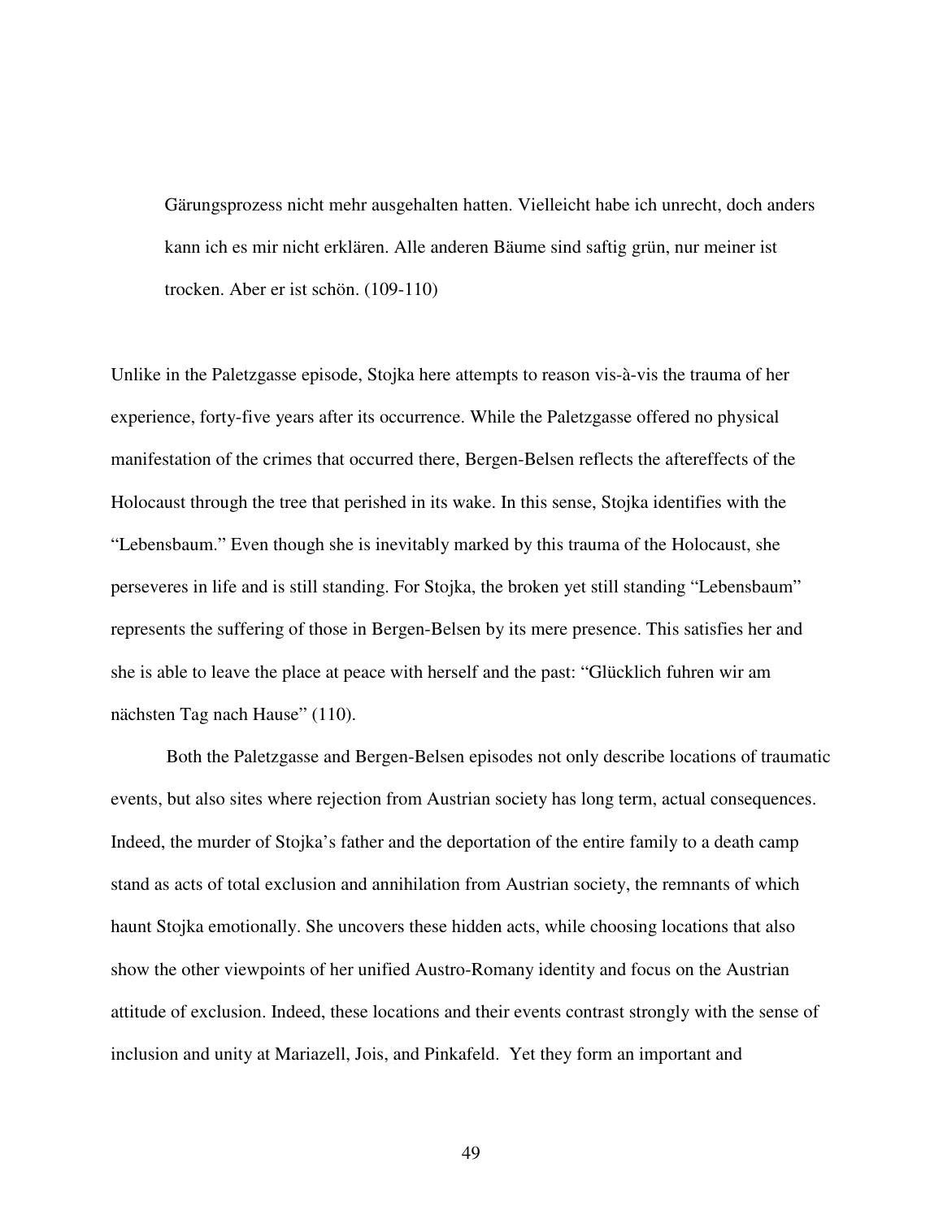> Gärungsprozess nicht mehr ausgehalten hatten. Vielleicht habe ich unrecht, doch anders kann ich es mir nicht erklären. Alle anderen Bäume sind saftig grün, nur meiner ist trocken. Aber er ist schön. (109-110)

Unlike in the Paletzgasse episode, Stojka here attempts to reason vis-à-vis the trauma of her experience, forty-five years after its occurrence. While the Paletzgasse offered no physical manifestation of the crimes that occurred there, Bergen-Belsen reflects the aftereffects of the Holocaust through the tree that perished in its wake. In this sense, Stojka identifies with the "Lebensbaum." Even though she is inevitably marked by this trauma of the Holocaust, she perseveres in life and is still standing. For Stojka, the broken yet still standing "Lebensbaum" represents the suffering of those in Bergen-Belsen by its mere presence. This satisfies her and she is able to leave the place at peace with herself and the past: "Glücklich fuhren wir am nächsten Tag nach Hause" (110).

Both the Paletzgasse and Bergen-Belsen episodes not only describe locations of traumatic events, but also sites where rejection from Austrian society has long term, actual consequences. Indeed, the murder of Stojka's father and the deportation of the entire family to a death camp stand as acts of total exclusion and annihilation from Austrian society, the remnants of which haunt Stojka emotionally. She uncovers these hidden acts, while choosing locations that also show the other viewpoints of her unified Austro-Romany identity and focus on the Austrian attitude of exclusion. Indeed, these locations and their events contrast strongly with the sense of inclusion and unity at Mariazell, Jois, and Pinkafeld. Yet they form an important and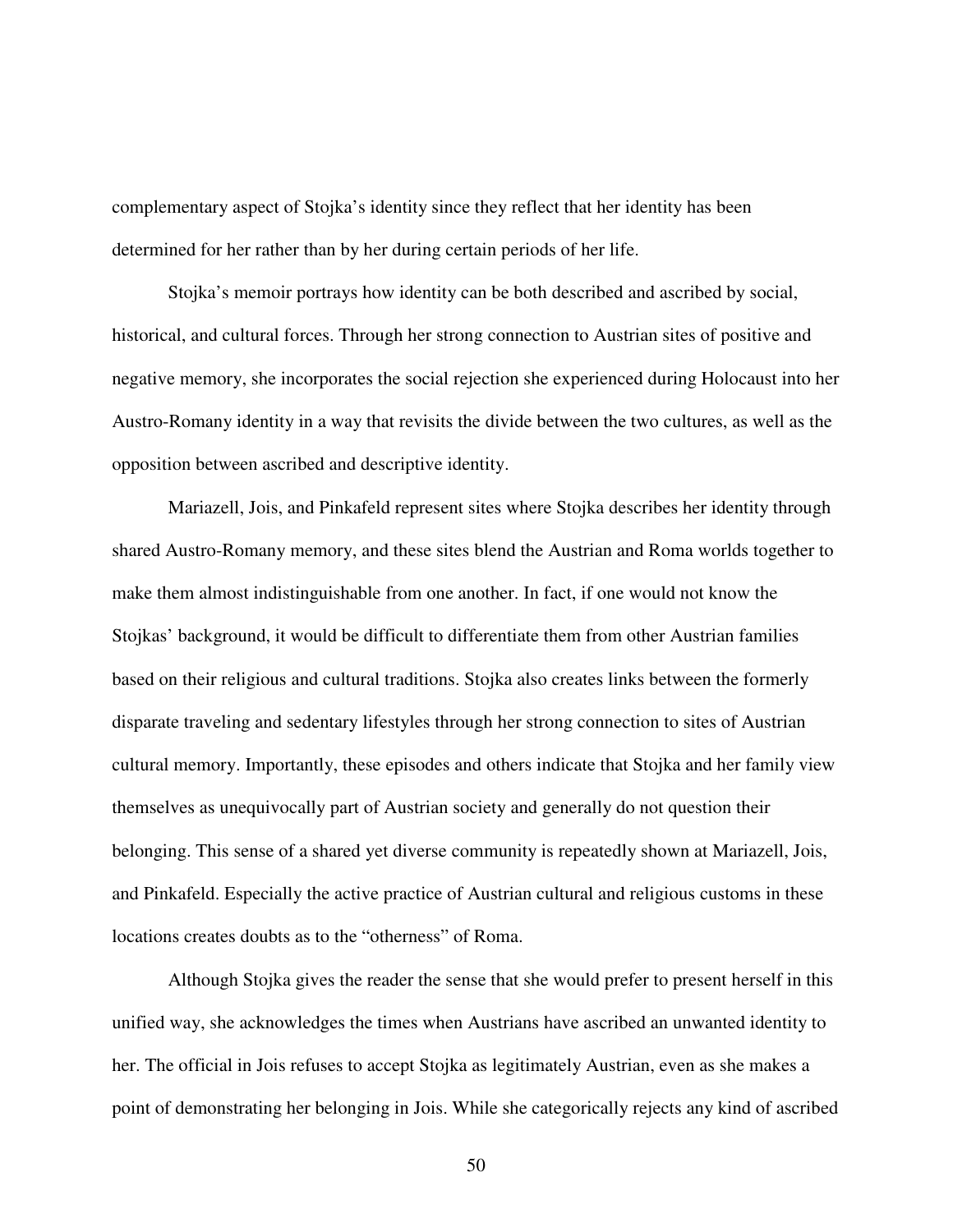complementary aspect of Stojka's identity since they reflect that her identity has been determined for her rather than by her during certain periods of her life.

Stojka's memoir portrays how identity can be both described and ascribed by social, historical, and cultural forces. Through her strong connection to Austrian sites of positive and negative memory, she incorporates the social rejection she experienced during Holocaust into her Austro-Romany identity in a way that revisits the divide between the two cultures, as well as the opposition between ascribed and descriptive identity.

Mariazell, Jois, and Pinkafeld represent sites where Stojka describes her identity through shared Austro-Romany memory, and these sites blend the Austrian and Roma worlds together to make them almost indistinguishable from one another. In fact, if one would not know the Stojkas' background, it would be difficult to differentiate them from other Austrian families based on their religious and cultural traditions. Stojka also creates links between the formerly disparate traveling and sedentary lifestyles through her strong connection to sites of Austrian cultural memory. Importantly, these episodes and others indicate that Stojka and her family view themselves as unequivocally part of Austrian society and generally do not question their belonging. This sense of a shared yet diverse community is repeatedly shown at Mariazell, Jois, and Pinkafeld. Especially the active practice of Austrian cultural and religious customs in these locations creates doubts as to the "otherness" of Roma.

Although Stojka gives the reader the sense that she would prefer to present herself in this unified way, she acknowledges the times when Austrians have ascribed an unwanted identity to her. The official in Jois refuses to accept Stojka as legitimately Austrian, even as she makes a point of demonstrating her belonging in Jois. While she categorically rejects any kind of ascribed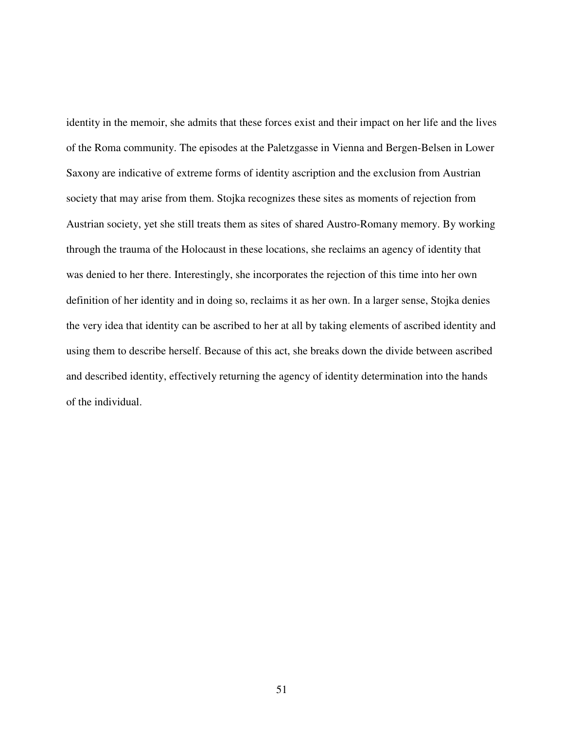identity in the memoir, she admits that these forces exist and their impact on her life and the lives of the Roma community. The episodes at the Paletzgasse in Vienna and Bergen-Belsen in Lower Saxony are indicative of extreme forms of identity ascription and the exclusion from Austrian society that may arise from them. Stojka recognizes these sites as moments of rejection from Austrian society, yet she still treats them as sites of shared Austro-Romany memory. By working through the trauma of the Holocaust in these locations, she reclaims an agency of identity that was denied to her there. Interestingly, she incorporates the rejection of this time into her own definition of her identity and in doing so, reclaims it as her own. In a larger sense, Stojka denies the very idea that identity can be ascribed to her at all by taking elements of ascribed identity and using them to describe herself. Because of this act, she breaks down the divide between ascribed and described identity, effectively returning the agency of identity determination into the hands of the individual.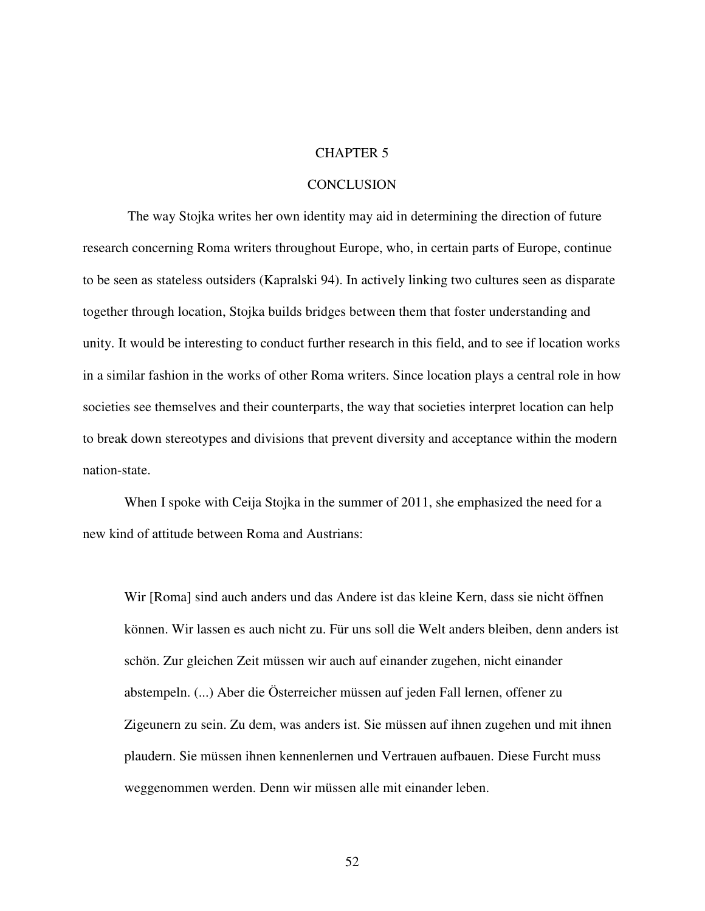# CHAPTER 5

# CONCLUSION

The way Stojka writes her own identity may aid in determining the direction of future research concerning Roma writers throughout Europe, who, in certain parts of Europe, continue to be seen as stateless outsiders (Kapralski 94). In actively linking two cultures seen as disparate together through location, Stojka builds bridges between them that foster understanding and unity. It would be interesting to conduct further research in this field, and to see if location works in a similar fashion in the works of other Roma writers. Since location plays a central role in how societies see themselves and their counterparts, the way that societies interpret location can help to break down stereotypes and divisions that prevent diversity and acceptance within the modern nation-state.

When I spoke with Ceija Stojka in the summer of 2011, she emphasized the need for a new kind of attitude between Roma and Austrians:

> Wir [Roma] sind auch anders und das Andere ist das kleine Kern, dass sie nicht öffnen können. Wir lassen es auch nicht zu. Für uns soll die Welt anders bleiben, denn anders ist schön. Zur gleichen Zeit müssen wir auch auf einander zugehen, nicht einander abstempeln. (...) Aber die Österreicher müssen auf jeden Fall lernen, offener zu Zigeunern zu sein. Zu dem, was anders ist. Sie müssen auf ihnen zugehen und mit ihnen plaudern. Sie müssen ihnen kennenlernen und Vertrauen aufbauen. Diese Furcht muss weggenommen werden. Denn wir müssen alle mit einander leben.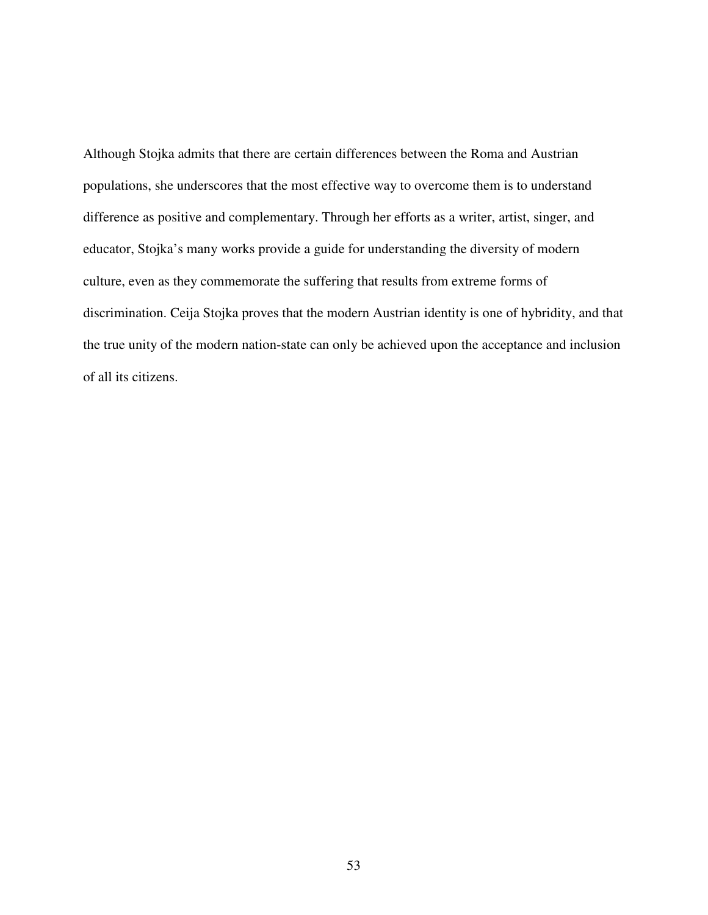Although Stojka admits that there are certain differences between the Roma and Austrian populations, she underscores that the most effective way to overcome them is to understand difference as positive and complementary. Through her efforts as a writer, artist, singer, and educator, Stojka's many works provide a guide for understanding the diversity of modern culture, even as they commemorate the suffering that results from extreme forms of discrimination. Ceija Stojka proves that the modern Austrian identity is one of hybridity, and that the true unity of the modern nation-state can only be achieved upon the acceptance and inclusion of all its citizens.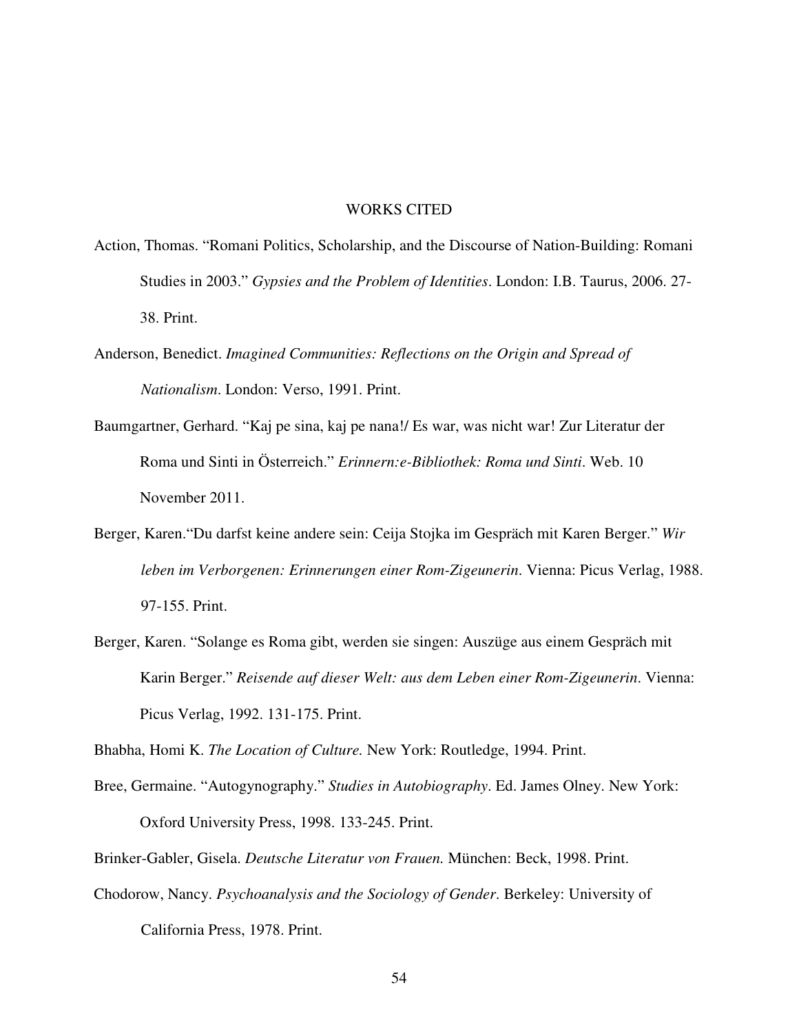# WORKS CITED

Action, Thomas. "Romani Politics, Scholarship, and the Discourse of Nation-Building: Romani Studies in 2003." *Gypsies and the Problem of Identities*. London: I.B. Taurus, 2006. 27-38. Print.

Anderson, Benedict. *Imagined Communities: Reflections on the Origin and Spread of Nationalism*. London: Verso, 1991. Print.

Baumgartner, Gerhard. "Kaj pe sina, kaj pe nana!/ Es war, was nicht war! Zur Literatur der Roma und Sinti in Österreich." *Erinnern:e-Bibliothek: Roma und Sinti*. Web. 10 November 2011.

Berger, Karen."Du darfst keine andere sein: Ceija Stojka im Gespräch mit Karen Berger." *Wir leben im Verborgenen: Erinnerungen einer Rom-Zigeunerin*. Vienna: Picus Verlag, 1988. 97-155. Print.

Berger, Karen. "Solange es Roma gibt, werden sie singen: Auszüge aus einem Gespräch mit Karin Berger." *Reisende auf dieser Welt: aus dem Leben einer Rom-Zigeunerin*. Vienna: Picus Verlag, 1992. 131-175. Print.

Bhabha, Homi K. *The Location of Culture.* New York: Routledge, 1994. Print.

Bree, Germaine. "Autogynography." *Studies in Autobiography*. Ed. James Olney. New York: Oxford University Press, 1998. 133-245. Print.

Brinker-Gabler, Gisela. *Deutsche Literatur von Frauen.* München: Beck, 1998. Print.

Chodorow, Nancy. *Psychoanalysis and the Sociology of Gender*. Berkeley: University of California Press, 1978. Print.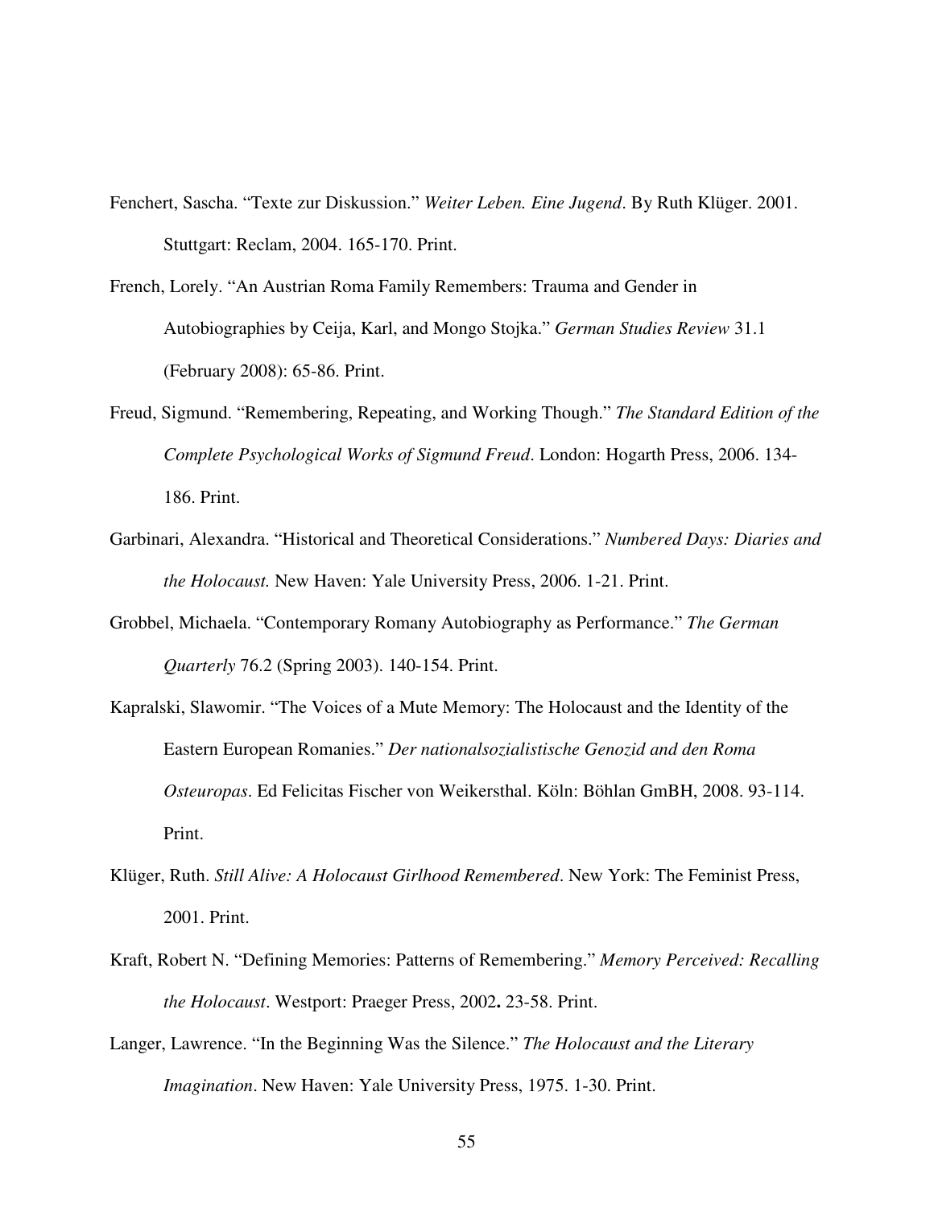Fenchert, Sascha. "Texte zur Diskussion." *Weiter Leben. Eine Jugend*. By Ruth Klüger. 2001. Stuttgart: Reclam, 2004. 165-170. Print.

French, Lorely. "An Austrian Roma Family Remembers: Trauma and Gender in Autobiographies by Ceija, Karl, and Mongo Stojka." *German Studies Review* 31.1 (February 2008): 65-86. Print.

Freud, Sigmund. "Remembering, Repeating, and Working Though." *The Standard Edition of the Complete Psychological Works of Sigmund Freud*. London: Hogarth Press, 2006. 134-186. Print.

Garbinari, Alexandra. "Historical and Theoretical Considerations." *Numbered Days: Diaries and the Holocaust.* New Haven: Yale University Press, 2006. 1-21. Print.

Grobbel, Michaela. "Contemporary Romany Autobiography as Performance." *The German Quarterly* 76.2 (Spring 2003). 140-154. Print.

Kapralski, Slawomir. "The Voices of a Mute Memory: The Holocaust and the Identity of the Eastern European Romanies." *Der nationalsozialistische Genozid and den Roma Osteuropas*. Ed Felicitas Fischer von Weikersthal. Köln: Böhlan GmBH, 2008. 93-114. Print.

Klüger, Ruth. *Still Alive: A Holocaust Girlhood Remembered*. New York: The Feminist Press, 2001. Print.

Kraft, Robert N. "Defining Memories: Patterns of Remembering." *Memory Perceived: Recalling the Holocaust*. Westport: Praeger Press, 2002**.** 23-58. Print.

Langer, Lawrence. "In the Beginning Was the Silence." *The Holocaust and the Literary Imagination*. New Haven: Yale University Press, 1975. 1-30. Print.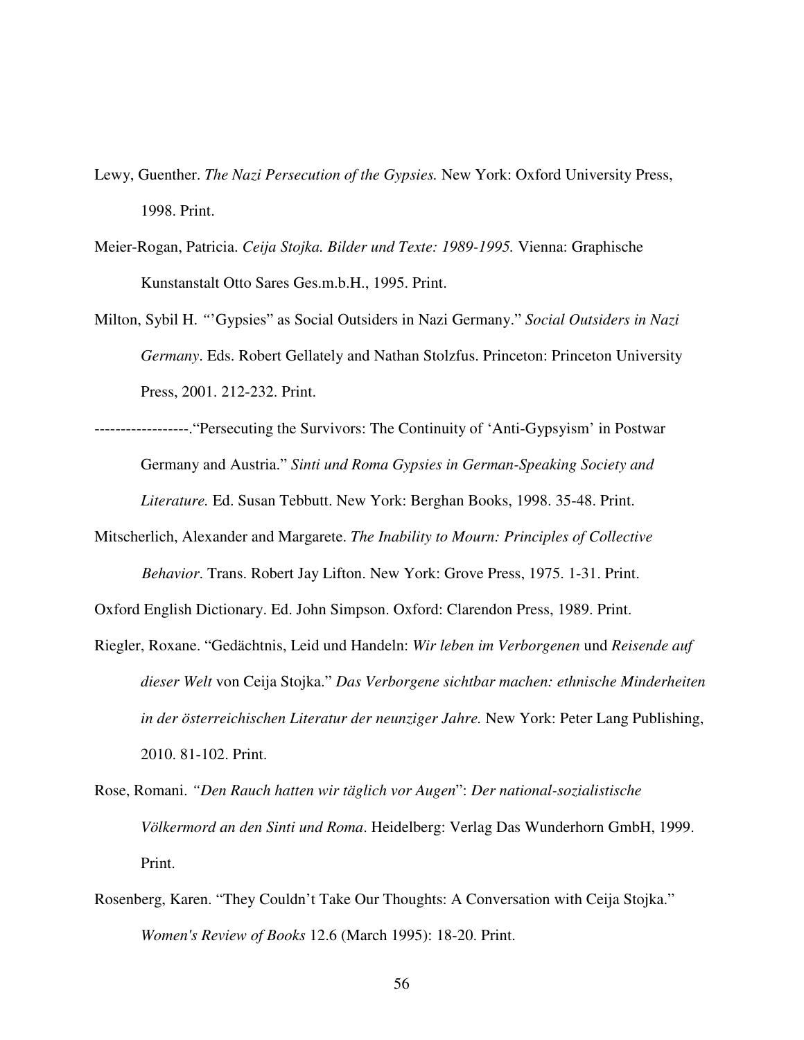Lewy, Guenther. *The Nazi Persecution of the Gypsies.* New York: Oxford University Press, 1998. Print.

Meier-Rogan, Patricia. *Ceija Stojka. Bilder und Texte: 1989-1995.* Vienna: Graphische Kunstanstalt Otto Sares Ges.m.b.H., 1995. Print.

Milton, Sybil H. "'Gypsies" as Social Outsiders in Nazi Germany." *Social Outsiders in Nazi Germany*. Eds. Robert Gellately and Nathan Stolzfus. Princeton: Princeton University Press, 2001. 212-232. Print.

------------------."Persecuting the Survivors: The Continuity of 'Anti-Gypsyism' in Postwar Germany and Austria." *Sinti und Roma Gypsies in German-Speaking Society and Literature.* Ed. Susan Tebbutt. New York: Berghan Books, 1998. 35-48. Print.

Mitscherlich, Alexander and Margarete. *The Inability to Mourn: Principles of Collective Behavior*. Trans. Robert Jay Lifton. New York: Grove Press, 1975. 1-31. Print.

Oxford English Dictionary. Ed. John Simpson. Oxford: Clarendon Press, 1989. Print.

Riegler, Roxane. "Gedächtnis, Leid und Handeln: *Wir leben im Verborgenen* und *Reisende auf dieser Welt* von Ceija Stojka." *Das Verborgene sichtbar machen: ethnische Minderheiten in der österreichischen Literatur der neunziger Jahre.* New York: Peter Lang Publishing, 2010. 81-102. Print.

Rose, Romani. *"Den Rauch hatten wir täglich vor Augen*": *Der national-sozialistische Völkermord an den Sinti und Roma*. Heidelberg: Verlag Das Wunderhorn GmbH, 1999. Print.

Rosenberg, Karen. "They Couldn't Take Our Thoughts: A Conversation with Ceija Stojka." *Women's Review of Books* 12.6 (March 1995): 18-20. Print.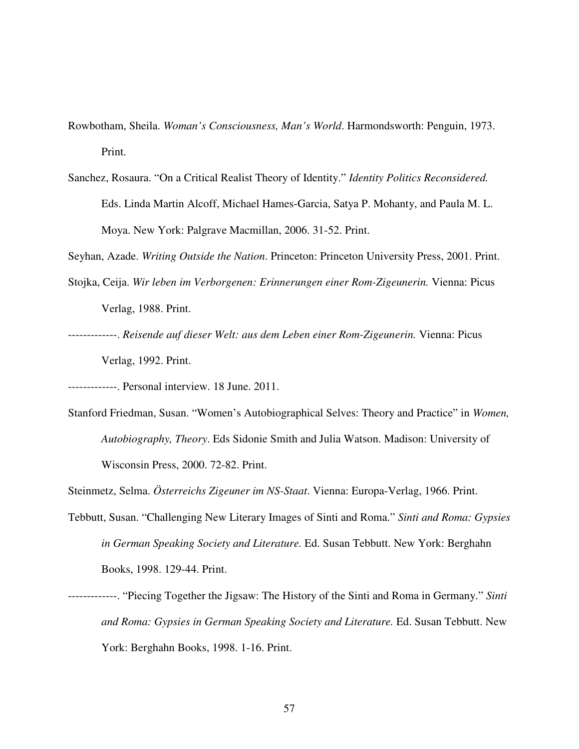Rowbotham, Sheila. *Woman's Consciousness, Man's World*. Harmondsworth: Penguin, 1973. Print.

Sanchez, Rosaura. "On a Critical Realist Theory of Identity." *Identity Politics Reconsidered.* Eds. Linda Martin Alcoff, Michael Hames-Garcia, Satya P. Mohanty, and Paula M. L. Moya. New York: Palgrave Macmillan, 2006. 31-52. Print.

Seyhan, Azade. *Writing Outside the Nation*. Princeton: Princeton University Press, 2001. Print.

Stojka, Ceija. *Wir leben im Verborgenen: Erinnerungen einer Rom-Zigeunerin.* Vienna: Picus Verlag, 1988. Print.

-------------. *Reisende auf dieser Welt: aus dem Leben einer Rom-Zigeunerin.* Vienna: Picus Verlag, 1992. Print.

-------------. Personal interview. 18 June. 2011.

Stanford Friedman, Susan. "Women's Autobiographical Selves: Theory and Practice" in *Women, Autobiography, Theory*. Eds Sidonie Smith and Julia Watson. Madison: University of Wisconsin Press, 2000. 72-82. Print.

Steinmetz, Selma. *Österreichs Zigeuner im NS-Staat*. Vienna: Europa-Verlag, 1966. Print.

Tebbutt, Susan. "Challenging New Literary Images of Sinti and Roma." *Sinti and Roma: Gypsies in German Speaking Society and Literature.* Ed. Susan Tebbutt. New York: Berghahn Books, 1998. 129-44. Print.

-------------. "Piecing Together the Jigsaw: The History of the Sinti and Roma in Germany." *Sinti and Roma: Gypsies in German Speaking Society and Literature.* Ed. Susan Tebbutt. New York: Berghahn Books, 1998. 1-16. Print.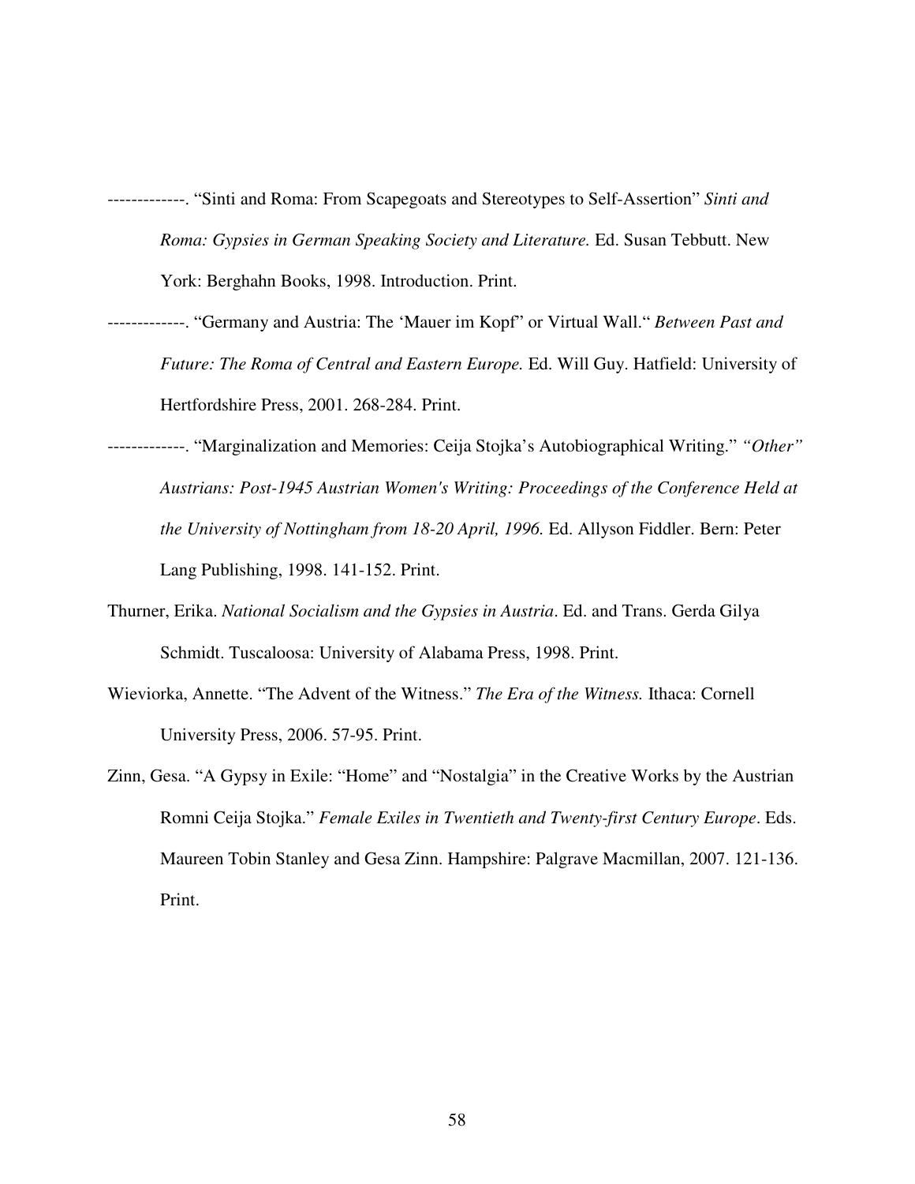-------------. "Sinti and Roma: From Scapegoats and Stereotypes to Self-Assertion" *Sinti and Roma: Gypsies in German Speaking Society and Literature.* Ed. Susan Tebbutt. New York: Berghahn Books, 1998. Introduction. Print.

-------------. "Germany and Austria: The 'Mauer im Kopf" or Virtual Wall." *Between Past and Future: The Roma of Central and Eastern Europe.* Ed. Will Guy. Hatfield: University of Hertfordshire Press, 2001. 268-284. Print.

-------------. "Marginalization and Memories: Ceija Stojka's Autobiographical Writing." *"Other" Austrians: Post-1945 Austrian Women's Writing: Proceedings of the Conference Held at the University of Nottingham from 18-20 April, 1996.* Ed. Allyson Fiddler. Bern: Peter Lang Publishing, 1998. 141-152. Print.

Thurner, Erika. *National Socialism and the Gypsies in Austria*. Ed. and Trans. Gerda Gilya Schmidt. Tuscaloosa: University of Alabama Press, 1998. Print.

Wieviorka, Annette. "The Advent of the Witness." *The Era of the Witness.* Ithaca: Cornell University Press, 2006. 57-95. Print.

Zinn, Gesa. "A Gypsy in Exile: "Home" and "Nostalgia" in the Creative Works by the Austrian Romni Ceija Stojka." *Female Exiles in Twentieth and Twenty-first Century Europe*. Eds. Maureen Tobin Stanley and Gesa Zinn. Hampshire: Palgrave Macmillan, 2007. 121-136. Print.